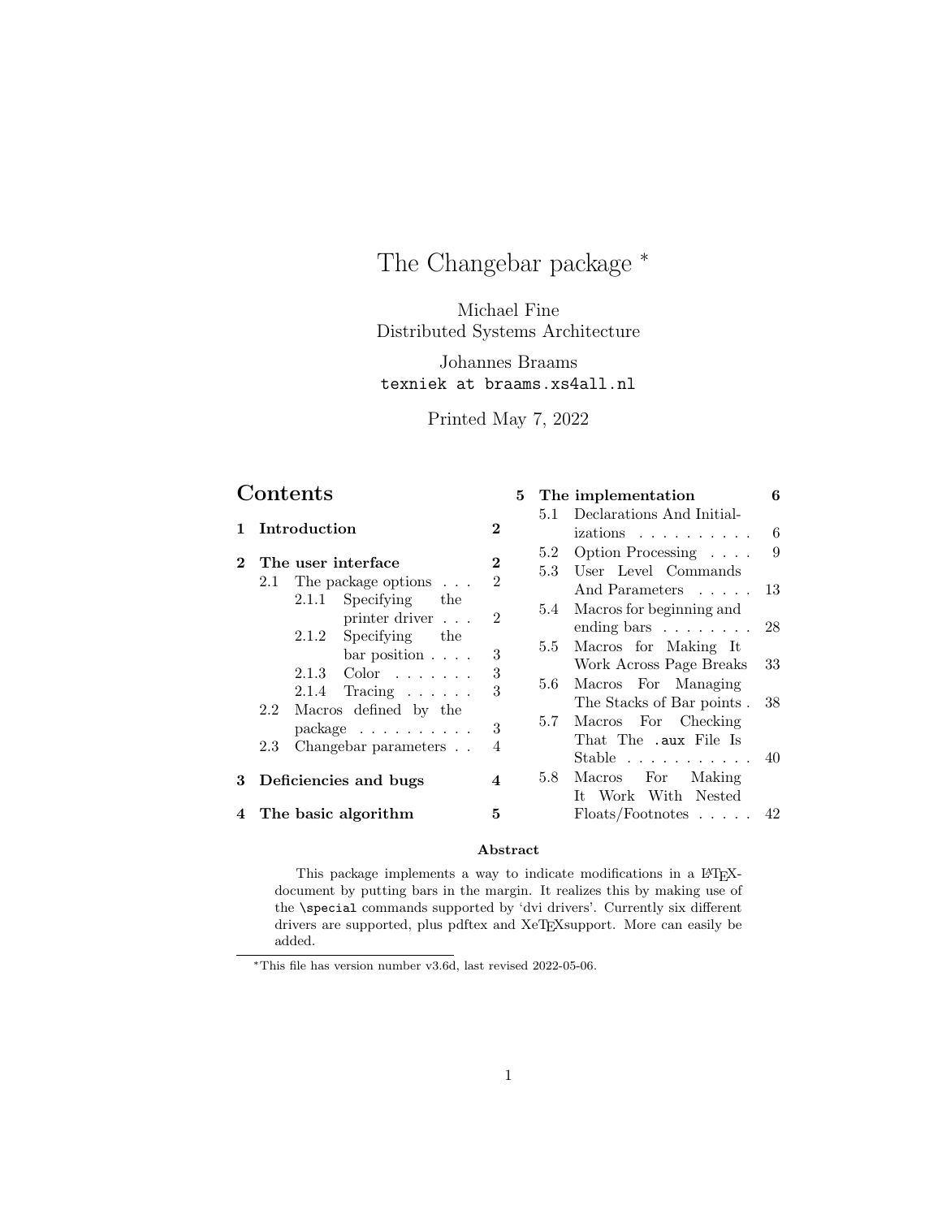# The Changebar package [*]

Michael Fine
Distributed Systems Architecture

Johannes Braams
`texniek at braams.xs4all.nl`

Printed May 7, 2022

## Contents

- **1 Introduction** — **2**
- **2 The user interface** — **2**
  - 2.1 The package options — 2
    - 2.1.1 Specifying the printer driver — 2
    - 2.1.2 Specifying the bar position — 3
    - 2.1.3 Color — 3
    - 2.1.4 Tracing — 3
  - 2.2 Macros defined by the package — 3
  - 2.3 Changebar parameters — 4
- **3 Deficiencies and bugs** — **4**
- **4 The basic algorithm** — **5**
- **5 The implementation** — **6**
  - 5.1 Declarations And Initializations — 6
  - 5.2 Option Processing — 9
  - 5.3 User Level Commands And Parameters — 13
  - 5.4 Macros for beginning and ending bars — 28
  - 5.5 Macros for Making It Work Across Page Breaks — 33
  - 5.6 Macros For Managing The Stacks of Bar points — 38
  - 5.7 Macros For Checking That The `.aux` File Is Stable — 40
  - 5.8 Macros For Making It Work With Nested Floats/Footnotes — 42

**Abstract**

This package implements a way to indicate modifications in a LaTeX-document by putting bars in the margin. It realizes this by making use of the `\special` commands supported by 'dvi drivers'. Currently six different drivers are supported, plus pdftex and XeTeXsupport. More can easily be added.

---

[*] This file has version number v3.6d, last revised 2022-05-06.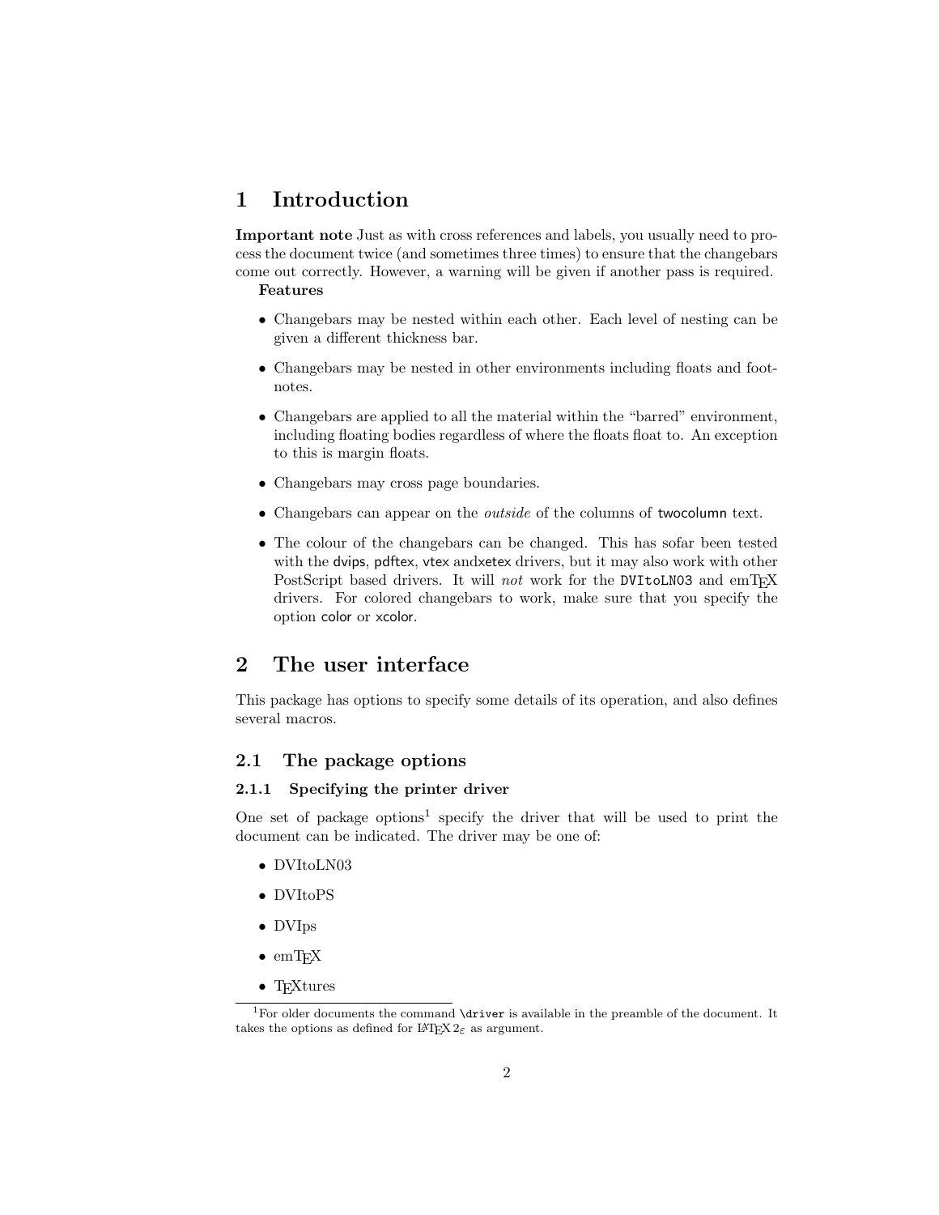# 1 Introduction

**Important note** Just as with cross references and labels, you usually need to process the document twice (and sometimes three times) to ensure that the changebars come out correctly. However, a warning will be given if another pass is required.

**Features**

- Changebars may be nested within each other. Each level of nesting can be given a different thickness bar.
- Changebars may be nested in other environments including floats and footnotes.
- Changebars are applied to all the material within the "barred" environment, including floating bodies regardless of where the floats float to. An exception to this is margin floats.
- Changebars may cross page boundaries.
- Changebars can appear on the *outside* of the columns of twocolumn text.
- The colour of the changebars can be changed. This has sofar been tested with the dvips, pdftex, vtex andxetex drivers, but it may also work with other PostScript based drivers. It will *not* work for the `DVItoLN03` and emTEX drivers. For colored changebars to work, make sure that you specify the option color or xcolor.

# 2 The user interface

This package has options to specify some details of its operation, and also defines several macros.

## 2.1 The package options

### 2.1.1 Specifying the printer driver

One set of package options[1] specify the driver that will be used to print the document can be indicated. The driver may be one of:

- DVItoLN03
- DVItoPS
- DVIps
- emTEX
- TEXtures

[1] For older documents the command `\driver` is available in the preamble of the document. It takes the options as defined for LATEX 2$\varepsilon$ as argument.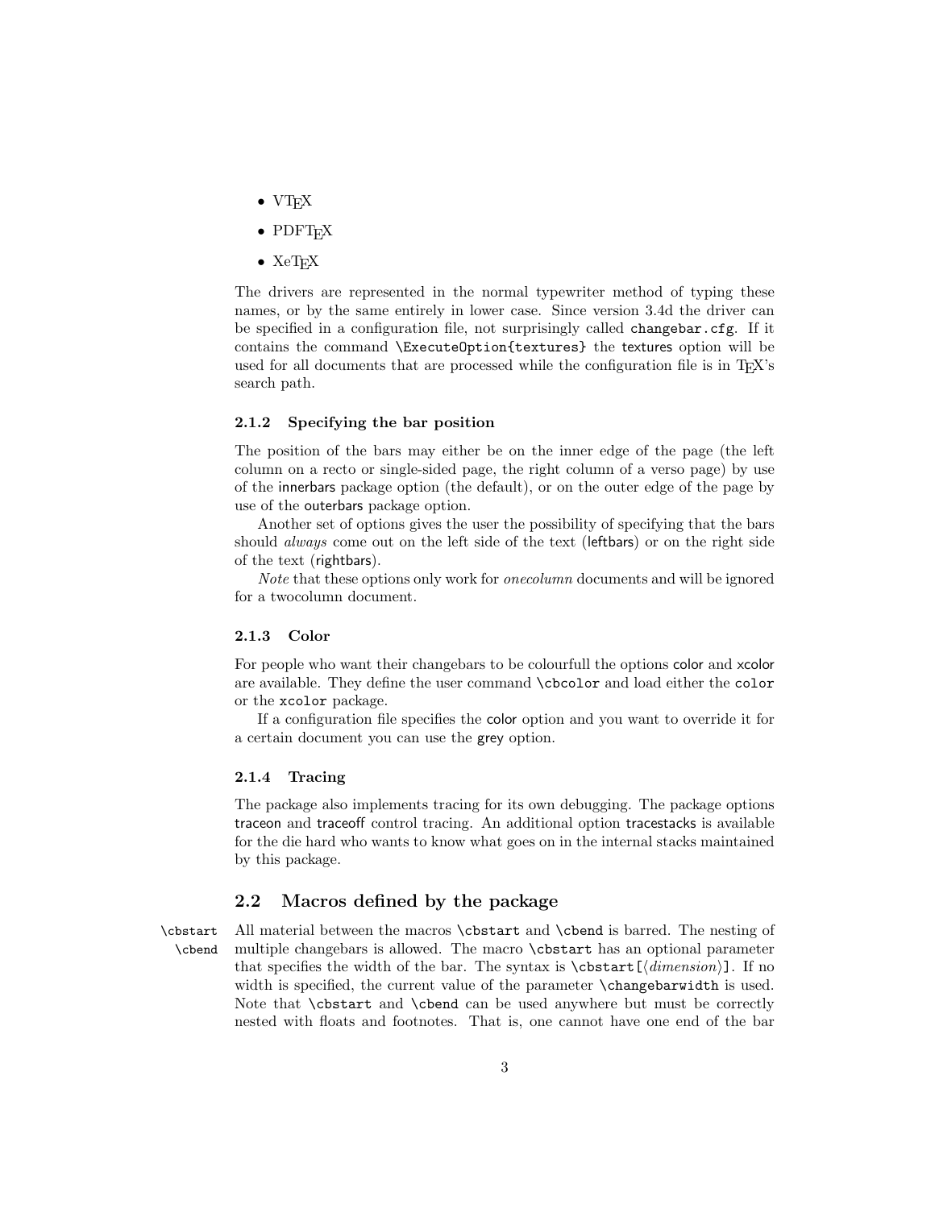- VTEX
- PDFTEX
- XeTEX

The drivers are represented in the normal typewriter method of typing these names, or by the same entirely in lower case. Since version 3.4d the driver can be specified in a configuration file, not surprisingly called `changebar.cfg`. If it contains the command `\ExecuteOption{textures}` the textures option will be used for all documents that are processed while the configuration file is in TEX's search path.

#### 2.1.2 Specifying the bar position

The position of the bars may either be on the inner edge of the page (the left column on a recto or single-sided page, the right column of a verso page) by use of the innerbars package option (the default), or on the outer edge of the page by use of the outerbars package option.

Another set of options gives the user the possibility of specifying that the bars should *always* come out on the left side of the text (leftbars) or on the right side of the text (rightbars).

*Note* that these options only work for *onecolumn* documents and will be ignored for a twocolumn document.

#### 2.1.3 Color

For people who want their changebars to be colourfull the options color and xcolor are available. They define the user command `\cbcolor` and load either the `color` or the `xcolor` package.

If a configuration file specifies the color option and you want to override it for a certain document you can use the grey option.

#### 2.1.4 Tracing

The package also implements tracing for its own debugging. The package options traceon and traceoff control tracing. An additional option tracestacks is available for the die hard who wants to know what goes on in the internal stacks maintained by this package.

### 2.2 Macros defined by the package

`\cbstart` `\cbend`

All material between the macros `\cbstart` and `\cbend` is barred. The nesting of multiple changebars is allowed. The macro `\cbstart` has an optional parameter that specifies the width of the bar. The syntax is `\cbstart[`⟨*dimension*⟩`]`. If no width is specified, the current value of the parameter `\changebarwidth` is used. Note that `\cbstart` and `\cbend` can be used anywhere but must be correctly nested with floats and footnotes. That is, one cannot have one end of the bar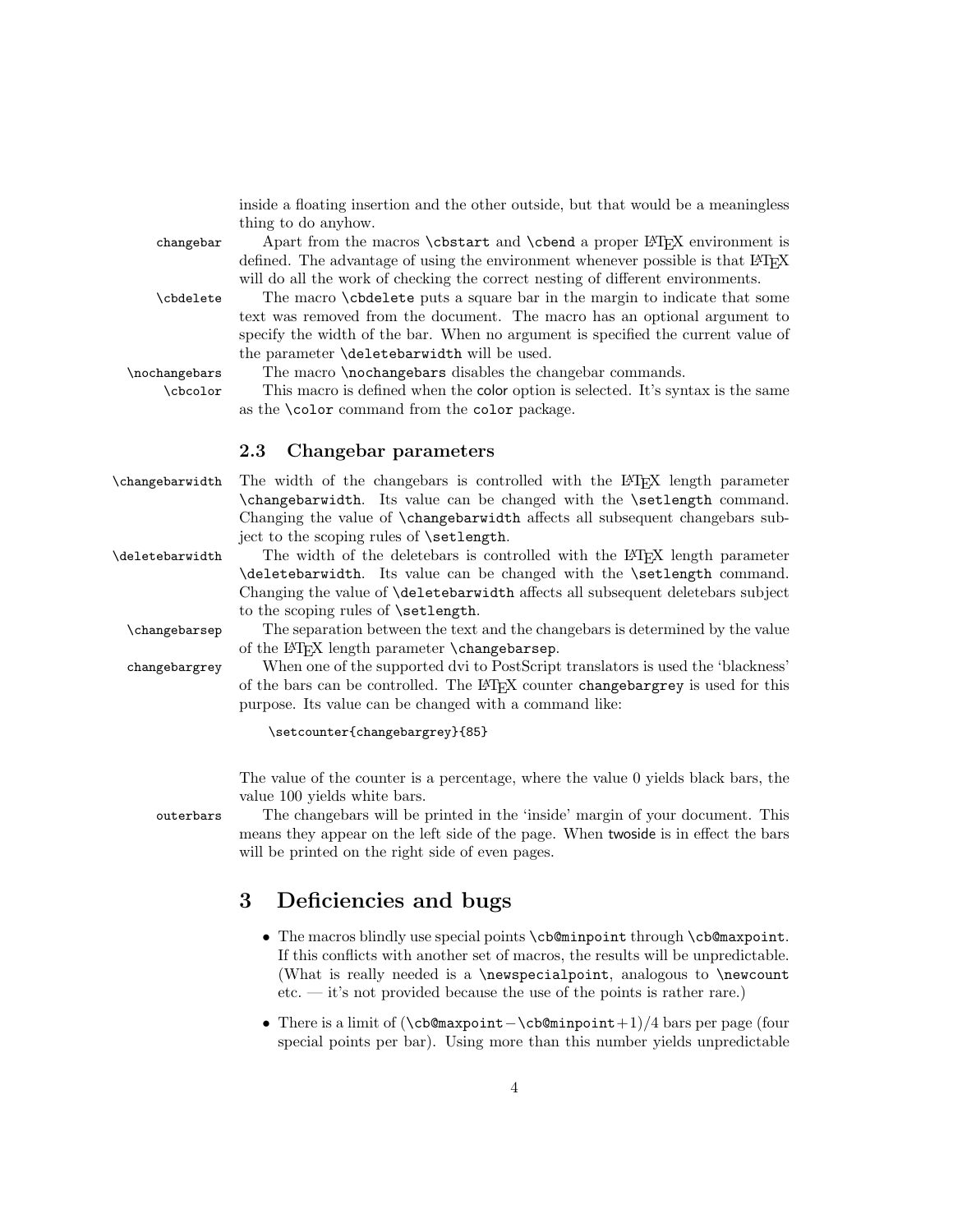inside a floating insertion and the other outside, but that would be a meaningless thing to do anyhow.

`changebar` Apart from the macros `\cbstart` and `\cbend` a proper LaTeX environment is defined. The advantage of using the environment whenever possible is that LaTeX will do all the work of checking the correct nesting of different environments.

`\cbdelete` The macro `\cbdelete` puts a square bar in the margin to indicate that some text was removed from the document. The macro has an optional argument to specify the width of the bar. When no argument is specified the current value of the parameter `\deletebarwidth` will be used.

`\nochangebars` The macro `\nochangebars` disables the changebar commands.

`\cbcolor` This macro is defined when the color option is selected. It's syntax is the same as the `\color` command from the `color` package.

### 2.3 Changebar parameters

`\changebarwidth` The width of the changebars is controlled with the LaTeX length parameter `\changebarwidth`. Its value can be changed with the `\setlength` command. Changing the value of `\changebarwidth` affects all subsequent changebars subject to the scoping rules of `\setlength`.

`\deletebarwidth` The width of the deletebars is controlled with the LaTeX length parameter `\deletebarwidth`. Its value can be changed with the `\setlength` command. Changing the value of `\deletebarwidth` affects all subsequent deletebars subject to the scoping rules of `\setlength`.

`\changebarsep` The separation between the text and the changebars is determined by the value of the LaTeX length parameter `\changebarsep`.

`changebargrey` When one of the supported dvi to PostScript translators is used the 'blackness' of the bars can be controlled. The LaTeX counter `changebargrey` is used for this purpose. Its value can be changed with a command like:

```
\setcounter{changebargrey}{85}
```

The value of the counter is a percentage, where the value 0 yields black bars, the value 100 yields white bars.

`outerbars` The changebars will be printed in the 'inside' margin of your document. This means they appear on the left side of the page. When twoside is in effect the bars will be printed on the right side of even pages.

## 3 Deficiencies and bugs

- The macros blindly use special points `\cb@minpoint` through `\cb@maxpoint`. If this conflicts with another set of macros, the results will be unpredictable. (What is really needed is a `\newspecialpoint`, analogous to `\newcount` etc. — it's not provided because the use of the points is rather rare.)
- There is a limit of (`\cb@maxpoint`−`\cb@minpoint`+1)/4 bars per page (four special points per bar). Using more than this number yields unpredictable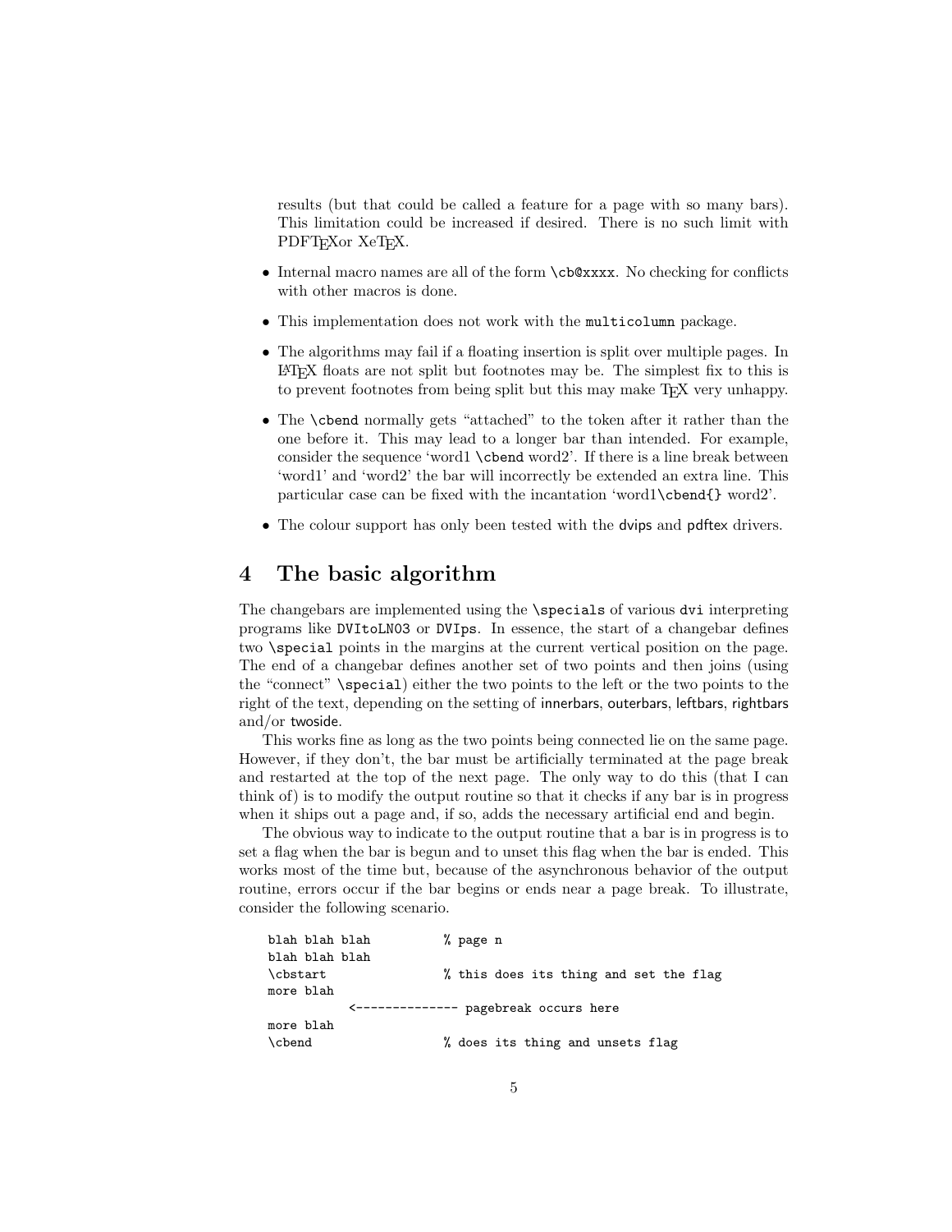results (but that could be called a feature for a page with so many bars). This limitation could be increased if desired. There is no such limit with PDFTEXor XeTEX.

- Internal macro names are all of the form `\cb@xxxx`. No checking for conflicts with other macros is done.
- This implementation does not work with the multicolumn package.
- The algorithms may fail if a floating insertion is split over multiple pages. In LaTeX floats are not split but footnotes may be. The simplest fix to this is to prevent footnotes from being split but this may make TEX very unhappy.
- The `\cbend` normally gets "attached" to the token after it rather than the one before it. This may lead to a longer bar than intended. For example, consider the sequence 'word1 `\cbend` word2'. If there is a line break between 'word1' and 'word2' the bar will incorrectly be extended an extra line. This particular case can be fixed with the incantation 'word1`\cbend{}` word2'.
- The colour support has only been tested with the dvips and pdftex drivers.

# 4 The basic algorithm

The changebars are implemented using the `\special`s of various dvi interpreting programs like DVItoLN03 or DVIps. In essence, the start of a changebar defines two `\special` points in the margins at the current vertical position on the page. The end of a changebar defines another set of two points and then joins (using the "connect" `\special`) either the two points to the left or the two points to the right of the text, depending on the setting of innerbars, outerbars, leftbars, rightbars and/or twoside.

This works fine as long as the two points being connected lie on the same page. However, if they don't, the bar must be artificially terminated at the page break and restarted at the top of the next page. The only way to do this (that I can think of) is to modify the output routine so that it checks if any bar is in progress when it ships out a page and, if so, adds the necessary artificial end and begin.

The obvious way to indicate to the output routine that a bar is in progress is to set a flag when the bar is begun and to unset this flag when the bar is ended. This works most of the time but, because of the asynchronous behavior of the output routine, errors occur if the bar begins or ends near a page break. To illustrate, consider the following scenario.

```
blah blah blah          % page n
blah blah blah
\cbstart                % this does its thing and set the flag
more blah
          <-------------- pagebreak occurs here
more blah
\cbend                  % does its thing and unsets flag
```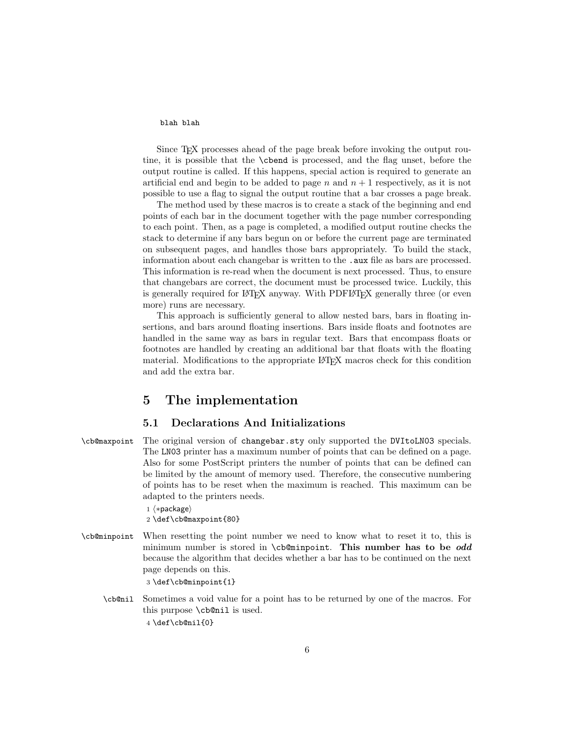```
blah blah
```

Since TeX processes ahead of the page break before invoking the output routine, it is possible that the `\cbend` is processed, and the flag unset, before the output routine is called. If this happens, special action is required to generate an artificial end and begin to be added to page $n$ and $n + 1$ respectively, as it is not possible to use a flag to signal the output routine that a bar crosses a page break.

The method used by these macros is to create a stack of the beginning and end points of each bar in the document together with the page number corresponding to each point. Then, as a page is completed, a modified output routine checks the stack to determine if any bars begun on or before the current page are terminated on subsequent pages, and handles those bars appropriately. To build the stack, information about each changebar is written to the `.aux` file as bars are processed. This information is re-read when the document is next processed. Thus, to ensure that changebars are correct, the document must be processed twice. Luckily, this is generally required for LaTeX anyway. With PDFLaTeX generally three (or even more) runs are necessary.

This approach is sufficiently general to allow nested bars, bars in floating insertions, and bars around floating insertions. Bars inside floats and footnotes are handled in the same way as bars in regular text. Bars that encompass floats or footnotes are handled by creating an additional bar that floats with the floating material. Modifications to the appropriate LaTeX macros check for this condition and add the extra bar.

# 5 The implementation

## 5.1 Declarations And Initializations

`\cb@maxpoint` The original version of `changebar.sty` only supported the `DVItoLN03` specials. The `LN03` printer has a maximum number of points that can be defined on a page. Also for some PostScript printers the number of points that can be defined can be limited by the amount of memory used. Therefore, the consecutive numbering of points has to be reset when the maximum is reached. This maximum can be adapted to the printers needs.

```
1 ⟨*package⟩
2 \def\cb@maxpoint{80}
```

`\cb@minpoint` When resetting the point number we need to know what to reset it to, this is minimum number is stored in `\cb@minpoint`. **This number has to be *odd*** because the algorithm that decides whether a bar has to be continued on the next page depends on this.

```
3 \def\cb@minpoint{1}
```

`\cb@nil` Sometimes a void value for a point has to be returned by one of the macros. For this purpose `\cb@nil` is used.

```
4 \def\cb@nil{0}
```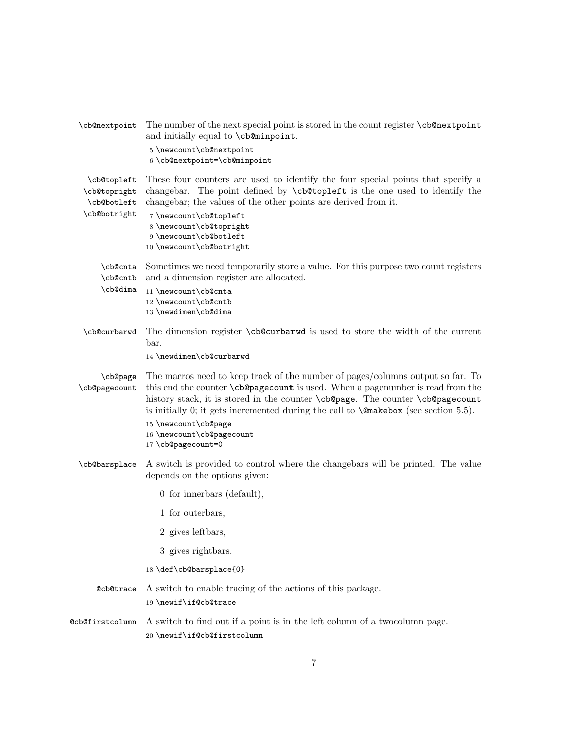**\cb@nextpoint** The number of the next special point is stored in the count register `\cb@nextpoint` and initially equal to `\cb@minpoint`.

```
5 \newcount\cb@nextpoint
6 \cb@nextpoint=\cb@minpoint
```

**\cb@topleft \cb@topright \cb@botleft \cb@botright** These four counters are used to identify the four special points that specify a changebar. The point defined by `\cb@topleft` is the one used to identify the changebar; the values of the other points are derived from it.

```
7 \newcount\cb@topleft
8 \newcount\cb@topright
9 \newcount\cb@botleft
10 \newcount\cb@botright
```

**\cb@cnta \cb@cntb \cb@dima** Sometimes we need temporarily store a value. For this purpose two count registers and a dimension register are allocated.

```
11 \newcount\cb@cnta
12 \newcount\cb@cntb
13 \newdimen\cb@dima
```

**\cb@curbarwd** The dimension register `\cb@curbarwd` is used to store the width of the current bar.

```
14 \newdimen\cb@curbarwd
```

**\cb@page \cb@pagecount** The macros need to keep track of the number of pages/columns output so far. To this end the counter `\cb@pagecount` is used. When a pagenumber is read from the history stack, it is stored in the counter `\cb@page`. The counter `\cb@pagecount` is initially 0; it gets incremented during the call to `\@makebox` (see section 5.5).

```
15 \newcount\cb@page
16 \newcount\cb@pagecount
17 \cb@pagecount=0
```

**\cb@barsplace** A switch is provided to control where the changebars will be printed. The value depends on the options given:

0 for innerbars (default),

1 for outerbars,

2 gives leftbars,

3 gives rightbars.

```
18 \def\cb@barsplace{0}
```

**@cb@trace** A switch to enable tracing of the actions of this package.

```
19 \newif\if@cb@trace
```

**@cb@firstcolumn** A switch to find out if a point is in the left column of a twocolumn page.

```
20 \newif\if@cb@firstcolumn
```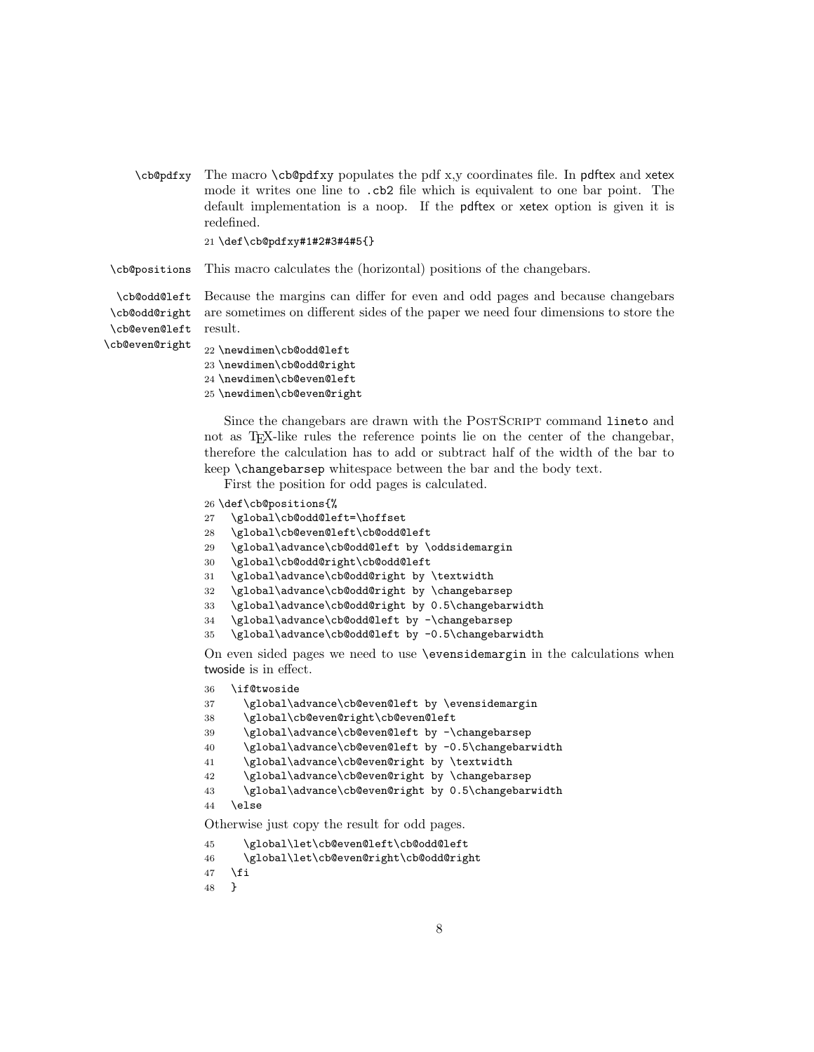`\cb@pdfxy` The macro `\cb@pdfxy` populates the pdf x,y coordinates file. In pdftex and xetex mode it writes one line to `.cb2` file which is equivalent to one bar point. The default implementation is a noop. If the pdftex or xetex option is given it is redefined.

```
21 \def\cb@pdfxy#1#2#3#4#5{}
```

`\cb@positions` This macro calculates the (horizontal) positions of the changebars.

`\cb@odd@left` `\cb@odd@right` `\cb@even@left` `\cb@even@right` Because the margins can differ for even and odd pages and because changebars are sometimes on different sides of the paper we need four dimensions to store the result.

```
22 \newdimen\cb@odd@left
23 \newdimen\cb@odd@right
24 \newdimen\cb@even@left
25 \newdimen\cb@even@right
```

Since the changebars are drawn with the PostScript command `lineto` and not as TeX-like rules the reference points lie on the center of the changebar, therefore the calculation has to add or subtract half of the width of the bar to keep `\changebarsep` whitespace between the bar and the body text.

First the position for odd pages is calculated.

```
26 \def\cb@positions{%
27   \global\cb@odd@left=\hoffset
28   \global\cb@even@left\cb@odd@left
29   \global\advance\cb@odd@left by \oddsidemargin
30   \global\cb@odd@right\cb@odd@left
31   \global\advance\cb@odd@right by \textwidth
32   \global\advance\cb@odd@right by \changebarsep
33   \global\advance\cb@odd@right by 0.5\changebarwidth
34   \global\advance\cb@odd@left by -\changebarsep
35   \global\advance\cb@odd@left by -0.5\changebarwidth
```

On even sided pages we need to use `\evensidemargin` in the calculations when twoside is in effect.

```
36   \if@twoside
37     \global\advance\cb@even@left by \evensidemargin
38     \global\cb@even@right\cb@even@left
39     \global\advance\cb@even@left by -\changebarsep
40     \global\advance\cb@even@left by -0.5\changebarwidth
41     \global\advance\cb@even@right by \textwidth
42     \global\advance\cb@even@right by \changebarsep
43     \global\advance\cb@even@right by 0.5\changebarwidth
44   \else
```

Otherwise just copy the result for odd pages.

```
45     \global\let\cb@even@left\cb@odd@left
46     \global\let\cb@even@right\cb@odd@right
47   \fi
48   }
```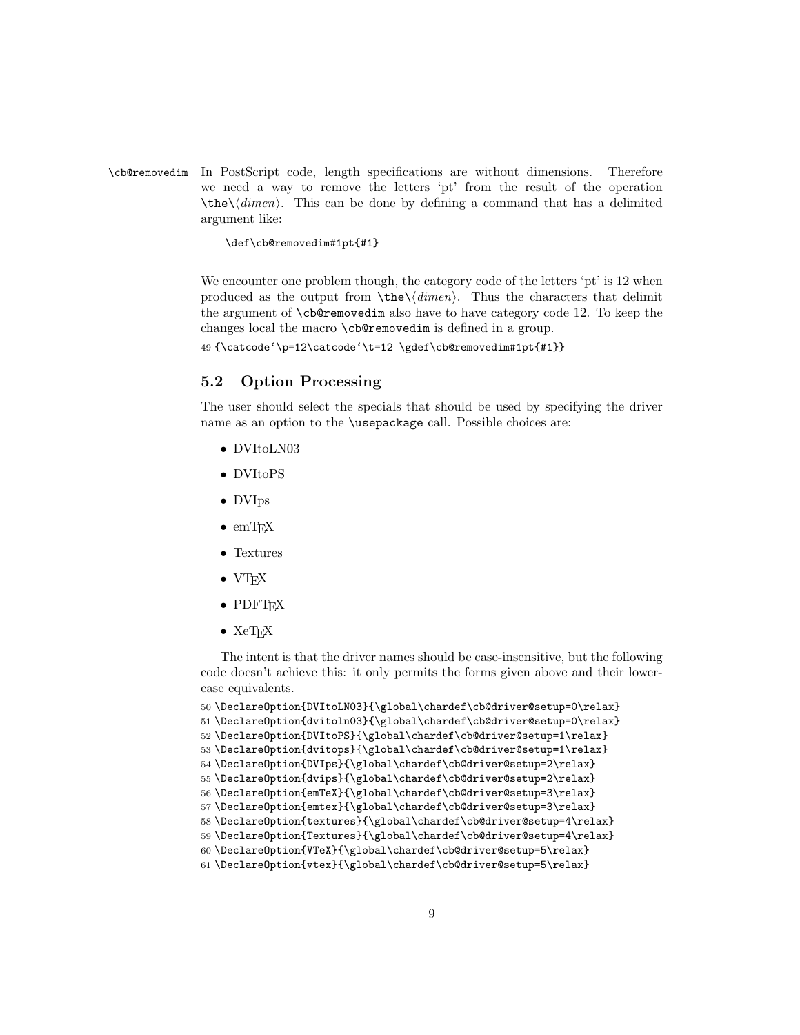`\cb@removedim` In PostScript code, length specifications are without dimensions. Therefore we need a way to remove the letters 'pt' from the result of the operation `\the\`⟨*dimen*⟩. This can be done by defining a command that has a delimited argument like:

```
\def\cb@removedim#1pt{#1}
```

We encounter one problem though, the category code of the letters 'pt' is 12 when produced as the output from `\the\`⟨*dimen*⟩. Thus the characters that delimit the argument of `\cb@removedim` also have to have category code 12. To keep the changes local the macro `\cb@removedim` is defined in a group.

```
49 {\catcode`\p=12\catcode`\t=12 \gdef\cb@removedim#1pt{#1}}
```

## 5.2 Option Processing

The user should select the specials that should be used by specifying the driver name as an option to the `\usepackage` call. Possible choices are:

- DVItoLN03
- DVItoPS
- DVIps
- emTeX
- Textures
- VTeX
- PDFTeX
- XeTeX

The intent is that the driver names should be case-insensitive, but the following code doesn't achieve this: it only permits the forms given above and their lowercase equivalents.

```
50 \DeclareOption{DVItoLN03}{\global\chardef\cb@driver@setup=0\relax}
51 \DeclareOption{dvitoln03}{\global\chardef\cb@driver@setup=0\relax}
52 \DeclareOption{DVItoPS}{\global\chardef\cb@driver@setup=1\relax}
53 \DeclareOption{dvitops}{\global\chardef\cb@driver@setup=1\relax}
54 \DeclareOption{DVIps}{\global\chardef\cb@driver@setup=2\relax}
55 \DeclareOption{dvips}{\global\chardef\cb@driver@setup=2\relax}
56 \DeclareOption{emTeX}{\global\chardef\cb@driver@setup=3\relax}
57 \DeclareOption{emtex}{\global\chardef\cb@driver@setup=3\relax}
58 \DeclareOption{textures}{\global\chardef\cb@driver@setup=4\relax}
59 \DeclareOption{Textures}{\global\chardef\cb@driver@setup=4\relax}
60 \DeclareOption{VTeX}{\global\chardef\cb@driver@setup=5\relax}
61 \DeclareOption{vtex}{\global\chardef\cb@driver@setup=5\relax}
```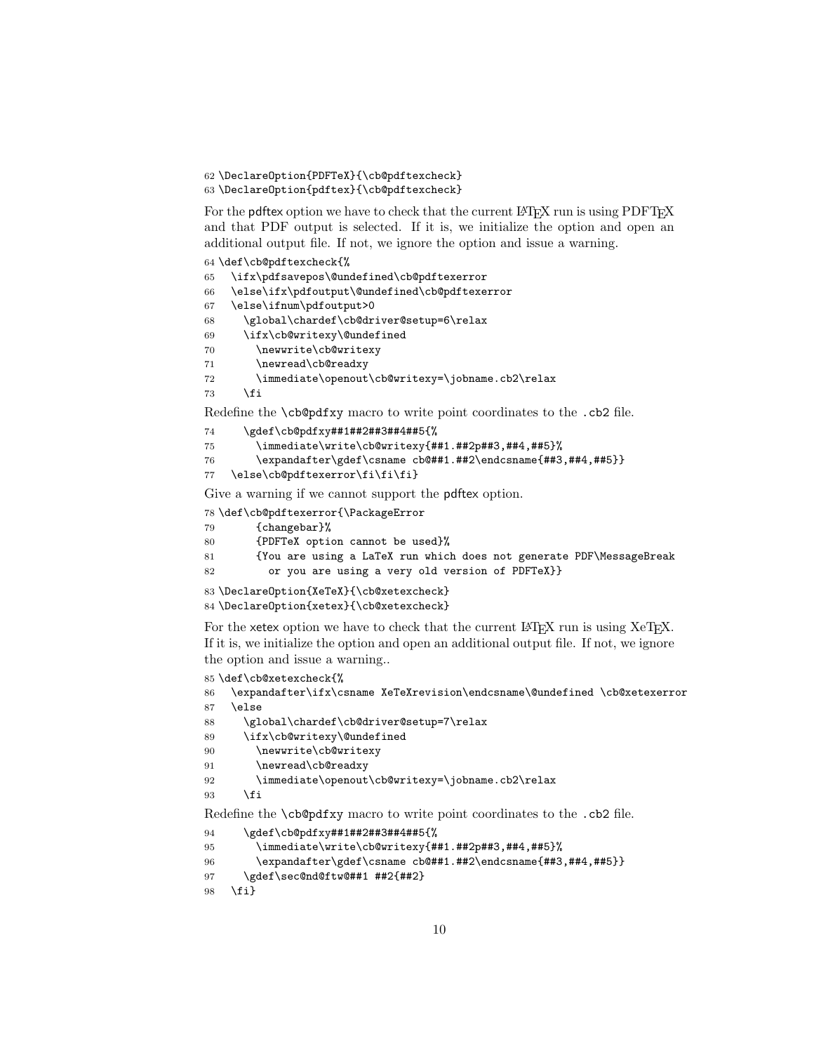```
62 \DeclareOption{PDFTeX}{\cb@pdftexcheck}
63 \DeclareOption{pdftex}{\cb@pdftexcheck}
```

For the pdftex option we have to check that the current LaTeX run is using PDFTeX and that PDF output is selected. If it is, we initialize the option and open an additional output file. If not, we ignore the option and issue a warning.

```
64 \def\cb@pdftexcheck{%
65   \ifx\pdfsavepos\@undefined\cb@pdftexerror
66   \else\ifx\pdfoutput\@undefined\cb@pdftexerror
67   \else\ifnum\pdfoutput>0
68     \global\chardef\cb@driver@setup=6\relax
69     \ifx\cb@writexy\@undefined
70       \newwrite\cb@writexy
71       \newread\cb@readxy
72       \immediate\openout\cb@writexy=\jobname.cb2\relax
73     \fi
```

Redefine the `\cb@pdfxy` macro to write point coordinates to the `.cb2` file.

```
74     \gdef\cb@pdfxy##1##2##3##4##5{%
75       \immediate\write\cb@writexy{##1.##2p##3,##4,##5}%
76       \expandafter\gdef\csname cb@##1.##2\endcsname{##3,##4,##5}}
77   \else\cb@pdftexerror\fi\fi\fi}
```

Give a warning if we cannot support the pdftex option.

```
78 \def\cb@pdftexerror{\PackageError
79       {changebar}%
80       {PDFTeX option cannot be used}%
81       {You are using a LaTeX run which does not generate PDF\MessageBreak
82         or you are using a very old version of PDFTeX}}
83 \DeclareOption{XeTeX}{\cb@xetexcheck}
84 \DeclareOption{xetex}{\cb@xetexcheck}
```

For the xetex option we have to check that the current LaTeX run is using XeTeX. If it is, we initialize the option and open an additional output file. If not, we ignore the option and issue a warning..

```
85 \def\cb@xetexcheck{%
86   \expandafter\ifx\csname XeTeXrevision\endcsname\@undefined \cb@xetexerror
87   \else
88     \global\chardef\cb@driver@setup=7\relax
89     \ifx\cb@writexy\@undefined
90       \newwrite\cb@writexy
91       \newread\cb@readxy
92       \immediate\openout\cb@writexy=\jobname.cb2\relax
93     \fi
```

Redefine the `\cb@pdfxy` macro to write point coordinates to the `.cb2` file.

```
94     \gdef\cb@pdfxy##1##2##3##4##5{%
95       \immediate\write\cb@writexy{##1.##2p##3,##4,##5}%
96       \expandafter\gdef\csname cb@##1.##2\endcsname{##3,##4,##5}}
97     \gdef\sec@nd@ftw@##1 ##2{##2}
98   \fi}
```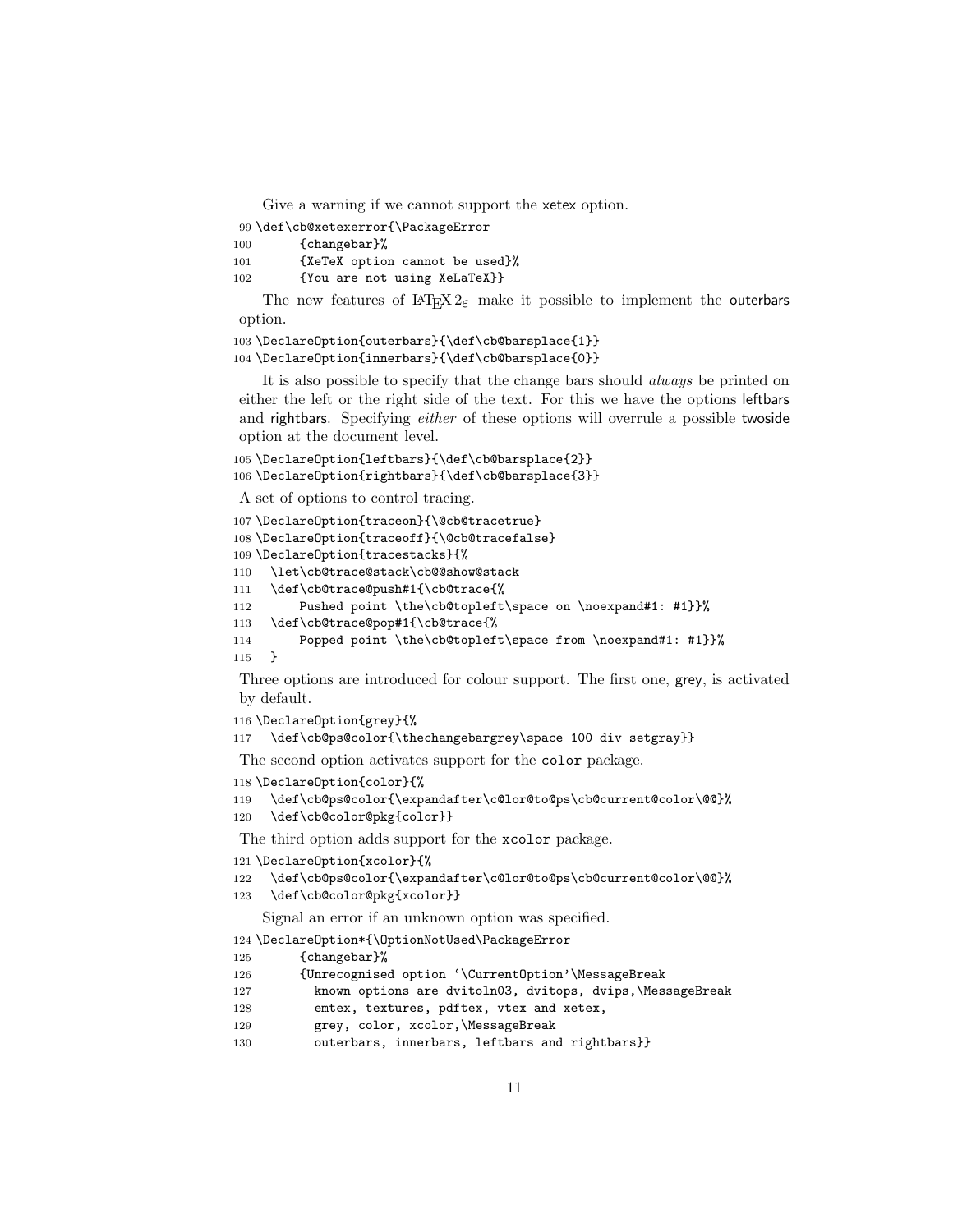Give a warning if we cannot support the xetex option.

```
99 \def\cb@xetexerror{\PackageError
100       {changebar}%
101       {XeTeX option cannot be used}%
102       {You are not using XeLaTeX}}
```

The new features of LaTeX $2_\varepsilon$ make it possible to implement the outerbars option.

```
103 \DeclareOption{outerbars}{\def\cb@barsplace{1}}
104 \DeclareOption{innerbars}{\def\cb@barsplace{0}}
```

It is also possible to specify that the change bars should *always* be printed on either the left or the right side of the text. For this we have the options leftbars and rightbars. Specifying *either* of these options will overrule a possible twoside option at the document level.

```
105 \DeclareOption{leftbars}{\def\cb@barsplace{2}}
106 \DeclareOption{rightbars}{\def\cb@barsplace{3}}
```

A set of options to control tracing.

```
107 \DeclareOption{traceon}{\@cb@tracetrue}
108 \DeclareOption{traceoff}{\@cb@tracefalse}
109 \DeclareOption{tracestacks}{%
110   \let\cb@trace@stack\cb@@show@stack
111   \def\cb@trace@push#1{\cb@trace{%
112       Pushed point \the\cb@topleft\space on \noexpand#1: #1}}%
113   \def\cb@trace@pop#1{\cb@trace{%
114       Popped point \the\cb@topleft\space from \noexpand#1: #1}}%
115   }
```

Three options are introduced for colour support. The first one, grey, is activated by default.

```
116 \DeclareOption{grey}{%
117   \def\cb@ps@color{\thechangebargrey\space 100 div setgray}}
```

The second option activates support for the color package.

```
118 \DeclareOption{color}{%
119   \def\cb@ps@color{\expandafter\c@lor@to@ps\cb@current@color\@@}%
120   \def\cb@color@pkg{color}}
```

The third option adds support for the xcolor package.

```
121 \DeclareOption{xcolor}{%
122   \def\cb@ps@color{\expandafter\c@lor@to@ps\cb@current@color\@@}%
123   \def\cb@color@pkg{xcolor}}
```

Signal an error if an unknown option was specified.

```
124 \DeclareOption*{\OptionNotUsed\PackageError
125       {changebar}%
126       {Unrecognised option `\CurrentOption'\MessageBreak
127         known options are dvitoln03, dvitops, dvips,\MessageBreak
128         emtex, textures, pdftex, vtex and xetex,
129         grey, color, xcolor,\MessageBreak
130         outerbars, innerbars, leftbars and rightbars}}
```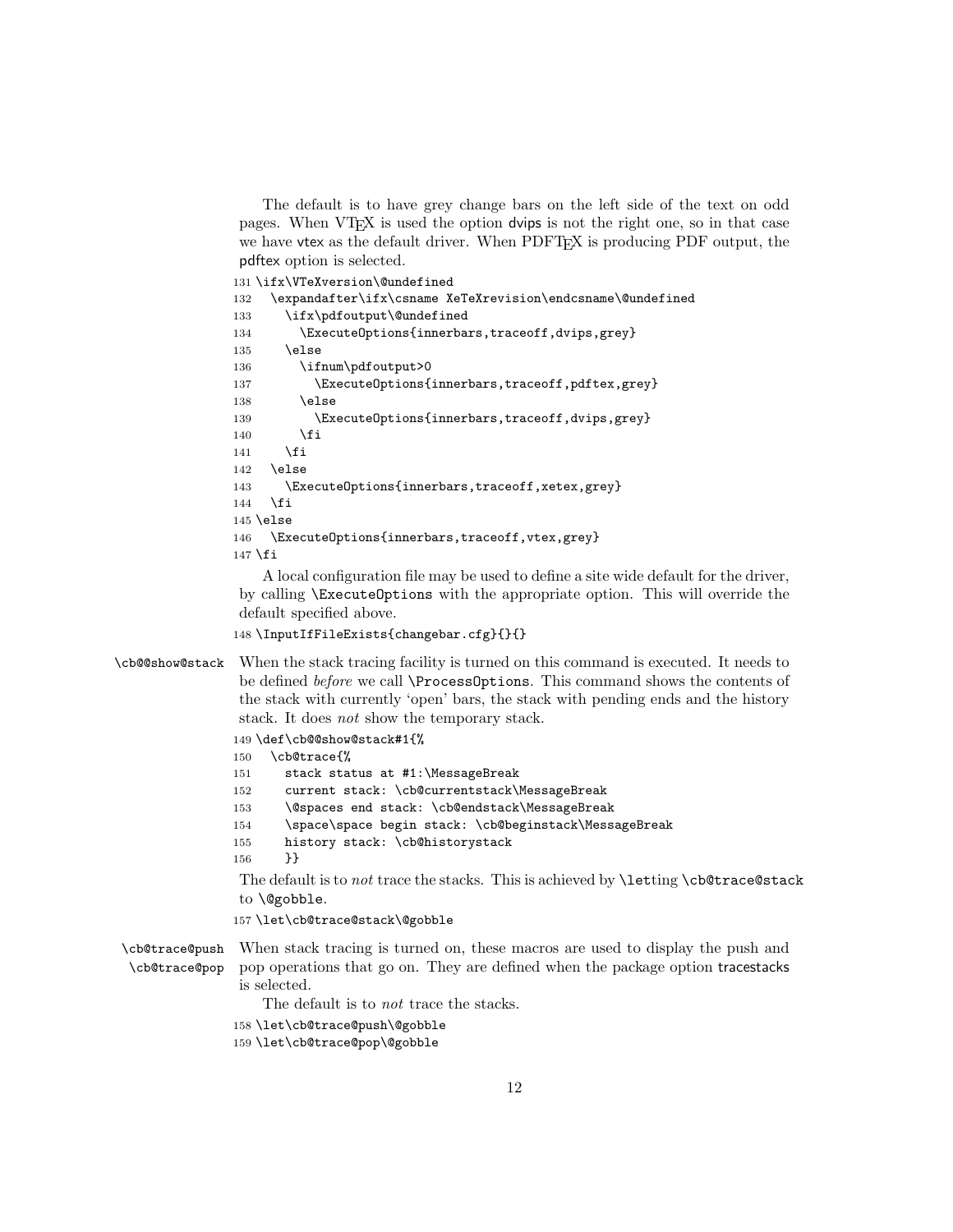The default is to have grey change bars on the left side of the text on odd pages. When VTEX is used the option dvips is not the right one, so in that case we have vtex as the default driver. When PDFTEX is producing PDF output, the pdftex option is selected.

```
131 \ifx\VTeXversion\@undefined
132   \expandafter\ifx\csname XeTeXrevision\endcsname\@undefined
133     \ifx\pdfoutput\@undefined
134       \ExecuteOptions{innerbars,traceoff,dvips,grey}
135     \else
136       \ifnum\pdfoutput>0
137         \ExecuteOptions{innerbars,traceoff,pdftex,grey}
138       \else
139         \ExecuteOptions{innerbars,traceoff,dvips,grey}
140       \fi
141     \fi
142   \else
143     \ExecuteOptions{innerbars,traceoff,xetex,grey}
144   \fi
145 \else
146   \ExecuteOptions{innerbars,traceoff,vtex,grey}
147 \fi
```

A local configuration file may be used to define a site wide default for the driver, by calling `\ExecuteOptions` with the appropriate option. This will override the default specified above.

```
148 \InputIfFileExists{changebar.cfg}{}{}
```

`\cb@@show@stack` When the stack tracing facility is turned on this command is executed. It needs to be defined *before* we call `\ProcessOptions`. This command shows the contents of the stack with currently 'open' bars, the stack with pending ends and the history stack. It does *not* show the temporary stack.

```
149 \def\cb@@show@stack#1{%
150   \cb@trace{%
151     stack status at #1:\MessageBreak
152     current stack: \cb@currentstack\MessageBreak
153     \@spaces end stack: \cb@endstack\MessageBreak
154     \space\space begin stack: \cb@beginstack\MessageBreak
155     history stack: \cb@historystack
156     }}
```

The default is to *not* trace the stacks. This is achieved by `\let`ting `\cb@trace@stack` to `\@gobble`.

```
157 \let\cb@trace@stack\@gobble
```

`\cb@trace@push` `\cb@trace@pop` When stack tracing is turned on, these macros are used to display the push and pop operations that go on. They are defined when the package option tracestacks is selected.

The default is to *not* trace the stacks.

```
158 \let\cb@trace@push\@gobble
159 \let\cb@trace@pop\@gobble
```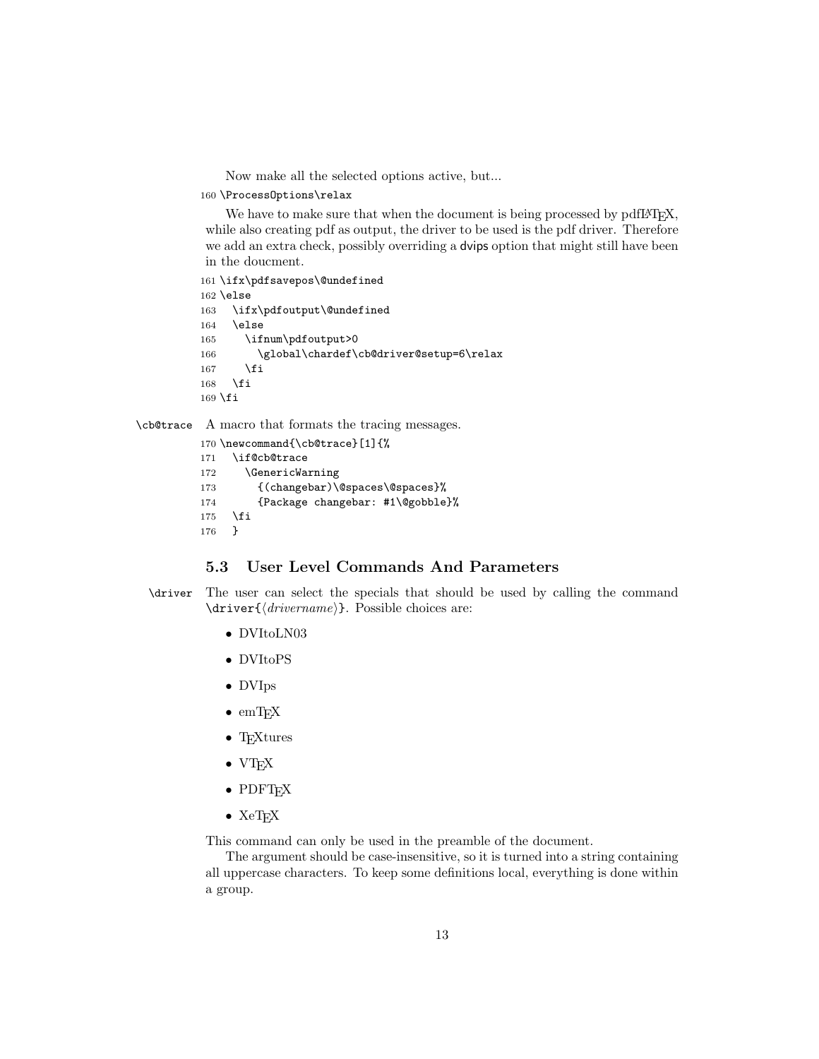Now make all the selected options active, but...

```
160 \ProcessOptions\relax
```

We have to make sure that when the document is being processed by pdfLaTeX, while also creating pdf as output, the driver to be used is the pdf driver. Therefore we add an extra check, possibly overriding a dvips option that might still have been in the doucment.

```
161 \ifx\pdfsavepos\@undefined
162 \else
163   \ifx\pdfoutput\@undefined
164   \else
165     \ifnum\pdfoutput>0
166       \global\chardef\cb@driver@setup=6\relax
167     \fi
168   \fi
169 \fi
```

`\cb@trace` A macro that formats the tracing messages.

```
170 \newcommand{\cb@trace}[1]{%
171   \if@cb@trace
172     \GenericWarning
173       {(changebar)\@spaces\@spaces}%
174       {Package changebar: #1\@gobble}%
175   \fi
176   }
```

### 5.3 User Level Commands And Parameters

`\driver` The user can select the specials that should be used by calling the command `\driver{`⟨*drivername*⟩`}`. Possible choices are:

- DVItoLN03
- DVItoPS
- DVIps
- emTEX
- TEXtures
- VTEX
- PDFTEX
- XeTEX

This command can only be used in the preamble of the document.

The argument should be case-insensitive, so it is turned into a string containing all uppercase characters. To keep some definitions local, everything is done within a group.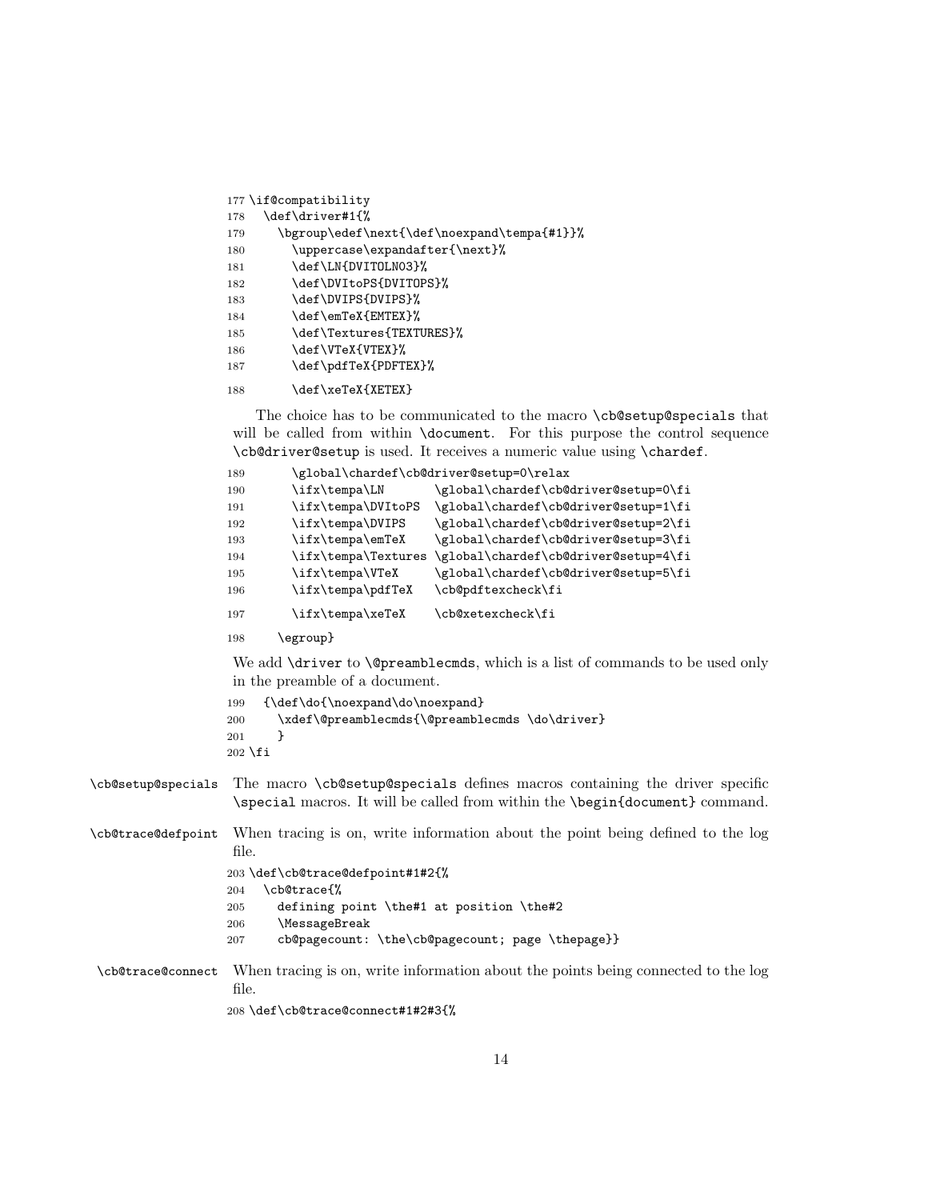```
177 \if@compatibility
178   \def\driver#1{%
179     \bgroup\edef\next{\def\noexpand\tempa{#1}}%
180       \uppercase\expandafter{\next}%
181       \def\LN{DVITOLN03}%
182       \def\DVItoPS{DVITOPS}%
183       \def\DVIPS{DVIPS}%
184       \def\emTeX{EMTEX}%
185       \def\Textures{TEXTURES}%
186       \def\VTeX{VTEX}%
187       \def\pdfTeX{PDFTEX}%
188       \def\xeTeX{XETEX}
```

The choice has to be communicated to the macro `\cb@setup@specials` that will be called from within `\document`. For this purpose the control sequence `\cb@driver@setup` is used. It receives a numeric value using `\chardef`.

```
189       \global\chardef\cb@driver@setup=0\relax
190       \ifx\tempa\LN       \global\chardef\cb@driver@setup=0\fi
191       \ifx\tempa\DVItoPS  \global\chardef\cb@driver@setup=1\fi
192       \ifx\tempa\DVIPS    \global\chardef\cb@driver@setup=2\fi
193       \ifx\tempa\emTeX    \global\chardef\cb@driver@setup=3\fi
194       \ifx\tempa\Textures \global\chardef\cb@driver@setup=4\fi
195       \ifx\tempa\VTeX     \global\chardef\cb@driver@setup=5\fi
196       \ifx\tempa\pdfTeX   \cb@pdftexcheck\fi
197       \ifx\tempa\xeTeX    \cb@xetexcheck\fi
198     \egroup}
```

We add `\driver` to `\@preamblecmds`, which is a list of commands to be used only in the preamble of a document.

```
199   {\def\do{\noexpand\do\noexpand}
200     \xdef\@preamblecmds{\@preamblecmds \do\driver}
201     }
202 \fi
```

`\cb@setup@specials` The macro `\cb@setup@specials` defines macros containing the driver specific `\special` macros. It will be called from within the `\begin{document}` command.

`\cb@trace@defpoint` When tracing is on, write information about the point being defined to the log file.

```
203 \def\cb@trace@defpoint#1#2{%
204   \cb@trace{%
205     defining point \the#1 at position \the#2
206     \MessageBreak
207     cb@pagecount: \the\cb@pagecount; page \thepage}}
```

`\cb@trace@connect` When tracing is on, write information about the points being connected to the log file.

```
208 \def\cb@trace@connect#1#2#3{%
```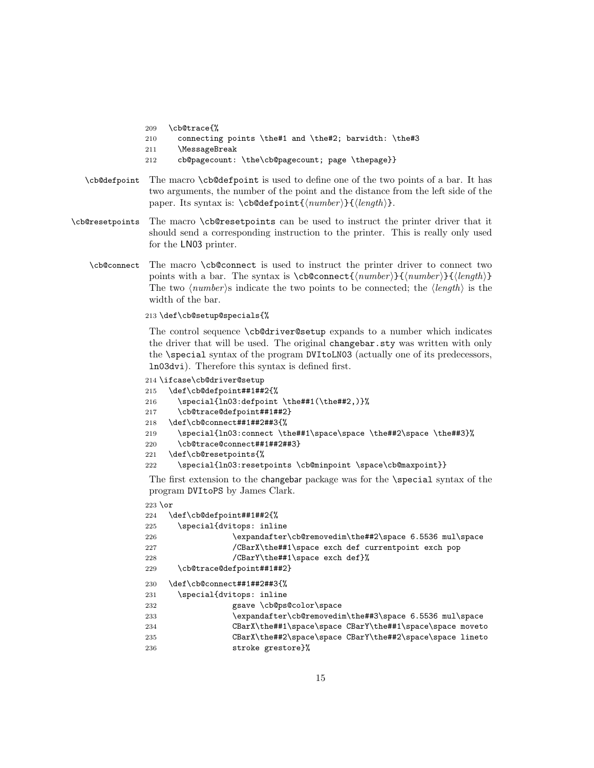```
209   \cb@trace{%
210     connecting points \the#1 and \the#2; barwidth: \the#3
211     \MessageBreak
212     cb@pagecount: \the\cb@pagecount; page \thepage}}
```

**\cb@defpoint** The macro `\cb@defpoint` is used to define one of the two points of a bar. It has two arguments, the number of the point and the distance from the left side of the paper. Its syntax is: `\cb@defpoint{`⟨*number*⟩`}{`⟨*length*⟩`}`.

**\cb@resetpoints** The macro `\cb@resetpoints` can be used to instruct the printer driver that it should send a corresponding instruction to the printer. This is really only used for the LN03 printer.

**\cb@connect** The macro `\cb@connect` is used to instruct the printer driver to connect two points with a bar. The syntax is `\cb@connect{`⟨*number*⟩`}{`⟨*number*⟩`}{`⟨*length*⟩`}` The two ⟨*number*⟩s indicate the two points to be connected; the ⟨*length*⟩ is the width of the bar.

```
213 \def\cb@setup@specials{%
```

The control sequence `\cb@driver@setup` expands to a number which indicates the driver that will be used. The original `changebar.sty` was written with only the `\special` syntax of the program DVItoLN03 (actually one of its predecessors, `ln03dvi`). Therefore this syntax is defined first.

```
214 \ifcase\cb@driver@setup
215   \def\cb@defpoint##1##2{%
216     \special{ln03:defpoint \the##1(\the##2,)}%
217     \cb@trace@defpoint##1##2}
218   \def\cb@connect##1##2##3{%
219     \special{ln03:connect \the##1\space\space \the##2\space \the##3}%
220     \cb@trace@connect##1##2##3}
221   \def\cb@resetpoints{%
222     \special{ln03:resetpoints \cb@minpoint \space\cb@maxpoint}}
```

The first extension to the changebar package was for the `\special` syntax of the program DVItoPS by James Clark.

```
223 \or
224   \def\cb@defpoint##1##2{%
225     \special{dvitops: inline
226                 \expandafter\cb@removedim\the##2\space 6.5536 mul\space
227                 /CBarX\the##1\space exch def currentpoint exch pop
228                 /CBarY\the##1\space exch def}%
229     \cb@trace@defpoint##1##2}
230   \def\cb@connect##1##2##3{%
231     \special{dvitops: inline
232                 gsave \cb@ps@color\space
233                 \expandafter\cb@removedim\the##3\space 6.5536 mul\space
234                 CBarX\the##1\space\space CBarY\the##1\space\space moveto
235                 CBarX\the##2\space\space CBarY\the##2\space\space lineto
236                 stroke grestore}%
```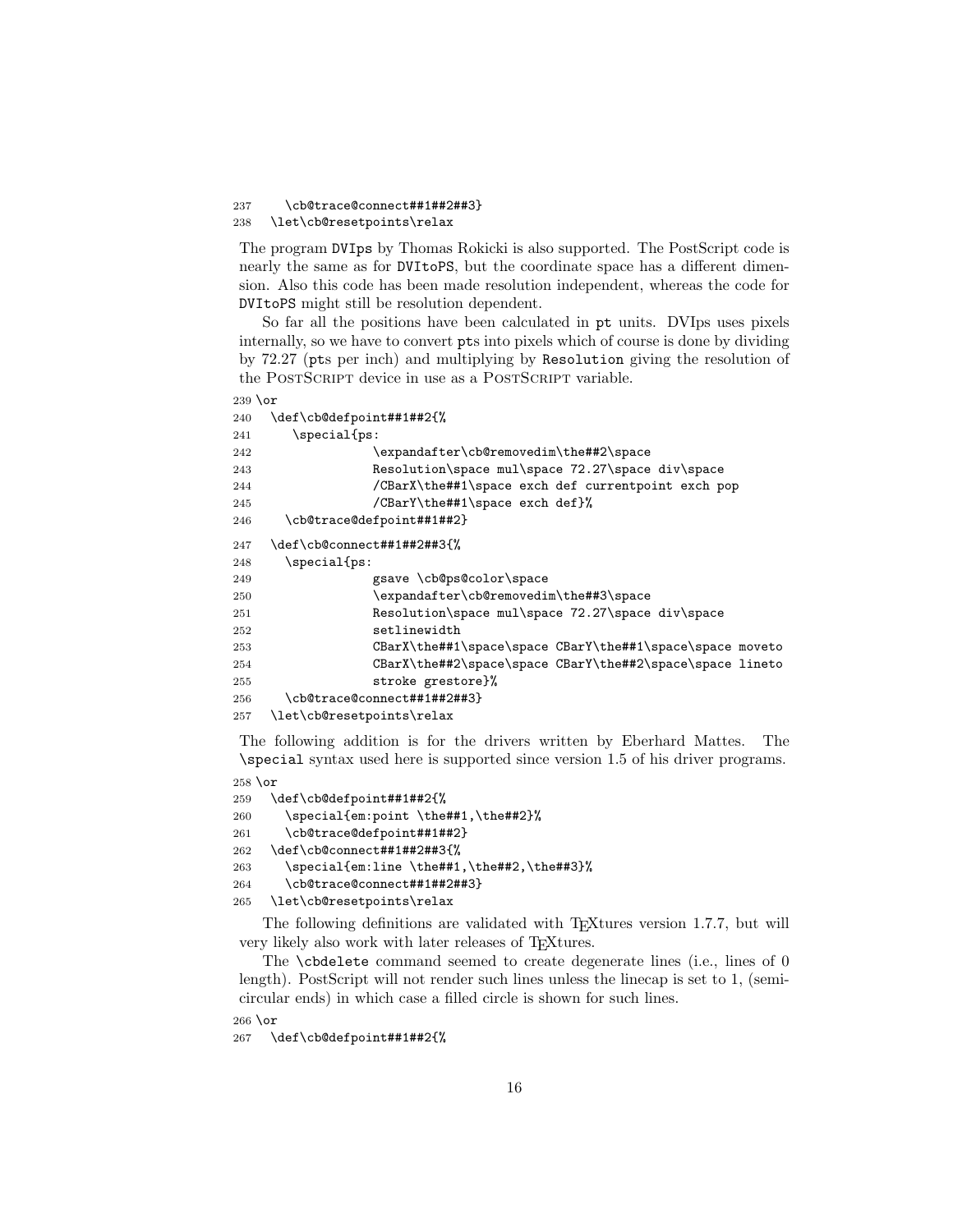```
237     \cb@trace@connect##1##2##3}
238   \let\cb@resetpoints\relax
```

The program DVIps by Thomas Rokicki is also supported. The PostScript code is nearly the same as for DVItoPS, but the coordinate space has a different dimension. Also this code has been made resolution independent, whereas the code for DVItoPS might still be resolution dependent.

So far all the positions have been calculated in pt units. DVIps uses pixels internally, so we have to convert pts into pixels which of course is done by dividing by 72.27 (pts per inch) and multiplying by Resolution giving the resolution of the PostScript device in use as a PostScript variable.

```
239 \or
240   \def\cb@defpoint##1##2{%
241      \special{ps:
242                \expandafter\cb@removedim\the##2\space
243                Resolution\space mul\space 72.27\space div\space
244                /CBarX\the##1\space exch def currentpoint exch pop
245                /CBarY\the##1\space exch def}%
246     \cb@trace@defpoint##1##2}
247   \def\cb@connect##1##2##3{%
248     \special{ps:
249                gsave \cb@ps@color\space
250                \expandafter\cb@removedim\the##3\space
251                Resolution\space mul\space 72.27\space div\space
252                setlinewidth
253                CBarX\the##1\space\space CBarY\the##1\space\space moveto
254                CBarX\the##2\space\space CBarY\the##2\space\space lineto
255                stroke grestore}%
256     \cb@trace@connect##1##2##3}
257   \let\cb@resetpoints\relax
```

The following addition is for the drivers written by Eberhard Mattes. The \special syntax used here is supported since version 1.5 of his driver programs.

```
258 \or
259   \def\cb@defpoint##1##2{%
260     \special{em:point \the##1,\the##2}%
261     \cb@trace@defpoint##1##2}
262   \def\cb@connect##1##2##3{%
263     \special{em:line \the##1,\the##2,\the##3}%
264     \cb@trace@connect##1##2##3}
265   \let\cb@resetpoints\relax
```

The following definitions are validated with TEXtures version 1.7.7, but will very likely also work with later releases of TEXtures.

The \cbdelete command seemed to create degenerate lines (i.e., lines of 0 length). PostScript will not render such lines unless the linecap is set to 1, (semi-circular ends) in which case a filled circle is shown for such lines.

```
266 \or
267   \def\cb@defpoint##1##2{%
```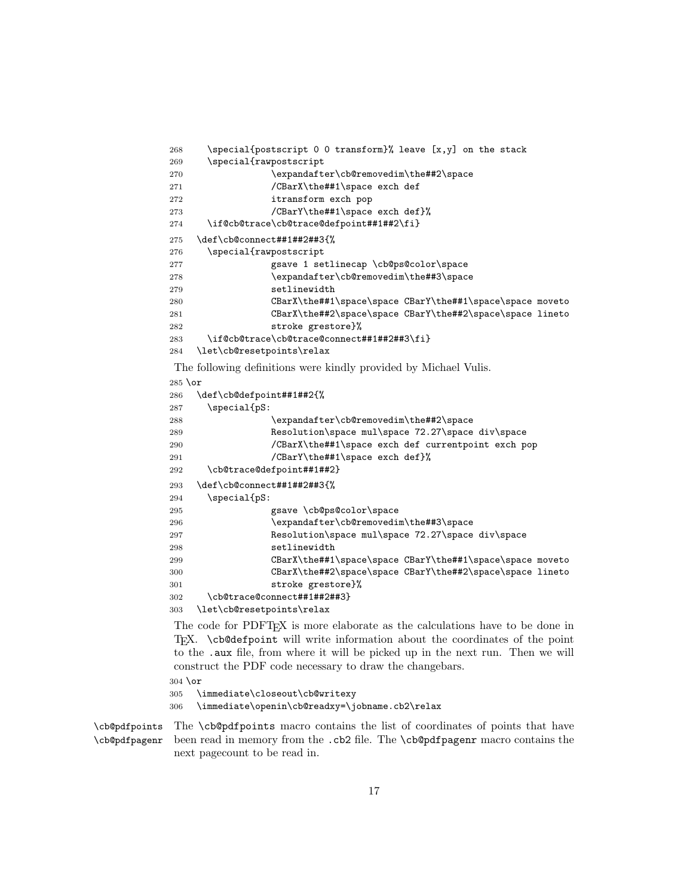```
268     \special{postscript 0 0 transform}% leave [x,y] on the stack
269     \special{rawpostscript
270                 \expandafter\cb@removedim\the##2\space
271                 /CBarX\the##1\space exch def
272                 itransform exch pop
273                 /CBarY\the##1\space exch def}%
274     \if@cb@trace\cb@trace@defpoint##1##2\fi}
275   \def\cb@connect##1##2##3{%
276     \special{rawpostscript
277                 gsave 1 setlinecap \cb@ps@color\space
278                 \expandafter\cb@removedim\the##3\space
279                 setlinewidth
280                 CBarX\the##1\space\space CBarY\the##1\space\space moveto
281                 CBarX\the##2\space\space CBarY\the##2\space\space lineto
282                 stroke grestore}%
283     \if@cb@trace\cb@trace@connect##1##2##3\fi}
284   \let\cb@resetpoints\relax
```

The following definitions were kindly provided by Michael Vulis.

```
285 \or
286   \def\cb@defpoint##1##2{%
287     \special{pS:
288                 \expandafter\cb@removedim\the##2\space
289                 Resolution\space mul\space 72.27\space div\space
290                 /CBarX\the##1\space exch def currentpoint exch pop
291                 /CBarY\the##1\space exch def}%
292     \cb@trace@defpoint##1##2}
293   \def\cb@connect##1##2##3{%
294     \special{pS:
295                 gsave \cb@ps@color\space
296                 \expandafter\cb@removedim\the##3\space
297                 Resolution\space mul\space 72.27\space div\space
298                 setlinewidth
299                 CBarX\the##1\space\space CBarY\the##1\space\space moveto
300                 CBarX\the##2\space\space CBarY\the##2\space\space lineto
301                 stroke grestore}%
302     \cb@trace@connect##1##2##3}
303   \let\cb@resetpoints\relax
```

The code for PDFTEX is more elaborate as the calculations have to be done in TEX. `\cb@defpoint` will write information about the coordinates of the point to the `.aux` file, from where it will be picked up in the next run. Then we will construct the PDF code necessary to draw the changebars.

```
304 \or
305   \immediate\closeout\cb@writexy
306   \immediate\openin\cb@readxy=\jobname.cb2\relax
```

`\cb@pdfpoints` `\cb@pdfpagenr` The `\cb@pdfpoints` macro contains the list of coordinates of points that have been read in memory from the `.cb2` file. The `\cb@pdfpagenr` macro contains the next pagecount to be read in.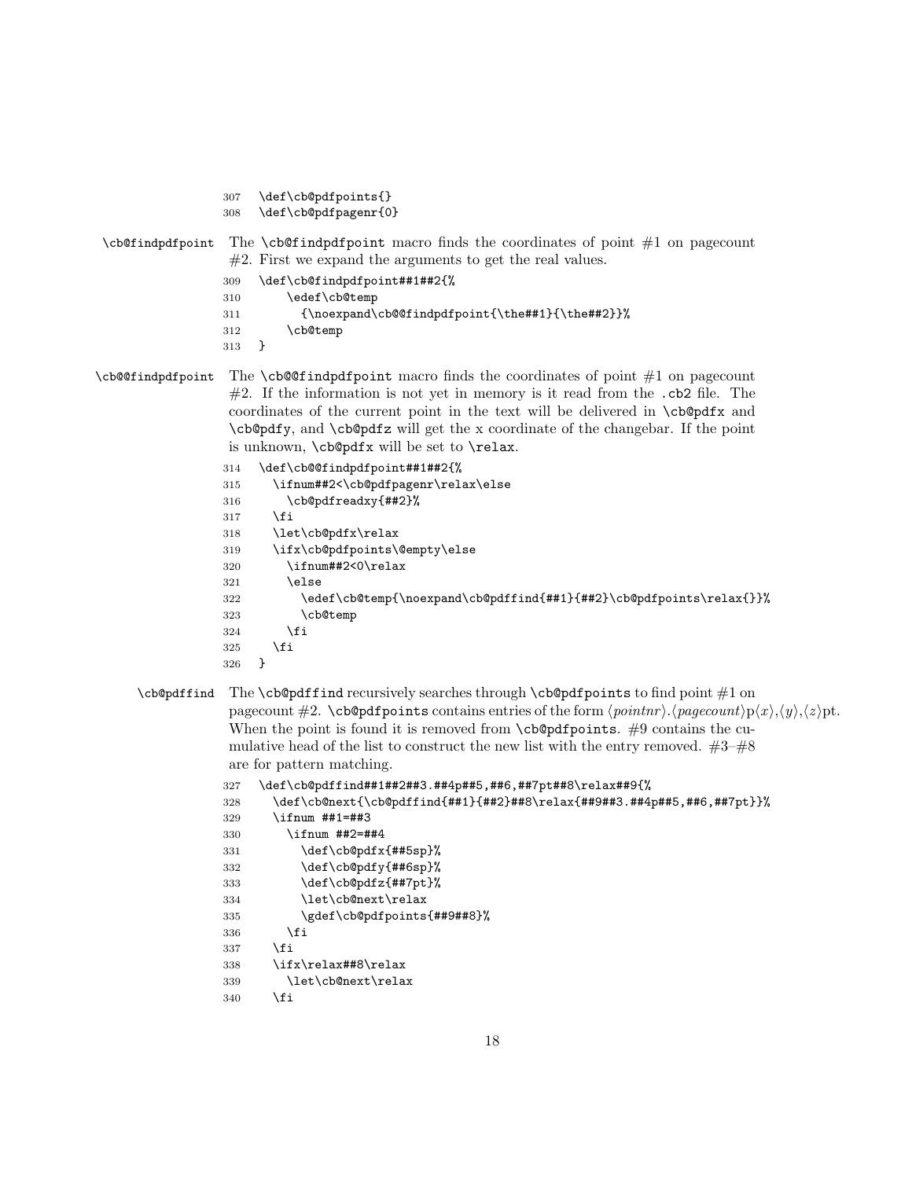```
307 \def\cb@pdfpoints{}
308 \def\cb@pdfpagenr{0}
```

`\cb@findpdfpoint` The `\cb@findpdfpoint` macro finds the coordinates of point #1 on pagecount #2. First we expand the arguments to get the real values.

```
309 \def\cb@findpdfpoint##1##2{%
310     \edef\cb@temp
311       {\noexpand\cb@@findpdfpoint{\the##1}{\the##2}}%
312     \cb@temp
313 }
```

`\cb@@findpdfpoint` The `\cb@@findpdfpoint` macro finds the coordinates of point #1 on pagecount #2. If the information is not yet in memory is it read from the `.cb2` file. The coordinates of the current point in the text will be delivered in `\cb@pdfx` and `\cb@pdfy`, and `\cb@pdfz` will get the x coordinate of the changebar. If the point is unknown, `\cb@pdfx` will be set to `\relax`.

```
314 \def\cb@@findpdfpoint##1##2{%
315   \ifnum##2<\cb@pdfpagenr\relax\else
316     \cb@pdfreadxy{##2}%
317   \fi
318   \let\cb@pdfx\relax
319   \ifx\cb@pdfpoints\@empty\else
320     \ifnum##2<0\relax
321     \else
322       \edef\cb@temp{\noexpand\cb@pdffind{##1}{##2}\cb@pdfpoints\relax{}}%
323       \cb@temp
324     \fi
325   \fi
326 }
```

`\cb@pdffind` The `\cb@pdffind` recursively searches through `\cb@pdfpoints` to find point #1 on pagecount #2. `\cb@pdfpoints` contains entries of the form ⟨*pointnr*⟩.⟨*pagecount*⟩p⟨*x*⟩,⟨*y*⟩,⟨*z*⟩pt. When the point is found it is removed from `\cb@pdfpoints`. #9 contains the cumulative head of the list to construct the new list with the entry removed. #3–#8 are for pattern matching.

```
327 \def\cb@pdffind##1##2##3.##4p##5,##6,##7pt##8\relax##9{%
328   \def\cb@next{\cb@pdffind{##1}{##2}##8\relax{##9##3.##4p##5,##6,##7pt}}%
329   \ifnum ##1=##3
330     \ifnum ##2=##4
331       \def\cb@pdfx{##5sp}%
332       \def\cb@pdfy{##6sp}%
333       \def\cb@pdfz{##7pt}%
334       \let\cb@next\relax
335       \gdef\cb@pdfpoints{##9##8}%
336     \fi
337   \fi
338   \ifx\relax##8\relax
339     \let\cb@next\relax
340   \fi
```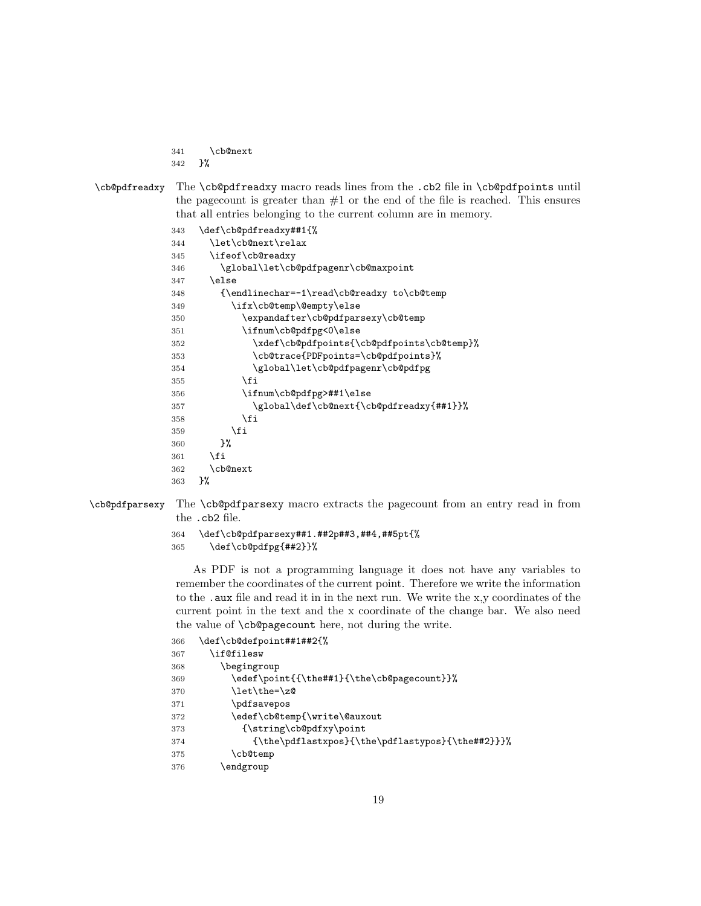```
341     \cb@next
342   }%
```

**\cb@pdfreadxy** The `\cb@pdfreadxy` macro reads lines from the `.cb2` file in `\cb@pdfpoints` until the pagecount is greater than #1 or the end of the file is reached. This ensures that all entries belonging to the current column are in memory.

```
343   \def\cb@pdfreadxy##1{%
344     \let\cb@next\relax
345     \ifeof\cb@readxy
346       \global\let\cb@pdfpagenr\cb@maxpoint
347     \else
348       {\endlinechar=-1\read\cb@readxy to\cb@temp
349         \ifx\cb@temp\@empty\else
350           \expandafter\cb@pdfparsexy\cb@temp
351           \ifnum\cb@pdfpg<0\else
352             \xdef\cb@pdfpoints{\cb@pdfpoints\cb@temp}%
353             \cb@trace{PDFpoints=\cb@pdfpoints}%
354             \global\let\cb@pdfpagenr\cb@pdfpg
355           \fi
356           \ifnum\cb@pdfpg>##1\else
357             \global\def\cb@next{\cb@pdfreadxy{##1}}%
358           \fi
359         \fi
360       }%
361     \fi
362     \cb@next
363   }%
```

**\cb@pdfparsexy** The `\cb@pdfparsexy` macro extracts the pagecount from an entry read in from the `.cb2` file.

```
364   \def\cb@pdfparsexy##1.##2p##3,##4,##5pt{%
365     \def\cb@pdfpg{##2}}%
```

As PDF is not a programming language it does not have any variables to remember the coordinates of the current point. Therefore we write the information to the `.aux` file and read it in in the next run. We write the x,y coordinates of the current point in the text and the x coordinate of the change bar. We also need the value of `\cb@pagecount` here, not during the write.

```
366   \def\cb@defpoint##1##2{%
367     \if@filesw
368       \begingroup
369         \edef\point{{\the##1}{\the\cb@pagecount}}%
370         \let\the=\z@
371         \pdfsavepos
372         \edef\cb@temp{\write\@auxout
373           {\string\cb@pdfxy\point
374             {\the\pdflastxpos}{\the\pdflastypos}{\the##2}}}%
375         \cb@temp
376       \endgroup
```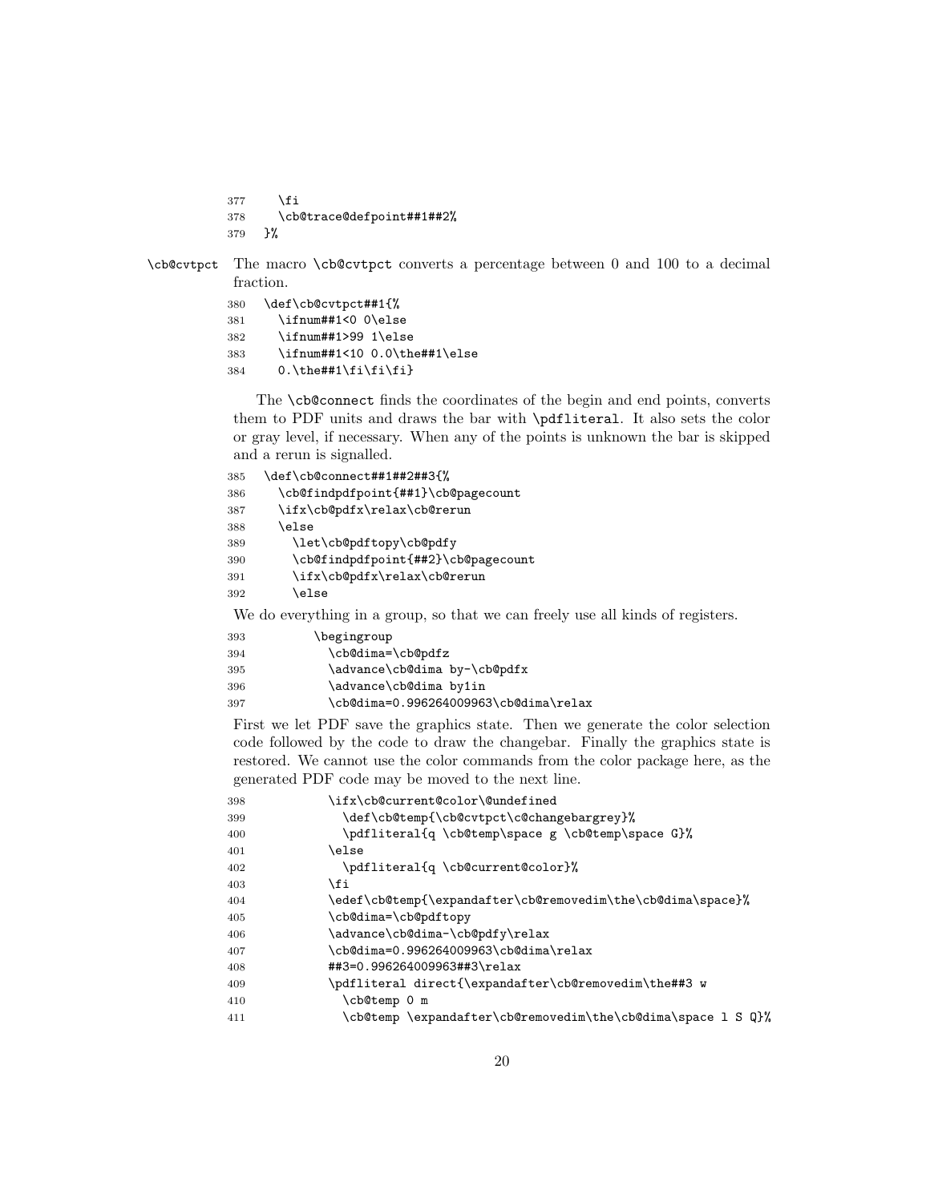```
377     \fi
378     \cb@trace@defpoint##1##2%
379   }%
```

\cb@cvtpct The macro \cb@cvtpct converts a percentage between 0 and 100 to a decimal fraction.

```
380   \def\cb@cvtpct##1{%
381     \ifnum##1<0 0\else
382     \ifnum##1>99 1\else
383     \ifnum##1<10 0.0\the##1\else
384     0.\the##1\fi\fi\fi}
```

The \cb@connect finds the coordinates of the begin and end points, converts them to PDF units and draws the bar with \pdfliteral. It also sets the color or gray level, if necessary. When any of the points is unknown the bar is skipped and a rerun is signalled.

```
385   \def\cb@connect##1##2##3{%
386     \cb@findpdfpoint{##1}\cb@pagecount
387     \ifx\cb@pdfx\relax\cb@rerun
388     \else
389       \let\cb@pdftopy\cb@pdfy
390       \cb@findpdfpoint{##2}\cb@pagecount
391       \ifx\cb@pdfx\relax\cb@rerun
392       \else
```

We do everything in a group, so that we can freely use all kinds of registers.

```
393         \begingroup
394           \cb@dima=\cb@pdfz
395           \advance\cb@dima by-\cb@pdfx
396           \advance\cb@dima by1in
397           \cb@dima=0.996264009963\cb@dima\relax
```

First we let PDF save the graphics state. Then we generate the color selection code followed by the code to draw the changebar. Finally the graphics state is restored. We cannot use the color commands from the color package here, as the generated PDF code may be moved to the next line.

```
398           \ifx\cb@current@color\@undefined
399             \def\cb@temp{\cb@cvtpct\c@changebargrey}%
400             \pdfliteral{q \cb@temp\space g \cb@temp\space G}%
401           \else
402             \pdfliteral{q \cb@current@color}%
403           \fi
404           \edef\cb@temp{\expandafter\cb@removedim\the\cb@dima\space}%
405           \cb@dima=\cb@pdftopy
406           \advance\cb@dima-\cb@pdfy\relax
407           \cb@dima=0.996264009963\cb@dima\relax
408           ##3=0.996264009963##3\relax
409           \pdfliteral direct{\expandafter\cb@removedim\the##3 w
410             \cb@temp 0 m
411             \cb@temp \expandafter\cb@removedim\the\cb@dima\space l S Q}%
```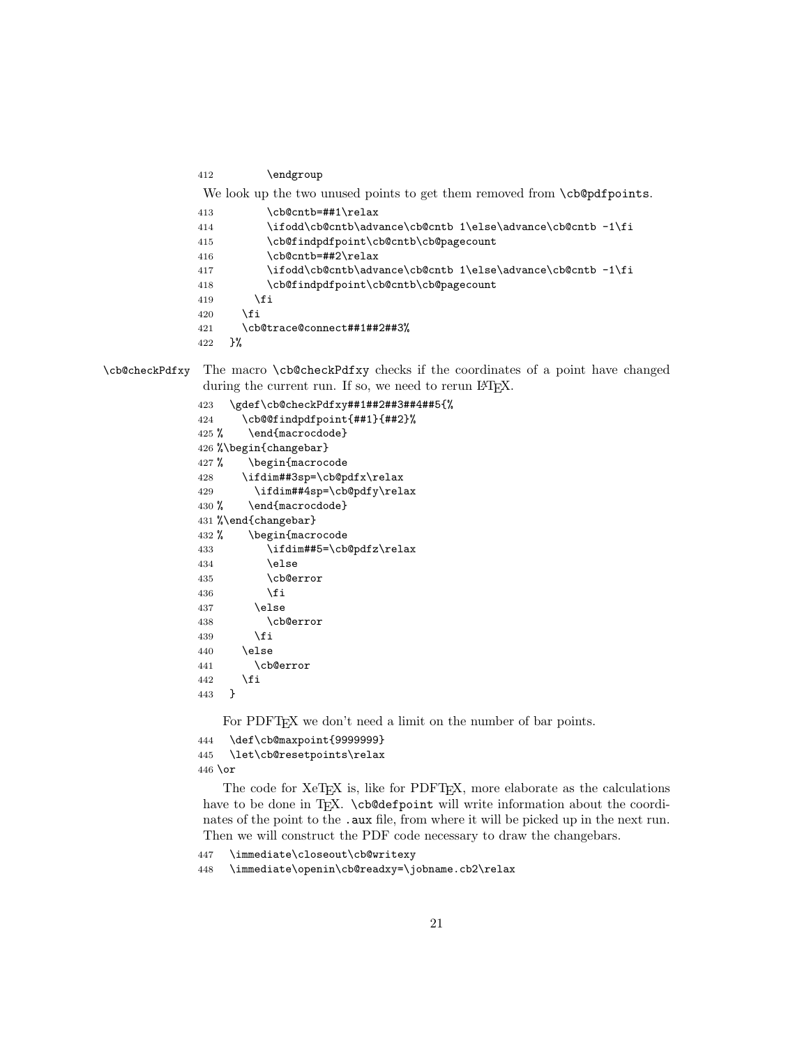```
412        \endgroup
```

We look up the two unused points to get them removed from `\cb@pdfpoints`.

```
413        \cb@cntb=##1\relax
414        \ifodd\cb@cntb\advance\cb@cntb 1\else\advance\cb@cntb -1\fi
415        \cb@findpdfpoint\cb@cntb\cb@pagecount
416        \cb@cntb=##2\relax
417        \ifodd\cb@cntb\advance\cb@cntb 1\else\advance\cb@cntb -1\fi
418        \cb@findpdfpoint\cb@cntb\cb@pagecount
419      \fi
420    \fi
421    \cb@trace@connect##1##2##3%
422  }%
```

`\cb@checkPdfxy` The macro `\cb@checkPdfxy` checks if the coordinates of a point have changed during the current run. If so, we need to rerun LaTeX.

```
423  \gdef\cb@checkPdfxy##1##2##3##4##5{%
424    \cb@@findpdfpoint{##1}{##2}%
425 %    \end{macrocdode}
426 %\begin{changebar}
427 %    \begin{macrocode
428    \ifdim##3sp=\cb@pdfx\relax
429      \ifdim##4sp=\cb@pdfy\relax
430 %    \end{macrocdode}
431 %\end{changebar}
432 %    \begin{macrocode
433        \ifdim##5=\cb@pdfz\relax
434        \else
435        \cb@error
436        \fi
437      \else
438        \cb@error
439      \fi
440    \else
441      \cb@error
442    \fi
443  }
```

For PDFTeX we don't need a limit on the number of bar points.

```
444  \def\cb@maxpoint{9999999}
445  \let\cb@resetpoints\relax
446 \or
```

The code for XeTeX is, like for PDFTeX, more elaborate as the calculations have to be done in TeX. `\cb@defpoint` will write information about the coordinates of the point to the `.aux` file, from where it will be picked up in the next run. Then we will construct the PDF code necessary to draw the changebars.

```
447  \immediate\closeout\cb@writexy
448  \immediate\openin\cb@readxy=\jobname.cb2\relax
```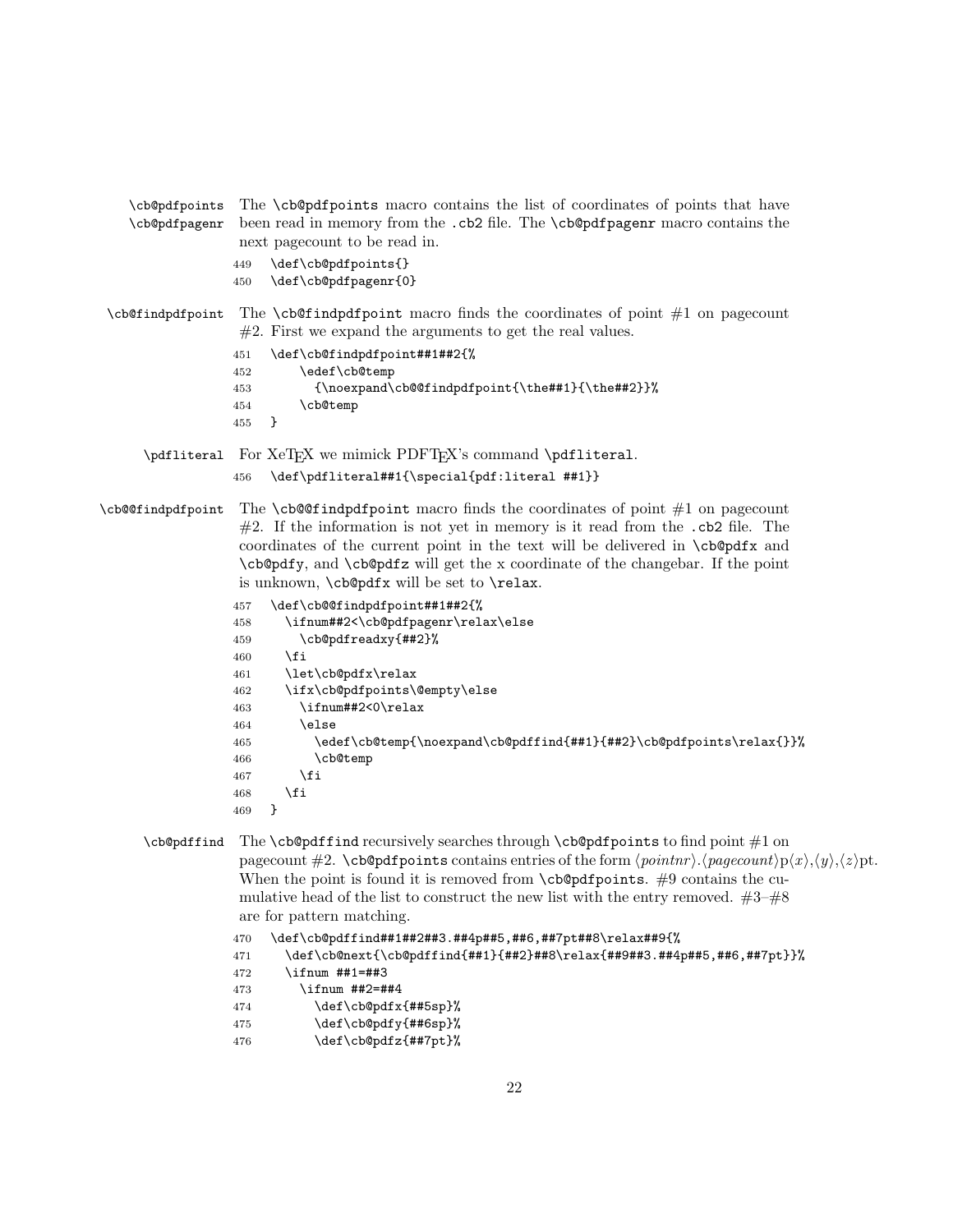`\cb@pdfpoints` `\cb@pdfpagenr` The `\cb@pdfpoints` macro contains the list of coordinates of points that have been read in memory from the `.cb2` file. The `\cb@pdfpagenr` macro contains the next pagecount to be read in.

```
449  \def\cb@pdfpoints{}
450  \def\cb@pdfpagenr{0}
```

`\cb@findpdfpoint` The `\cb@findpdfpoint` macro finds the coordinates of point #1 on pagecount #2. First we expand the arguments to get the real values.

```
451  \def\cb@findpdfpoint##1##2{%
452      \edef\cb@temp
453        {\noexpand\cb@@findpdfpoint{\the##1}{\the##2}}%
454      \cb@temp
455  }
```

`\pdfliteral` For XeTeX we mimick PDFTeX's command `\pdfliteral`.

```
456  \def\pdfliteral##1{\special{pdf:literal ##1}}
```

`\cb@@findpdfpoint` The `\cb@@findpdfpoint` macro finds the coordinates of point #1 on pagecount #2. If the information is not yet in memory is it read from the `.cb2` file. The coordinates of the current point in the text will be delivered in `\cb@pdfx` and `\cb@pdfy`, and `\cb@pdfz` will get the x coordinate of the changebar. If the point is unknown, `\cb@pdfx` will be set to `\relax`.

```
457  \def\cb@@findpdfpoint##1##2{%
458    \ifnum##2<\cb@pdfpagenr\relax\else
459      \cb@pdfreadxy{##2}%
460    \fi
461    \let\cb@pdfx\relax
462    \ifx\cb@pdfpoints\@empty\else
463      \ifnum##2<0\relax
464      \else
465        \edef\cb@temp{\noexpand\cb@pdffind{##1}{##2}\cb@pdfpoints\relax{}}%
466        \cb@temp
467      \fi
468    \fi
469  }
```

`\cb@pdffind` The `\cb@pdffind` recursively searches through `\cb@pdfpoints` to find point #1 on pagecount #2. `\cb@pdfpoints` contains entries of the form ⟨*pointnr*⟩.⟨*pagecount*⟩p⟨*x*⟩,⟨*y*⟩,⟨*z*⟩pt. When the point is found it is removed from `\cb@pdfpoints`. #9 contains the cumulative head of the list to construct the new list with the entry removed. #3–#8 are for pattern matching.

```
470  \def\cb@pdffind##1##2##3.##4p##5,##6,##7pt##8\relax##9{%
471    \def\cb@next{\cb@pdffind{##1}{##2}##8\relax{##9##3.##4p##5,##6,##7pt}}%
472    \ifnum ##1=##3
473      \ifnum ##2=##4
474        \def\cb@pdfx{##5sp}%
475        \def\cb@pdfy{##6sp}%
476        \def\cb@pdfz{##7pt}%
```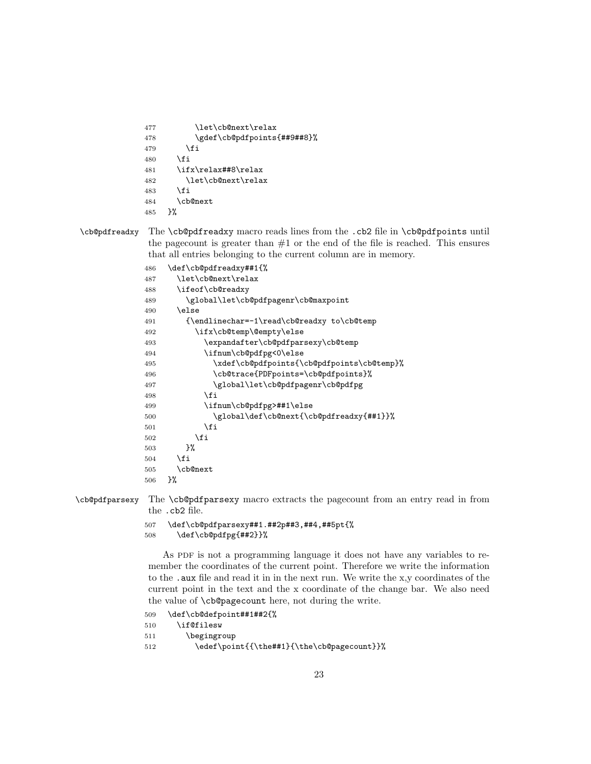```
477        \let\cb@next\relax
478        \gdef\cb@pdfpoints{##9##8}%
479      \fi
480    \fi
481    \ifx\relax##8\relax
482      \let\cb@next\relax
483    \fi
484    \cb@next
485  }%
```

`\cb@pdfreadxy` The `\cb@pdfreadxy` macro reads lines from the `.cb2` file in `\cb@pdfpoints` until the pagecount is greater than #1 or the end of the file is reached. This ensures that all entries belonging to the current column are in memory.

```
486  \def\cb@pdfreadxy##1{%
487    \let\cb@next\relax
488    \ifeof\cb@readxy
489      \global\let\cb@pdfpagenr\cb@maxpoint
490    \else
491      {\endlinechar=-1\read\cb@readxy to\cb@temp
492        \ifx\cb@temp\@empty\else
493          \expandafter\cb@pdfparsexy\cb@temp
494          \ifnum\cb@pdfpg<0\else
495            \xdef\cb@pdfpoints{\cb@pdfpoints\cb@temp}%
496            \cb@trace{PDFpoints=\cb@pdfpoints}%
497            \global\let\cb@pdfpagenr\cb@pdfpg
498          \fi
499          \ifnum\cb@pdfpg>##1\else
500            \global\def\cb@next{\cb@pdfreadxy{##1}}%
501          \fi
502        \fi
503      }%
504    \fi
505    \cb@next
506  }%
```

`\cb@pdfparsexy` The `\cb@pdfparsexy` macro extracts the pagecount from an entry read in from the `.cb2` file.

```
507  \def\cb@pdfparsexy##1.##2p##3,##4,##5pt{%
508    \def\cb@pdfpg{##2}}%
```

As PDF is not a programming language it does not have any variables to remember the coordinates of the current point. Therefore we write the information to the `.aux` file and read it in in the next run. We write the x,y coordinates of the current point in the text and the x coordinate of the change bar. We also need the value of `\cb@pagecount` here, not during the write.

```
509  \def\cb@defpoint##1##2{%
510    \if@filesw
511      \begingroup
512        \edef\point{{\the##1}{\the\cb@pagecount}}%
```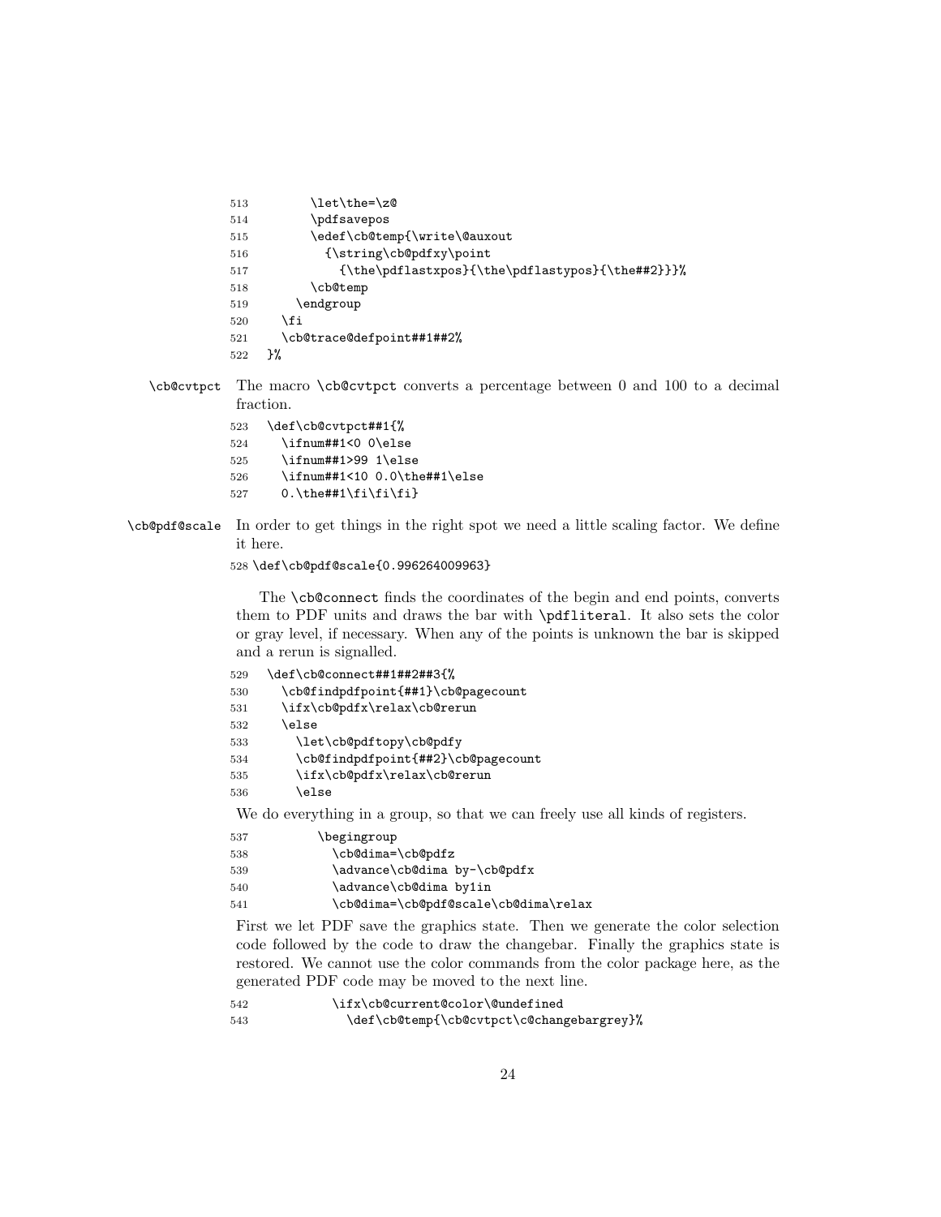```
513         \let\the=\z@
514         \pdfsavepos
515         \edef\cb@temp{\write\@auxout
516           {\string\cb@pdfxy\point
517             {\the\pdflastxpos}{\the\pdflastypos}{\the##2}}}%
518         \cb@temp
519       \endgroup
520     \fi
521     \cb@trace@defpoint##1##2%
522   }%
```

\cb@cvtpct The macro `\cb@cvtpct` converts a percentage between 0 and 100 to a decimal fraction.

```
523   \def\cb@cvtpct##1{%
524     \ifnum##1<0 0\else
525     \ifnum##1>99 1\else
526     \ifnum##1<10 0.0\the##1\else
527     0.\the##1\fi\fi\fi}
```

\cb@pdf@scale In order to get things in the right spot we need a little scaling factor. We define it here.

```
528 \def\cb@pdf@scale{0.996264009963}
```

The `\cb@connect` finds the coordinates of the begin and end points, converts them to PDF units and draws the bar with `\pdfliteral`. It also sets the color or gray level, if necessary. When any of the points is unknown the bar is skipped and a rerun is signalled.

```
529   \def\cb@connect##1##2##3{%
530     \cb@findpdfpoint{##1}\cb@pagecount
531     \ifx\cb@pdfx\relax\cb@rerun
532     \else
533       \let\cb@pdftopy\cb@pdfy
534       \cb@findpdfpoint{##2}\cb@pagecount
535       \ifx\cb@pdfx\relax\cb@rerun
536       \else
```

We do everything in a group, so that we can freely use all kinds of registers.

```
537         \begingroup
538           \cb@dima=\cb@pdfz
539           \advance\cb@dima by-\cb@pdfx
540           \advance\cb@dima by1in
541           \cb@dima=\cb@pdf@scale\cb@dima\relax
```

First we let PDF save the graphics state. Then we generate the color selection code followed by the code to draw the changebar. Finally the graphics state is restored. We cannot use the color commands from the color package here, as the generated PDF code may be moved to the next line.

```
542           \ifx\cb@current@color\@undefined
543             \def\cb@temp{\cb@cvtpct\c@changebargrey}%
```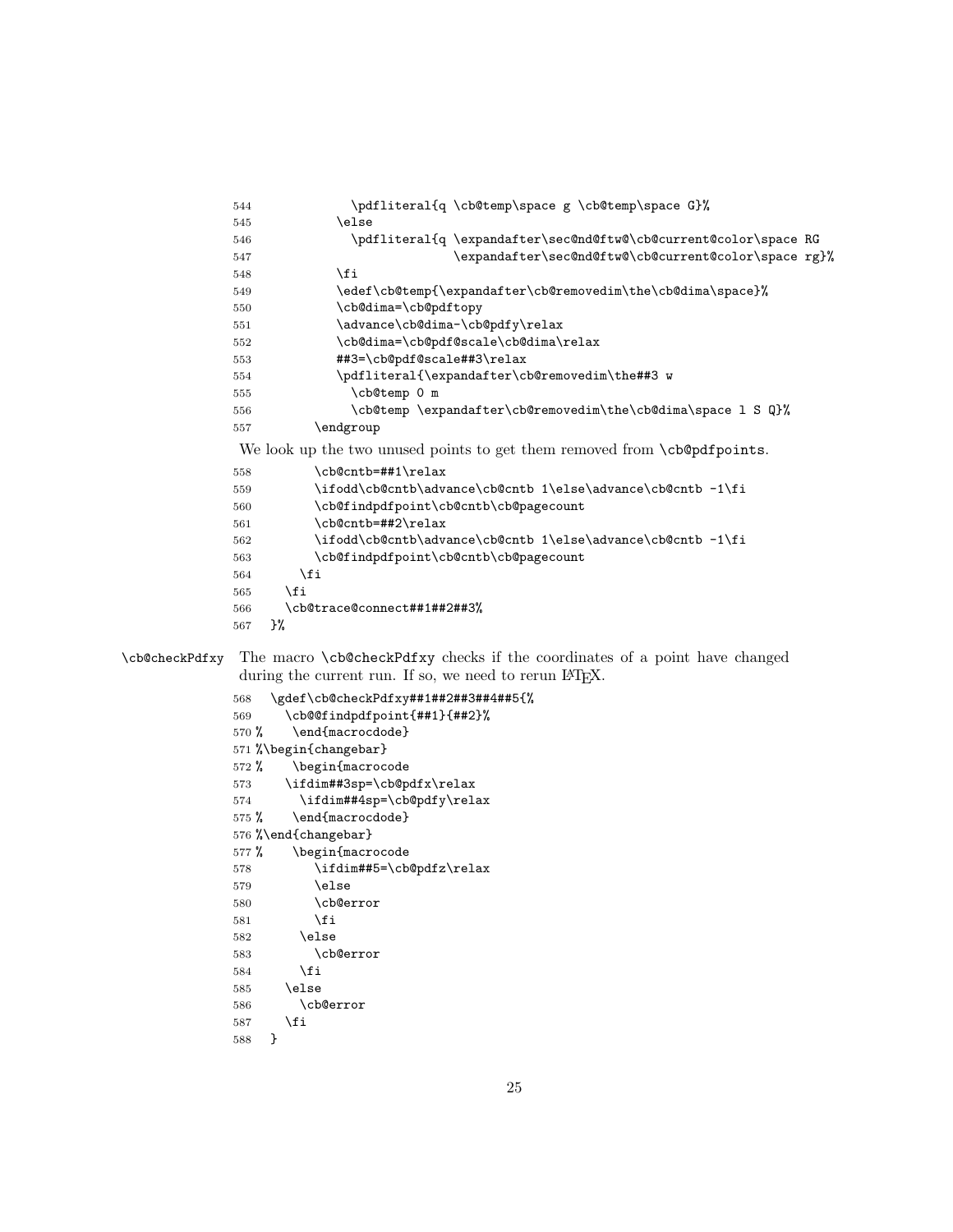```
544             \pdfliteral{q \cb@temp\space g \cb@temp\space G}%
545           \else
546             \pdfliteral{q \expandafter\sec@nd@ftw@\cb@current@color\space RG
547                           \expandafter\sec@nd@ftw@\cb@current@color\space rg}%
548           \fi
549           \edef\cb@temp{\expandafter\cb@removedim\the\cb@dima\space}%
550           \cb@dima=\cb@pdftopy
551           \advance\cb@dima-\cb@pdfy\relax
552           \cb@dima=\cb@pdf@scale\cb@dima\relax
553           ##3=\cb@pdf@scale##3\relax
554           \pdfliteral{\expandafter\cb@removedim\the##3 w
555             \cb@temp 0 m
556             \cb@temp \expandafter\cb@removedim\the\cb@dima\space l S Q}%
557         \endgroup
```

We look up the two unused points to get them removed from `\cb@pdfpoints`.

```
558         \cb@cntb=##1\relax
559         \ifodd\cb@cntb\advance\cb@cntb 1\else\advance\cb@cntb -1\fi
560         \cb@findpdfpoint\cb@cntb\cb@pagecount
561         \cb@cntb=##2\relax
562         \ifodd\cb@cntb\advance\cb@cntb 1\else\advance\cb@cntb -1\fi
563         \cb@findpdfpoint\cb@cntb\cb@pagecount
564       \fi
565     \fi
566     \cb@trace@connect##1##2##3%
567   }%
```

`\cb@checkPdfxy` The macro `\cb@checkPdfxy` checks if the coordinates of a point have changed during the current run. If so, we need to rerun LaTeX.

```
568   \gdef\cb@checkPdfxy##1##2##3##4##5{%
569     \cb@@findpdfpoint{##1}{##2}%
570 %    \end{macrocdode}
571 %\begin{changebar}
572 %    \begin{macrocode
573     \ifdim##3sp=\cb@pdfx\relax
574       \ifdim##4sp=\cb@pdfy\relax
575 %    \end{macrocdode}
576 %\end{changebar}
577 %    \begin{macrocode
578         \ifdim##5=\cb@pdfz\relax
579         \else
580         \cb@error
581         \fi
582       \else
583         \cb@error
584       \fi
585     \else
586       \cb@error
587     \fi
588   }
```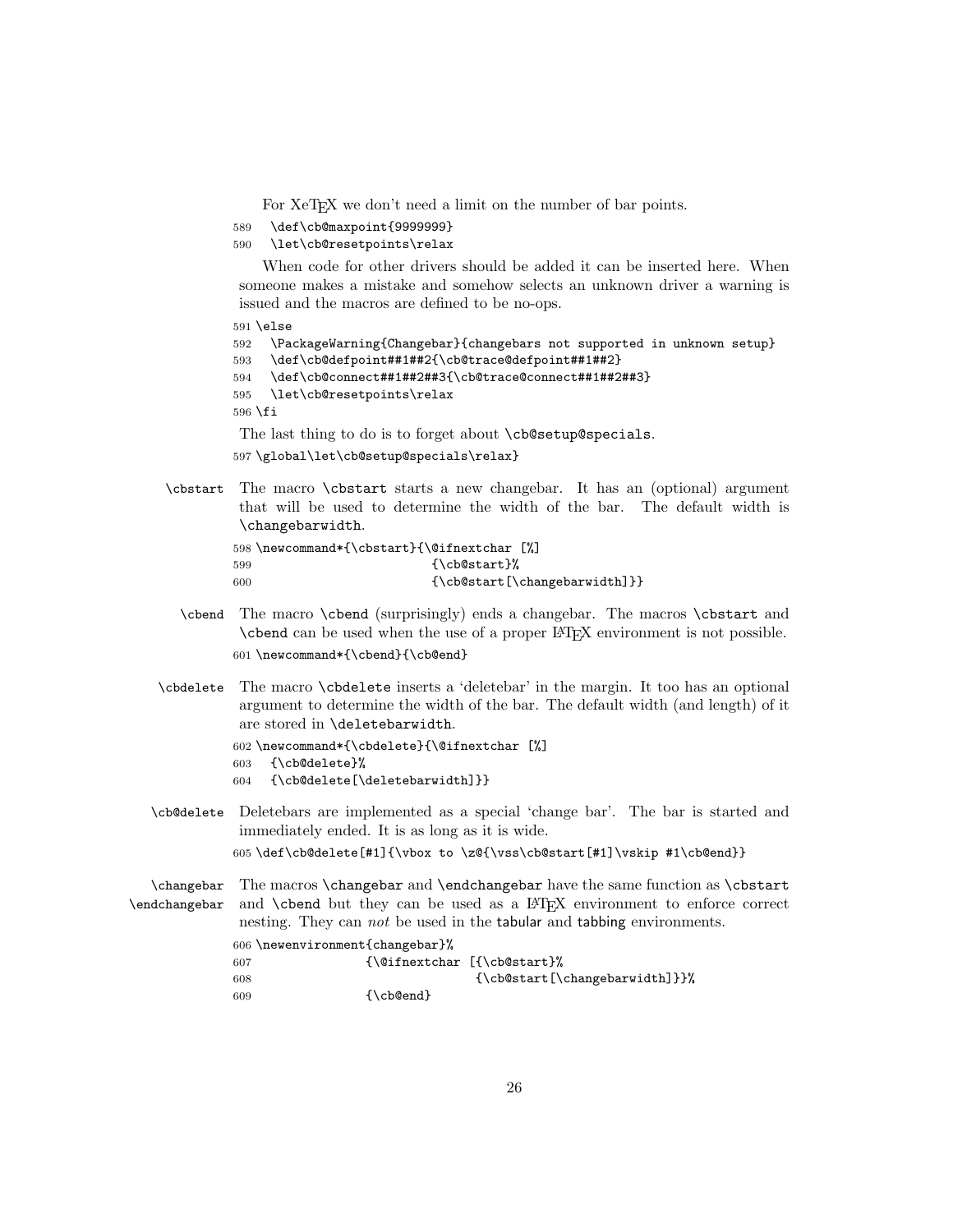For XeTEX we don't need a limit on the number of bar points.

```
589   \def\cb@maxpoint{9999999}
590   \let\cb@resetpoints\relax
```

When code for other drivers should be added it can be inserted here. When someone makes a mistake and somehow selects an unknown driver a warning is issued and the macros are defined to be no-ops.

```
591 \else
592   \PackageWarning{Changebar}{changebars not supported in unknown setup}
593   \def\cb@defpoint##1##2{\cb@trace@defpoint##1##2}
594   \def\cb@connect##1##2##3{\cb@trace@connect##1##2##3}
595   \let\cb@resetpoints\relax
596 \fi
```

The last thing to do is to forget about `\cb@setup@specials`.

```
597 \global\let\cb@setup@specials\relax}
```

`\cbstart` The macro `\cbstart` starts a new changebar. It has an (optional) argument that will be used to determine the width of the bar. The default width is `\changebarwidth`.

```
598 \newcommand*{\cbstart}{\@ifnextchar [%]
599                         {\cb@start}%
600                         {\cb@start[\changebarwidth]}}
```

`\cbend` The macro `\cbend` (surprisingly) ends a changebar. The macros `\cbstart` and `\cbend` can be used when the use of a proper LaTeX environment is not possible.

```
601 \newcommand*{\cbend}{\cb@end}
```

`\cbdelete` The macro `\cbdelete` inserts a 'deletebar' in the margin. It too has an optional argument to determine the width of the bar. The default width (and length) of it are stored in `\deletebarwidth`.

```
602 \newcommand*{\cbdelete}{\@ifnextchar [%]
603   {\cb@delete}%
604   {\cb@delete[\deletebarwidth]}}
```

`\cb@delete` Deletebars are implemented as a special 'change bar'. The bar is started and immediately ended. It is as long as it is wide.

```
605 \def\cb@delete[#1]{\vbox to \z@{\vss\cb@start[#1]\vskip #1\cb@end}}
```

`\changebar` `\endchangebar` The macros `\changebar` and `\endchangebar` have the same function as `\cbstart` and `\cbend` but they can be used as a LaTeX environment to enforce correct nesting. They can *not* be used in the tabular and tabbing environments.

```
606 \newenvironment{changebar}%
607                {\@ifnextchar [{\cb@start}%
608                              {\cb@start[\changebarwidth]}}%
609                {\cb@end}
```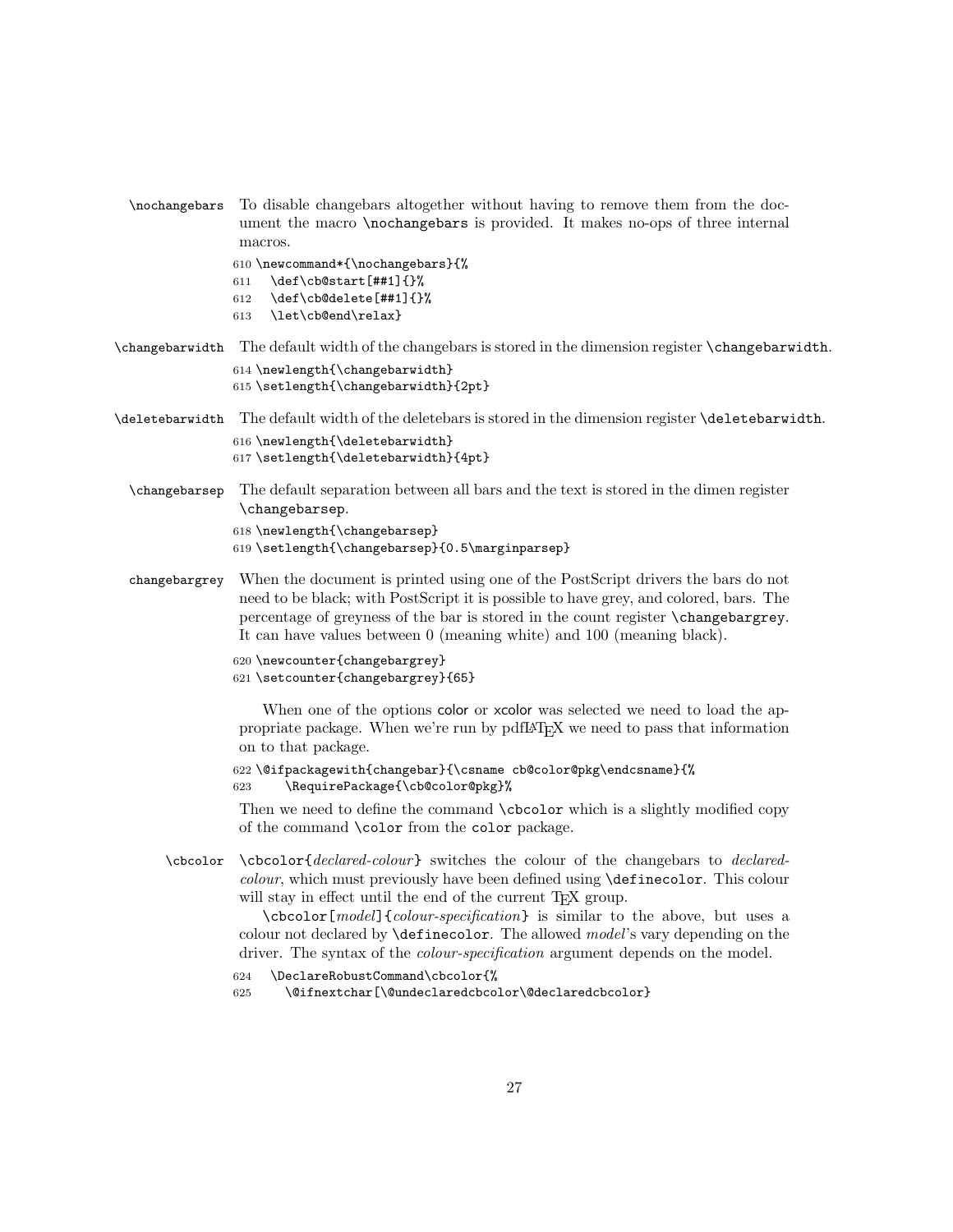`\nochangebars` To disable changebars altogether without having to remove them from the document the macro `\nochangebars` is provided. It makes no-ops of three internal macros.

```
610 \newcommand*{\nochangebars}{%
611   \def\cb@start[##1]{}%
612   \def\cb@delete[##1]{}%
613   \let\cb@end\relax}
```

`\changebarwidth` The default width of the changebars is stored in the dimension register `\changebarwidth`.

```
614 \newlength{\changebarwidth}
615 \setlength{\changebarwidth}{2pt}
```

`\deletebarwidth` The default width of the deletebars is stored in the dimension register `\deletebarwidth`.

```
616 \newlength{\deletebarwidth}
617 \setlength{\deletebarwidth}{4pt}
```

`\changebarsep` The default separation between all bars and the text is stored in the dimen register `\changebarsep`.

```
618 \newlength{\changebarsep}
619 \setlength{\changebarsep}{0.5\marginparsep}
```

changebargrey When the document is printed using one of the PostScript drivers the bars do not need to be black; with PostScript it is possible to have grey, and colored, bars. The percentage of greyness of the bar is stored in the count register `\changebargrey`. It can have values between 0 (meaning white) and 100 (meaning black).

```
620 \newcounter{changebargrey}
621 \setcounter{changebargrey}{65}
```

When one of the options color or xcolor was selected we need to load the appropriate package. When we're run by pdfLaTeX we need to pass that information on to that package.

```
622 \@ifpackagewith{changebar}{\csname cb@color@pkg\endcsname}{%
623     \RequirePackage{\cb@color@pkg}%
```

Then we need to define the command `\cbcolor` which is a slightly modified copy of the command `\color` from the `color` package.

`\cbcolor` `\cbcolor{`*declared-colour*`}` switches the colour of the changebars to *declared-colour*, which must previously have been defined using `\definecolor`. This colour will stay in effect until the end of the current TeX group.

`\cbcolor[`*model*`]{`*colour-specification*`}` is similar to the above, but uses a colour not declared by `\definecolor`. The allowed *model*'s vary depending on the driver. The syntax of the *colour-specification* argument depends on the model.

```
624   \DeclareRobustCommand\cbcolor{%
625     \@ifnextchar[\@undeclaredcbcolor\@declaredcbcolor}
```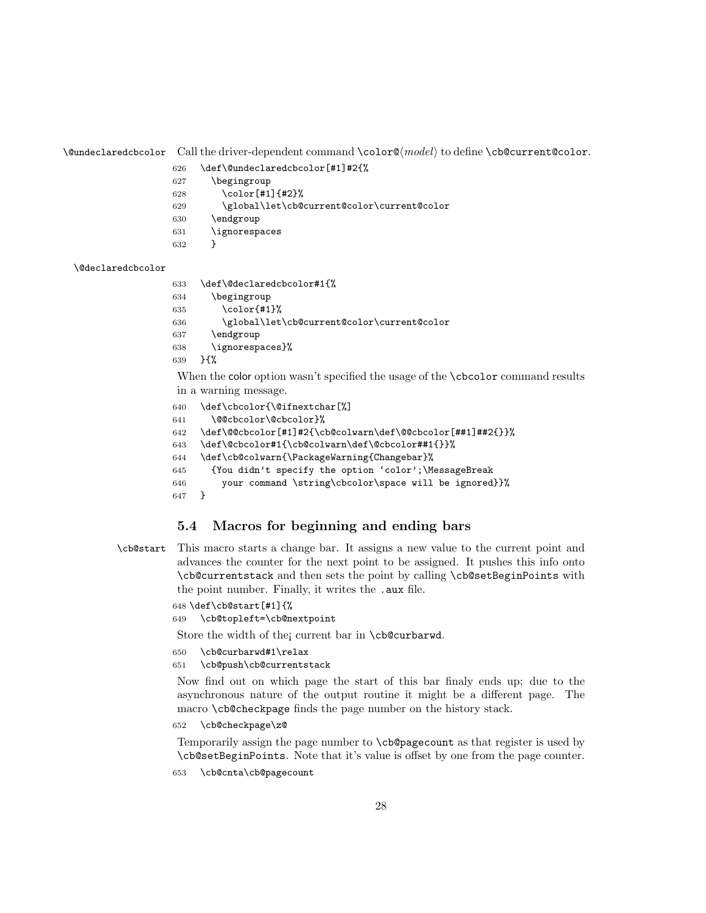\@undeclaredcbcolor Call the driver-dependent command `\color@⟨model⟩` to define `\cb@current@color`.

```
626   \def\@undeclaredcbcolor[#1]#2{%
627     \begingroup
628       \color[#1]{#2}%
629       \global\let\cb@current@color\current@color
630     \endgroup
631     \ignorespaces
632     }
```

\@declaredcbcolor

```
633   \def\@declaredcbcolor#1{%
634     \begingroup
635       \color{#1}%
636       \global\let\cb@current@color\current@color
637     \endgroup
638     \ignorespaces}%
639   }{%
```

When the color option wasn't specified the usage of the `\cbcolor` command results in a warning message.

```
640   \def\cbcolor{\@ifnextchar[%]
641     \@@cbcolor\@cbcolor}%
642   \def\@@cbcolor[#1]#2{\cb@colwarn\def\@@cbcolor[##1]##2{}}%
643   \def\@cbcolor#1{\cb@colwarn\def\@cbcolor##1{}}%
644   \def\cb@colwarn{\PackageWarning{Changebar}%
645     {You didn't specify the option `color';\MessageBreak
646       your command \string\cbcolor\space will be ignored}}%
647   }
```

## 5.4 Macros for beginning and ending bars

\cb@start This macro starts a change bar. It assigns a new value to the current point and advances the counter for the next point to be assigned. It pushes this info onto `\cb@currentstack` and then sets the point by calling `\cb@setBeginPoints` with the point number. Finally, it writes the `.aux` file.

```
648 \def\cb@start[#1]{%
649   \cb@topleft=\cb@nextpoint
```

Store the width of the¡ current bar in `\cb@curbarwd`.

```
650   \cb@curbarwd#1\relax
651   \cb@push\cb@currentstack
```

Now find out on which page the start of this bar finaly ends up; due to the asynchronous nature of the output routine it might be a different page. The macro `\cb@checkpage` finds the page number on the history stack.

```
652   \cb@checkpage\z@
```

Temporarily assign the page number to `\cb@pagecount` as that register is used by `\cb@setBeginPoints`. Note that it's value is offset by one from the page counter.

```
653   \cb@cnta\cb@pagecount
```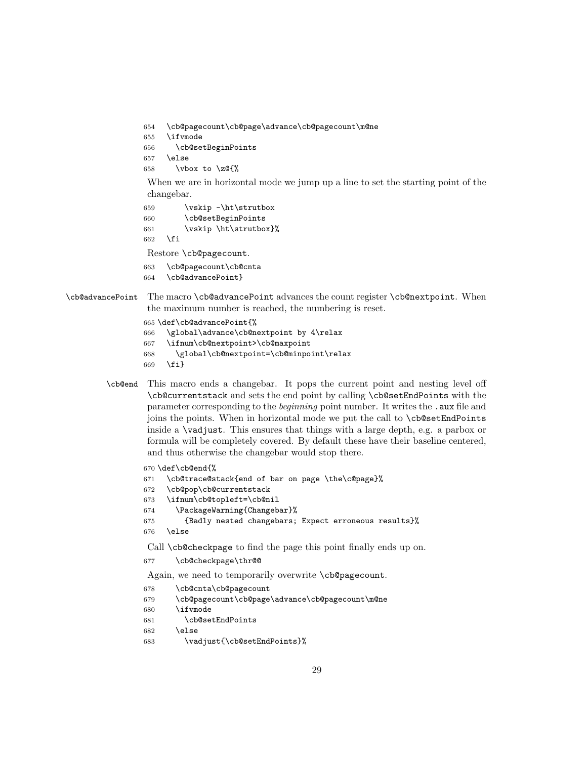```
654   \cb@pagecount\cb@page\advance\cb@pagecount\m@ne
655   \ifvmode
656     \cb@setBeginPoints
657   \else
658     \vbox to \z@{%
```

When we are in horizontal mode we jump up a line to set the starting point of the changebar.

```
659       \vskip -\ht\strutbox
660       \cb@setBeginPoints
661       \vskip \ht\strutbox}%
662   \fi
```

Restore `\cb@pagecount`.

```
663   \cb@pagecount\cb@cnta
664   \cb@advancePoint}
```

`\cb@advancePoint` The macro `\cb@advancePoint` advances the count register `\cb@nextpoint`. When the maximum number is reached, the numbering is reset.

```
665 \def\cb@advancePoint{%
666   \global\advance\cb@nextpoint by 4\relax
667   \ifnum\cb@nextpoint>\cb@maxpoint
668     \global\cb@nextpoint=\cb@minpoint\relax
669   \fi}
```

`\cb@end` This macro ends a changebar. It pops the current point and nesting level off `\cb@currentstack` and sets the end point by calling `\cb@setEndPoints` with the parameter corresponding to the *beginning* point number. It writes the `.aux` file and joins the points. When in horizontal mode we put the call to `\cb@setEndPoints` inside a `\vadjust`. This ensures that things with a large depth, e.g. a parbox or formula will be completely covered. By default these have their baseline centered, and thus otherwise the changebar would stop there.

```
670 \def\cb@end{%
671   \cb@trace@stack{end of bar on page \the\c@page}%
672   \cb@pop\cb@currentstack
673   \ifnum\cb@topleft=\cb@nil
674     \PackageWarning{Changebar}%
675       {Badly nested changebars; Expect erroneous results}%
676   \else
```

Call `\cb@checkpage` to find the page this point finally ends up on.

```
677     \cb@checkpage\thr@@
```

Again, we need to temporarily overwrite `\cb@pagecount`.

```
678     \cb@cnta\cb@pagecount
679     \cb@pagecount\cb@page\advance\cb@pagecount\m@ne
680     \ifvmode
681       \cb@setEndPoints
682     \else
683       \vadjust{\cb@setEndPoints}%
```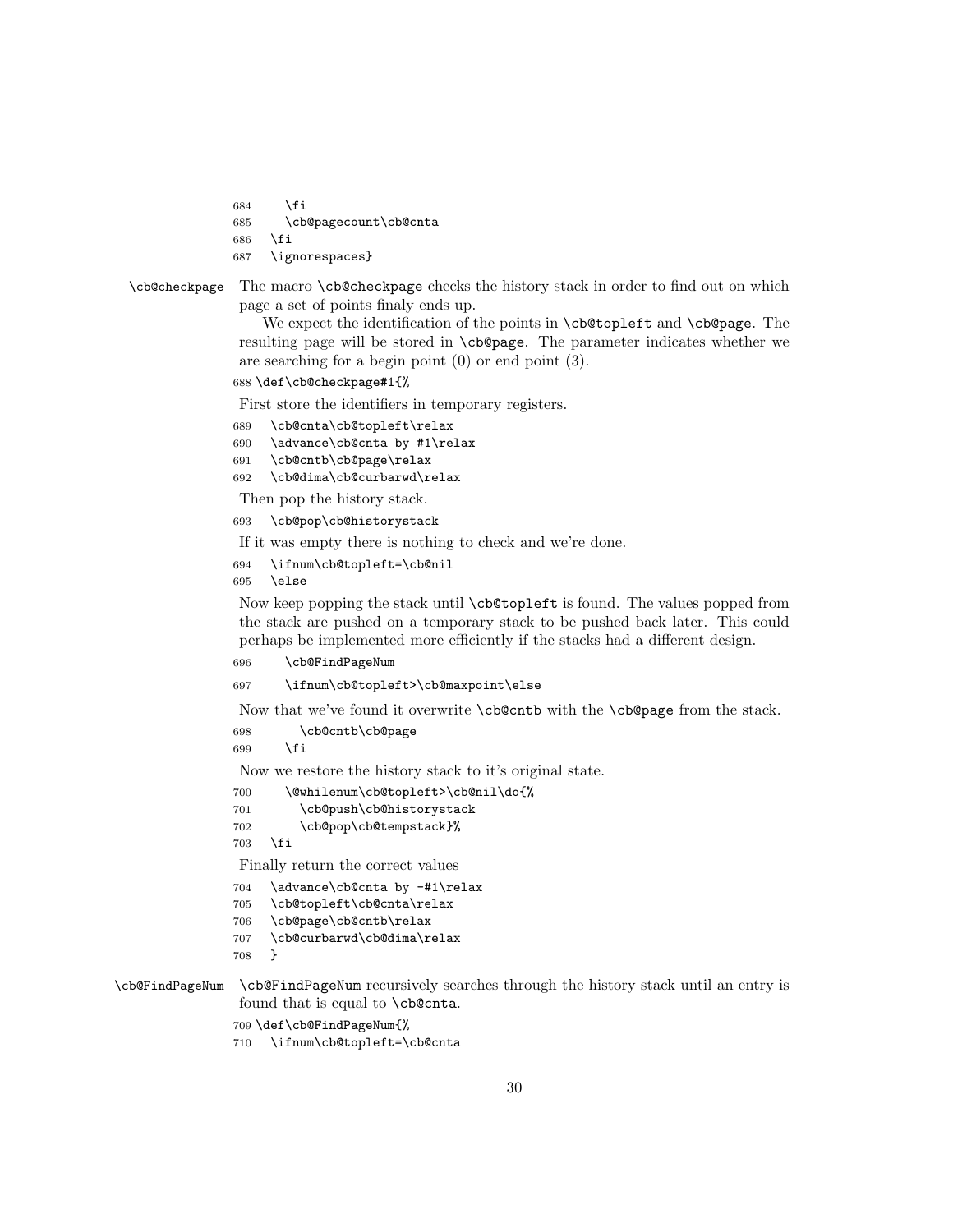```
684     \fi
685     \cb@pagecount\cb@cnta
686   \fi
687   \ignorespaces}
```

`\cb@checkpage` The macro `\cb@checkpage` checks the history stack in order to find out on which page a set of points finaly ends up.

We expect the identification of the points in `\cb@topleft` and `\cb@page`. The resulting page will be stored in `\cb@page`. The parameter indicates whether we are searching for a begin point (0) or end point (3).

```
688 \def\cb@checkpage#1{%
```

First store the identifiers in temporary registers.

```
689   \cb@cnta\cb@topleft\relax
690   \advance\cb@cnta by #1\relax
691   \cb@cntb\cb@page\relax
692   \cb@dima\cb@curbarwd\relax
```

Then pop the history stack.

```
693   \cb@pop\cb@historystack
```

If it was empty there is nothing to check and we're done.

```
694   \ifnum\cb@topleft=\cb@nil
695   \else
```

Now keep popping the stack until `\cb@topleft` is found. The values popped from the stack are pushed on a temporary stack to be pushed back later. This could perhaps be implemented more efficiently if the stacks had a different design.

```
696     \cb@FindPageNum
697     \ifnum\cb@topleft>\cb@maxpoint\else
```

Now that we've found it overwrite `\cb@cntb` with the `\cb@page` from the stack.

```
698       \cb@cntb\cb@page
699     \fi
```

Now we restore the history stack to it's original state.

```
700     \@whilenum\cb@topleft>\cb@nil\do{%
701       \cb@push\cb@historystack
702       \cb@pop\cb@tempstack}%
703   \fi
```

Finally return the correct values

```
704   \advance\cb@cnta by -#1\relax
705   \cb@topleft\cb@cnta\relax
706   \cb@page\cb@cntb\relax
707   \cb@curbarwd\cb@dima\relax
708   }
```

`\cb@FindPageNum` `\cb@FindPageNum` recursively searches through the history stack until an entry is found that is equal to `\cb@cnta`.

```
709 \def\cb@FindPageNum{%
710   \ifnum\cb@topleft=\cb@cnta
```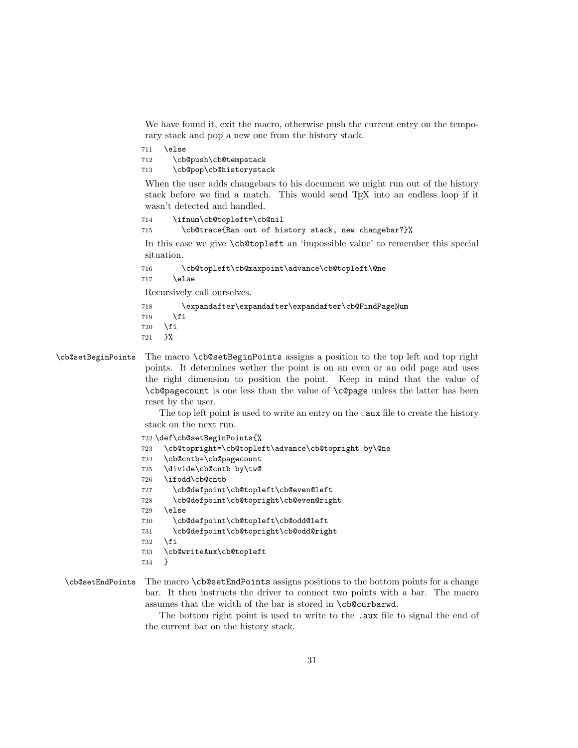We have found it, exit the macro, otherwise push the current entry on the temporary stack and pop a new one from the history stack.

```
711   \else
712     \cb@push\cb@tempstack
713     \cb@pop\cb@historystack
```

When the user adds changebars to his document we might run out of the history stack before we find a match. This would send TEX into an endless loop if it wasn't detected and handled.

```
714     \ifnum\cb@topleft=\cb@nil
715       \cb@trace{Ran out of history stack, new changebar?}%
```

In this case we give `\cb@topleft` an 'impossible value' to remember this special situation.

```
716       \cb@topleft\cb@maxpoint\advance\cb@topleft\@ne
717     \else
```

Recursively call ourselves.

```
718       \expandafter\expandafter\expandafter\cb@FindPageNum
719     \fi
720   \fi
721   }%
```

`\cb@setBeginPoints` The macro `\cb@setBeginPoints` assigns a position to the top left and top right points. It determines wether the point is on an even or an odd page and uses the right dimension to position the point. Keep in mind that the value of `\cb@pagecount` is one less than the value of `\c@page` unless the latter has been reset by the user.

The top left point is used to write an entry on the `.aux` file to create the history stack on the next run.

```
722 \def\cb@setBeginPoints{%
723   \cb@topright=\cb@topleft\advance\cb@topright by\@ne
724   \cb@cntb=\cb@pagecount
725   \divide\cb@cntb by\tw@
726   \ifodd\cb@cntb
727     \cb@defpoint\cb@topleft\cb@even@left
728     \cb@defpoint\cb@topright\cb@even@right
729   \else
730     \cb@defpoint\cb@topleft\cb@odd@left
731     \cb@defpoint\cb@topright\cb@odd@right
732   \fi
733   \cb@writeAux\cb@topleft
734   }
```

`\cb@setEndPoints` The macro `\cb@setEndPoints` assigns positions to the bottom points for a change bar. It then instructs the driver to connect two points with a bar. The macro assumes that the width of the bar is stored in `\cb@curbarwd`.

The bottom right point is used to write to the `.aux` file to signal the end of the current bar on the history stack.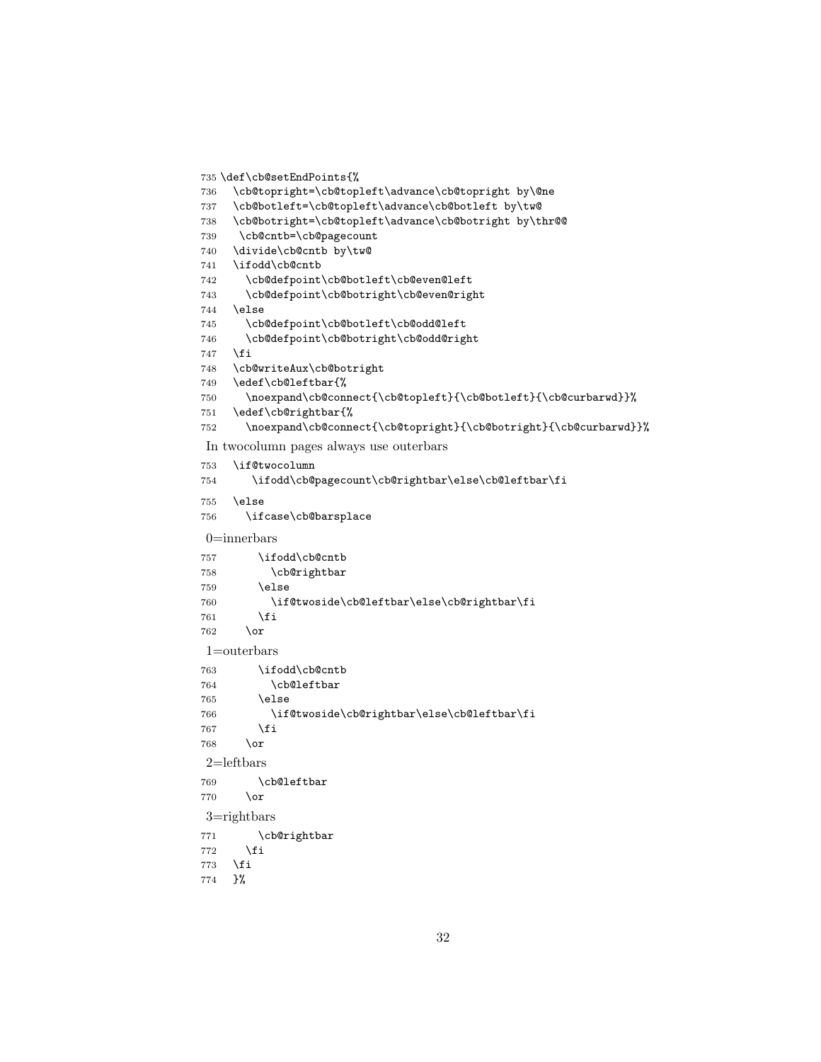```
735 \def\cb@setEndPoints{%
736   \cb@topright=\cb@topleft\advance\cb@topright by\@ne
737   \cb@botleft=\cb@topleft\advance\cb@botleft by\tw@
738   \cb@botright=\cb@topleft\advance\cb@botright by\thr@@
739    \cb@cntb=\cb@pagecount
740   \divide\cb@cntb by\tw@
741   \ifodd\cb@cntb
742     \cb@defpoint\cb@botleft\cb@even@left
743     \cb@defpoint\cb@botright\cb@even@right
744   \else
745     \cb@defpoint\cb@botleft\cb@odd@left
746     \cb@defpoint\cb@botright\cb@odd@right
747   \fi
748   \cb@writeAux\cb@botright
749   \edef\cb@leftbar{%
750     \noexpand\cb@connect{\cb@topleft}{\cb@botleft}{\cb@curbarwd}}%
751   \edef\cb@rightbar{%
752     \noexpand\cb@connect{\cb@topright}{\cb@botright}{\cb@curbarwd}}%
```

In twocolumn pages always use outerbars

```
753   \if@twocolumn
754      \ifodd\cb@pagecount\cb@rightbar\else\cb@leftbar\fi
755   \else
756     \ifcase\cb@barsplace
```

0=innerbars

```
757       \ifodd\cb@cntb
758         \cb@rightbar
759       \else
760         \if@twoside\cb@leftbar\else\cb@rightbar\fi
761       \fi
762     \or
```

1=outerbars

```
763       \ifodd\cb@cntb
764         \cb@leftbar
765       \else
766         \if@twoside\cb@rightbar\else\cb@leftbar\fi
767       \fi
768     \or
```

2=leftbars

```
769       \cb@leftbar
770     \or
```

3=rightbars

```
771       \cb@rightbar
772     \fi
773   \fi
774   }%
```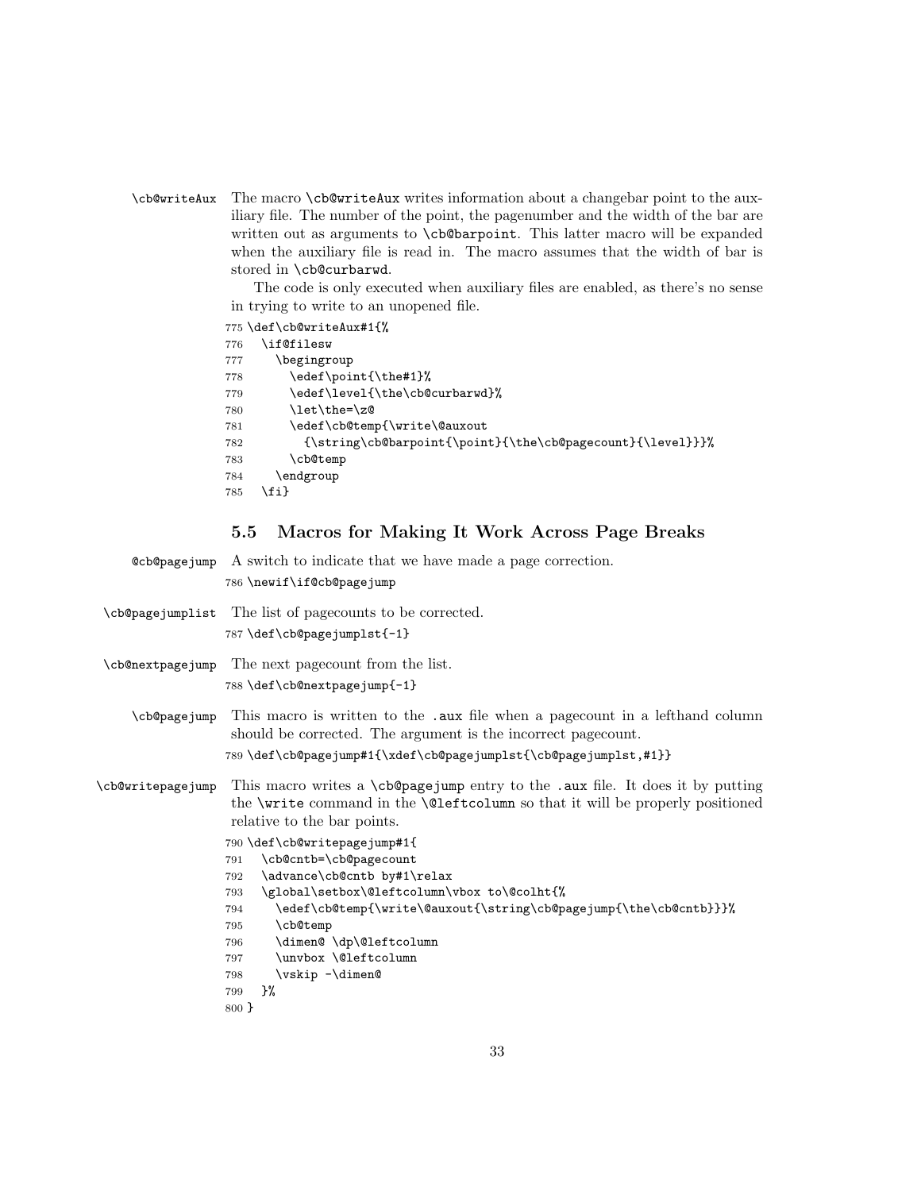\cb@writeAux The macro \cb@writeAux writes information about a changebar point to the auxiliary file. The number of the point, the pagenumber and the width of the bar are written out as arguments to \cb@barpoint. This latter macro will be expanded when the auxiliary file is read in. The macro assumes that the width of bar is stored in \cb@curbarwd.

The code is only executed when auxiliary files are enabled, as there's no sense in trying to write to an unopened file.

```
775 \def\cb@writeAux#1{%
776   \if@filesw
777     \begingroup
778       \edef\point{\the#1}%
779       \edef\level{\the\cb@curbarwd}%
780       \let\the=\z@
781       \edef\cb@temp{\write\@auxout
782         {\string\cb@barpoint{\point}{\the\cb@pagecount}{\level}}}%
783       \cb@temp
784     \endgroup
785   \fi}
```

## 5.5 Macros for Making It Work Across Page Breaks

@cb@pagejump A switch to indicate that we have made a page correction.

```
786 \newif\if@cb@pagejump
```

\cb@pagejumplist The list of pagecounts to be corrected.

```
787 \def\cb@pagejumplst{-1}
```

\cb@nextpagejump The next pagecount from the list.

```
788 \def\cb@nextpagejump{-1}
```

\cb@pagejump This macro is written to the .aux file when a pagecount in a lefthand column should be corrected. The argument is the incorrect pagecount.

```
789 \def\cb@pagejump#1{\xdef\cb@pagejumplst{\cb@pagejumplst,#1}}
```

\cb@writepagejump This macro writes a \cb@pagejump entry to the .aux file. It does it by putting the \write command in the \@leftcolumn so that it will be properly positioned relative to the bar points.

```
790 \def\cb@writepagejump#1{
791   \cb@cntb=\cb@pagecount
792   \advance\cb@cntb by#1\relax
793   \global\setbox\@leftcolumn\vbox to\@colht{%
794     \edef\cb@temp{\write\@auxout{\string\cb@pagejump{\the\cb@cntb}}}%
795     \cb@temp
796     \dimen@ \dp\@leftcolumn
797     \unvbox \@leftcolumn
798     \vskip -\dimen@
799   }%
800 }
```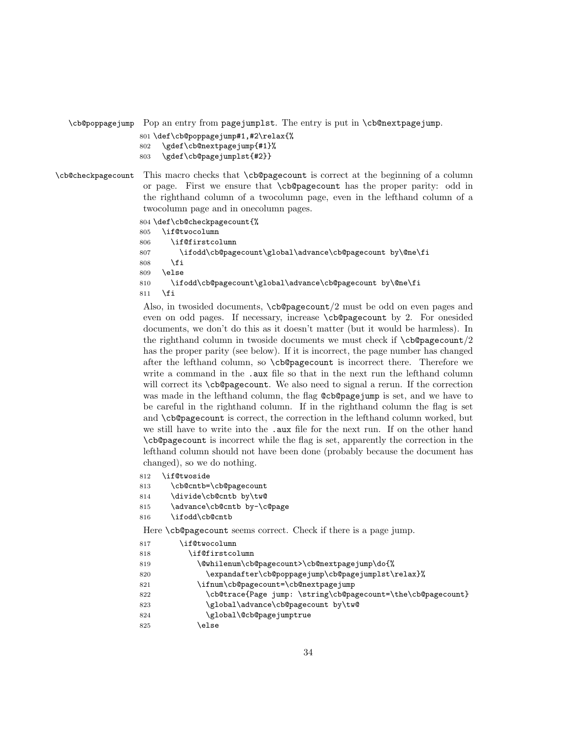`\cb@poppagejump` Pop an entry from `pagejumplst`. The entry is put in `\cb@nextpagejump`.

```
801 \def\cb@poppagejump#1,#2\relax{%
802   \gdef\cb@nextpagejump{#1}%
803   \gdef\cb@pagejumplst{#2}}
```

`\cb@checkpagecount` This macro checks that `\cb@pagecount` is correct at the beginning of a column or page. First we ensure that `\cb@pagecount` has the proper parity: odd in the righthand column of a twocolumn page, even in the lefthand column of a twocolumn page and in onecolumn pages.

```
804 \def\cb@checkpagecount{%
805   \if@twocolumn
806     \if@firstcolumn
807       \ifodd\cb@pagecount\global\advance\cb@pagecount by\@ne\fi
808     \fi
809   \else
810     \ifodd\cb@pagecount\global\advance\cb@pagecount by\@ne\fi
811   \fi
```

Also, in twosided documents, `\cb@pagecount`/2 must be odd on even pages and even on odd pages. If necessary, increase `\cb@pagecount` by 2. For onesided documents, we don't do this as it doesn't matter (but it would be harmless). In the righthand column in twoside documents we must check if `\cb@pagecount`/2 has the proper parity (see below). If it is incorrect, the page number has changed after the lefthand column, so `\cb@pagecount` is incorrect there. Therefore we write a command in the `.aux` file so that in the next run the lefthand column will correct its `\cb@pagecount`. We also need to signal a rerun. If the correction was made in the lefthand column, the flag `@cb@pagejump` is set, and we have to be careful in the righthand column. If in the righthand column the flag is set and `\cb@pagecount` is correct, the correction in the lefthand column worked, but we still have to write into the `.aux` file for the next run. If on the other hand `\cb@pagecount` is incorrect while the flag is set, apparently the correction in the lefthand column should not have been done (probably because the document has changed), so we do nothing.

```
812   \if@twoside
813     \cb@cntb=\cb@pagecount
814     \divide\cb@cntb by\tw@
815     \advance\cb@cntb by-\c@page
816     \ifodd\cb@cntb
```

Here `\cb@pagecount` seems correct. Check if there is a page jump.

```
817       \if@twocolumn
818         \if@firstcolumn
819           \@whilenum\cb@pagecount>\cb@nextpagejump\do{%
820             \expandafter\cb@poppagejump\cb@pagejumplst\relax}%
821           \ifnum\cb@pagecount=\cb@nextpagejump
822             \cb@trace{Page jump: \string\cb@pagecount=\the\cb@pagecount}
823             \global\advance\cb@pagecount by\tw@
824             \global\@cb@pagejumptrue
825           \else
```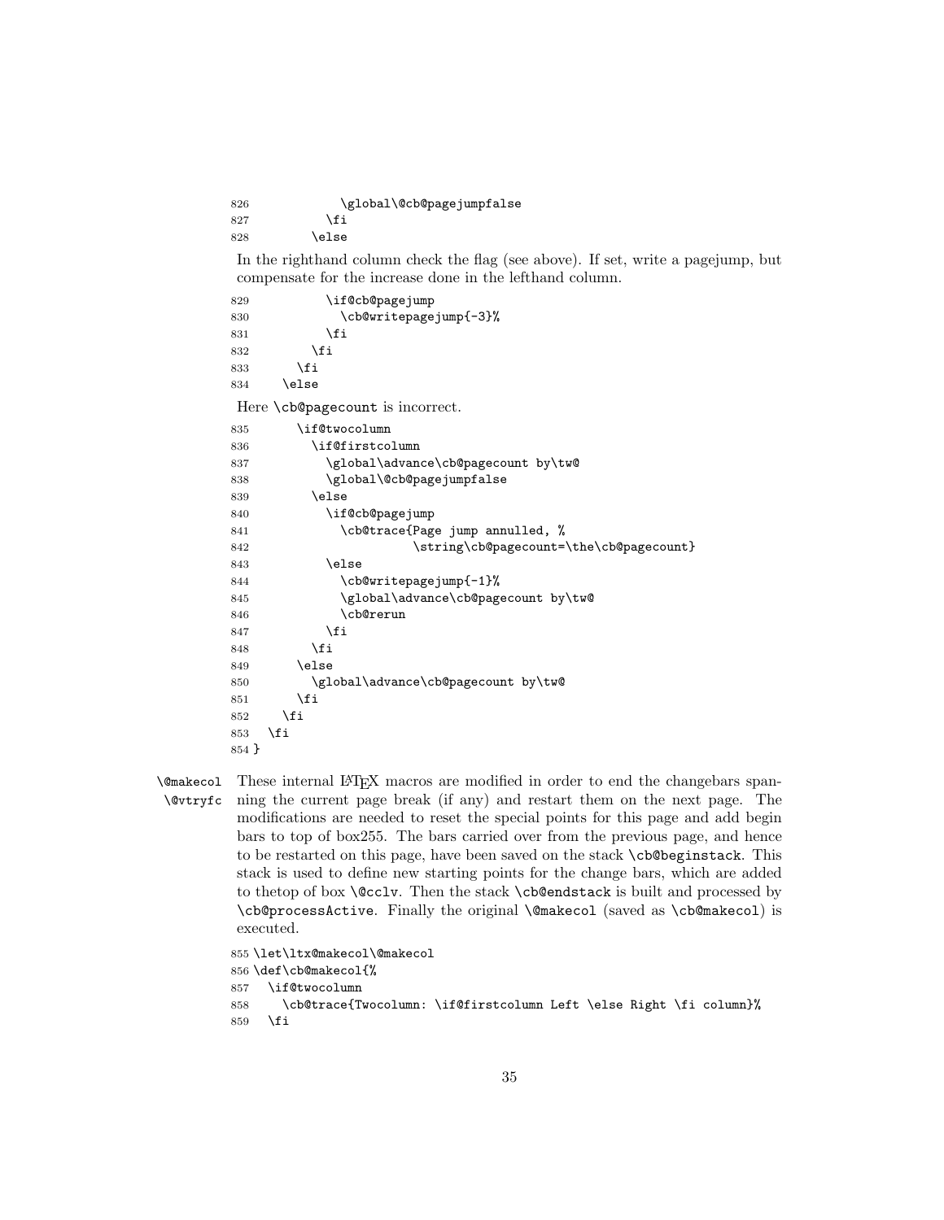```
826           \global\@cb@pagejumpfalse
827         \fi
828       \else
```

In the righthand column check the flag (see above). If set, write a pagejump, but compensate for the increase done in the lefthand column.

```
829         \if@cb@pagejump
830           \cb@writepagejump{-3}%
831         \fi
832       \fi
833     \fi
834   \else
```

Here `\cb@pagecount` is incorrect.

```
835     \if@twocolumn
836       \if@firstcolumn
837         \global\advance\cb@pagecount by\tw@
838         \global\@cb@pagejumpfalse
839       \else
840         \if@cb@pagejump
841           \cb@trace{Page jump annulled, %
842                     \string\cb@pagecount=\the\cb@pagecount}
843         \else
844           \cb@writepagejump{-1}%
845           \global\advance\cb@pagecount by\tw@
846           \cb@rerun
847         \fi
848       \fi
849     \else
850       \global\advance\cb@pagecount by\tw@
851     \fi
852   \fi
853 \fi
854 }
```

`\@makecol` `\@vtryfc` These internal LaTeX macros are modified in order to end the changebars spanning the current page break (if any) and restart them on the next page. The modifications are needed to reset the special points for this page and add begin bars to top of box255. The bars carried over from the previous page, and hence to be restarted on this page, have been saved on the stack `\cb@beginstack`. This stack is used to define new starting points for the change bars, which are added to thetop of box `\@cclv`. Then the stack `\cb@endstack` is built and processed by `\cb@processActive`. Finally the original `\@makecol` (saved as `\cb@makecol`) is executed.

```
855 \let\ltx@makecol\@makecol
856 \def\cb@makecol{%
857   \if@twocolumn
858     \cb@trace{Twocolumn: \if@firstcolumn Left \else Right \fi column}%
859   \fi
```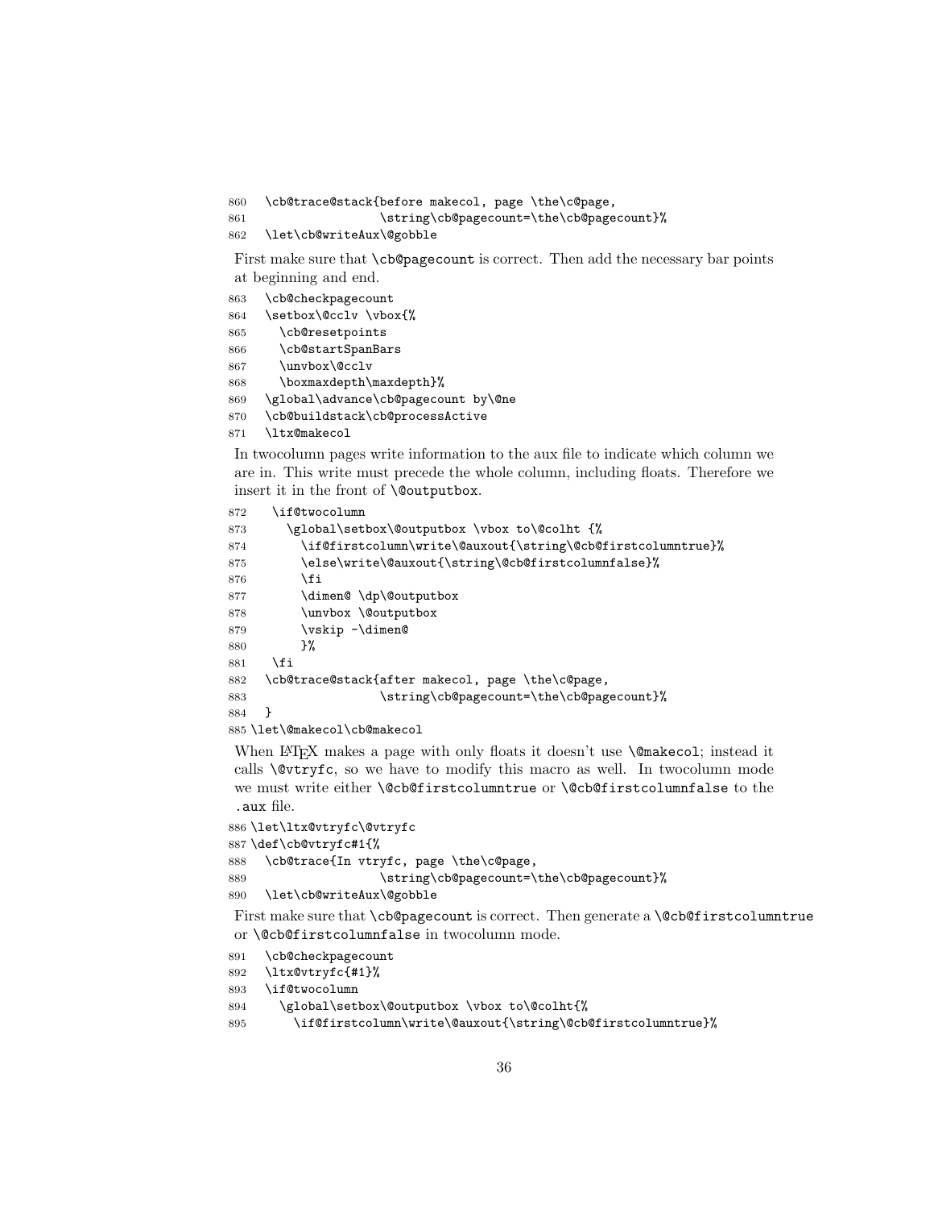```
860   \cb@trace@stack{before makecol, page \the\c@page,
861                   \string\cb@pagecount=\the\cb@pagecount}%
862   \let\cb@writeAux\@gobble
```

First make sure that `\cb@pagecount` is correct. Then add the necessary bar points at beginning and end.

```
863   \cb@checkpagecount
864   \setbox\@cclv \vbox{%
865     \cb@resetpoints
866     \cb@startSpanBars
867     \unvbox\@cclv
868     \boxmaxdepth\maxdepth}%
869   \global\advance\cb@pagecount by\@ne
870   \cb@buildstack\cb@processActive
871   \ltx@makecol
```

In twocolumn pages write information to the aux file to indicate which column we are in. This write must precede the whole column, including floats. Therefore we insert it in the front of `\@outputbox`.

```
872    \if@twocolumn
873      \global\setbox\@outputbox \vbox to\@colht {%
874        \if@firstcolumn\write\@auxout{\string\@cb@firstcolumntrue}%
875        \else\write\@auxout{\string\@cb@firstcolumnfalse}%
876        \fi
877        \dimen@ \dp\@outputbox
878        \unvbox \@outputbox
879        \vskip -\dimen@
880        }%
881    \fi
882   \cb@trace@stack{after makecol, page \the\c@page,
883                   \string\cb@pagecount=\the\cb@pagecount}%
884   }
885 \let\@makecol\cb@makecol
```

When LaTeX makes a page with only floats it doesn't use `\@makecol`; instead it calls `\@vtryfc`, so we have to modify this macro as well. In twocolumn mode we must write either `\@cb@firstcolumntrue` or `\@cb@firstcolumnfalse` to the `.aux` file.

```
886 \let\ltx@vtryfc\@vtryfc
887 \def\cb@vtryfc#1{%
888   \cb@trace{In vtryfc, page \the\c@page,
889                   \string\cb@pagecount=\the\cb@pagecount}%
890   \let\cb@writeAux\@gobble
```

First make sure that `\cb@pagecount` is correct. Then generate a `\@cb@firstcolumntrue` or `\@cb@firstcolumnfalse` in twocolumn mode.

```
891   \cb@checkpagecount
892   \ltx@vtryfc{#1}%
893   \if@twocolumn
894     \global\setbox\@outputbox \vbox to\@colht{%
895       \if@firstcolumn\write\@auxout{\string\@cb@firstcolumntrue}%
```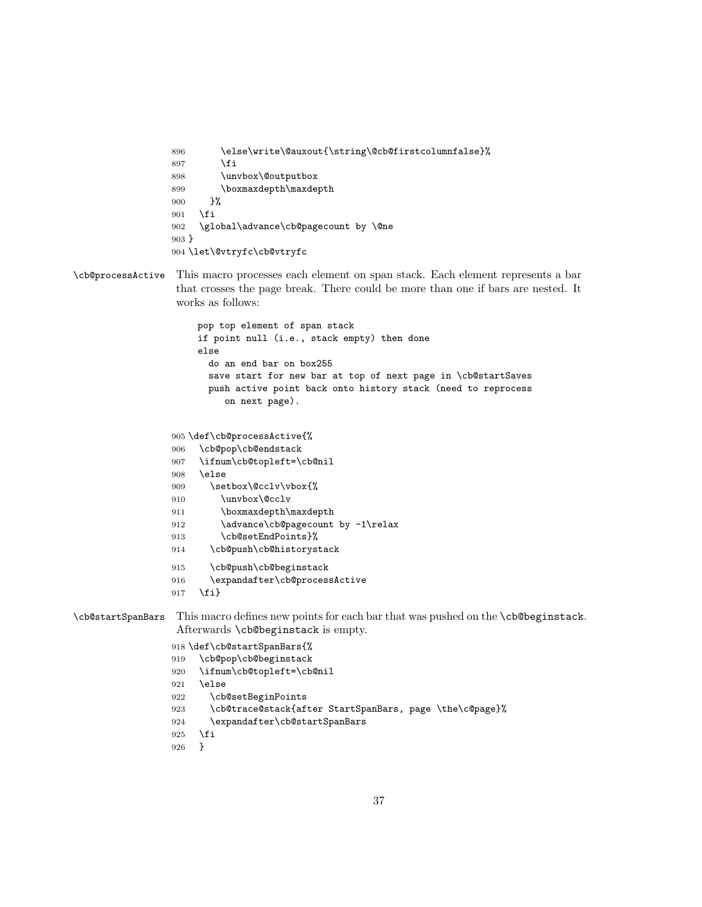```
896       \else\write\@auxout{\string\@cb@firstcolumnfalse}%
897       \fi
898       \unvbox\@outputbox
899       \boxmaxdepth\maxdepth
900     }%
901   \fi
902   \global\advance\cb@pagecount by \@ne
903 }
904 \let\@vtryfc\cb@vtryfc
```

`\cb@processActive` This macro processes each element on span stack. Each element represents a bar that crosses the page break. There could be more than one if bars are nested. It works as follows:

```
pop top element of span stack
if point null (i.e., stack empty) then done
else
  do an end bar on box255
  save start for new bar at top of next page in \cb@startSaves
  push active point back onto history stack (need to reprocess
     on next page).
```

```
905 \def\cb@processActive{%
906   \cb@pop\cb@endstack
907   \ifnum\cb@topleft=\cb@nil
908   \else
909     \setbox\@cclv\vbox{%
910       \unvbox\@cclv
911       \boxmaxdepth\maxdepth
912       \advance\cb@pagecount by -1\relax
913       \cb@setEndPoints}%
914     \cb@push\cb@historystack
915     \cb@push\cb@beginstack
916     \expandafter\cb@processActive
917   \fi}
```

`\cb@startSpanBars` This macro defines new points for each bar that was pushed on the `\cb@beginstack`. Afterwards `\cb@beginstack` is empty.

```
918 \def\cb@startSpanBars{%
919   \cb@pop\cb@beginstack
920   \ifnum\cb@topleft=\cb@nil
921   \else
922     \cb@setBeginPoints
923     \cb@trace@stack{after StartSpanBars, page \the\c@page}%
924     \expandafter\cb@startSpanBars
925   \fi
926   }
```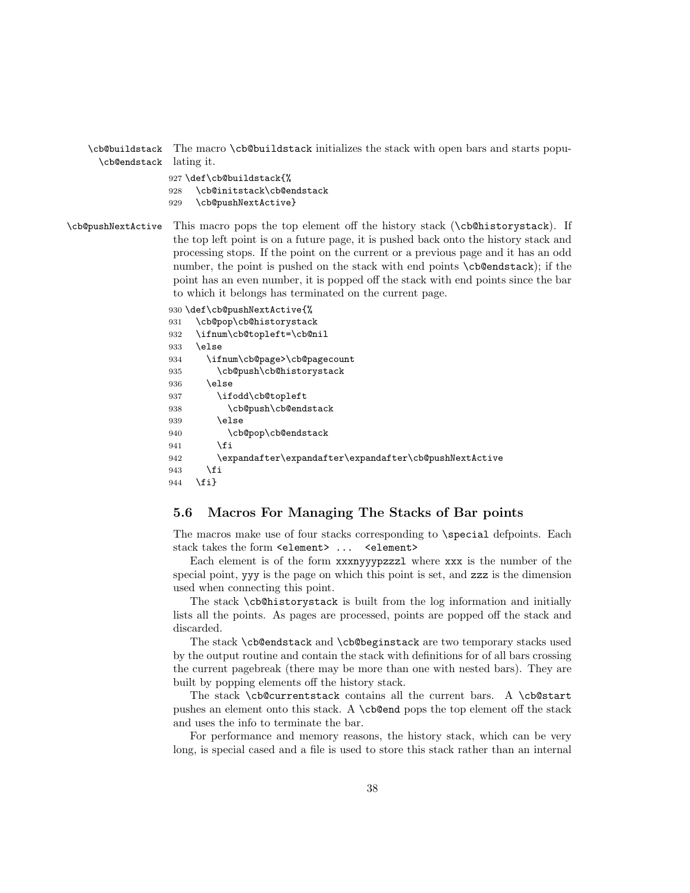\cb@buildstack
\cb@endstack

The macro \cb@buildstack initializes the stack with open bars and starts populating it.

```
927 \def\cb@buildstack{%
928   \cb@initstack\cb@endstack
929   \cb@pushNextActive}
```

\cb@pushNextActive

This macro pops the top element off the history stack (\cb@historystack). If the top left point is on a future page, it is pushed back onto the history stack and processing stops. If the point on the current or a previous page and it has an odd number, the point is pushed on the stack with end points \cb@endstack); if the point has an even number, it is popped off the stack with end points since the bar to which it belongs has terminated on the current page.

```
930 \def\cb@pushNextActive{%
931   \cb@pop\cb@historystack
932   \ifnum\cb@topleft=\cb@nil
933   \else
934     \ifnum\cb@page>\cb@pagecount
935       \cb@push\cb@historystack
936     \else
937       \ifodd\cb@topleft
938         \cb@push\cb@endstack
939       \else
940         \cb@pop\cb@endstack
941       \fi
942       \expandafter\expandafter\expandafter\cb@pushNextActive
943     \fi
944   \fi}
```

### 5.6 Macros For Managing The Stacks of Bar points

The macros make use of four stacks corresponding to \special defpoints. Each stack takes the form <element> ... <element>

Each element is of the form xxxnyyypzzzl where xxx is the number of the special point, yyy is the page on which this point is set, and zzz is the dimension used when connecting this point.

The stack \cb@historystack is built from the log information and initially lists all the points. As pages are processed, points are popped off the stack and discarded.

The stack \cb@endstack and \cb@beginstack are two temporary stacks used by the output routine and contain the stack with definitions for of all bars crossing the current pagebreak (there may be more than one with nested bars). They are built by popping elements off the history stack.

The stack \cb@currentstack contains all the current bars. A \cb@start pushes an element onto this stack. A \cb@end pops the top element off the stack and uses the info to terminate the bar.

For performance and memory reasons, the history stack, which can be very long, is special cased and a file is used to store this stack rather than an internal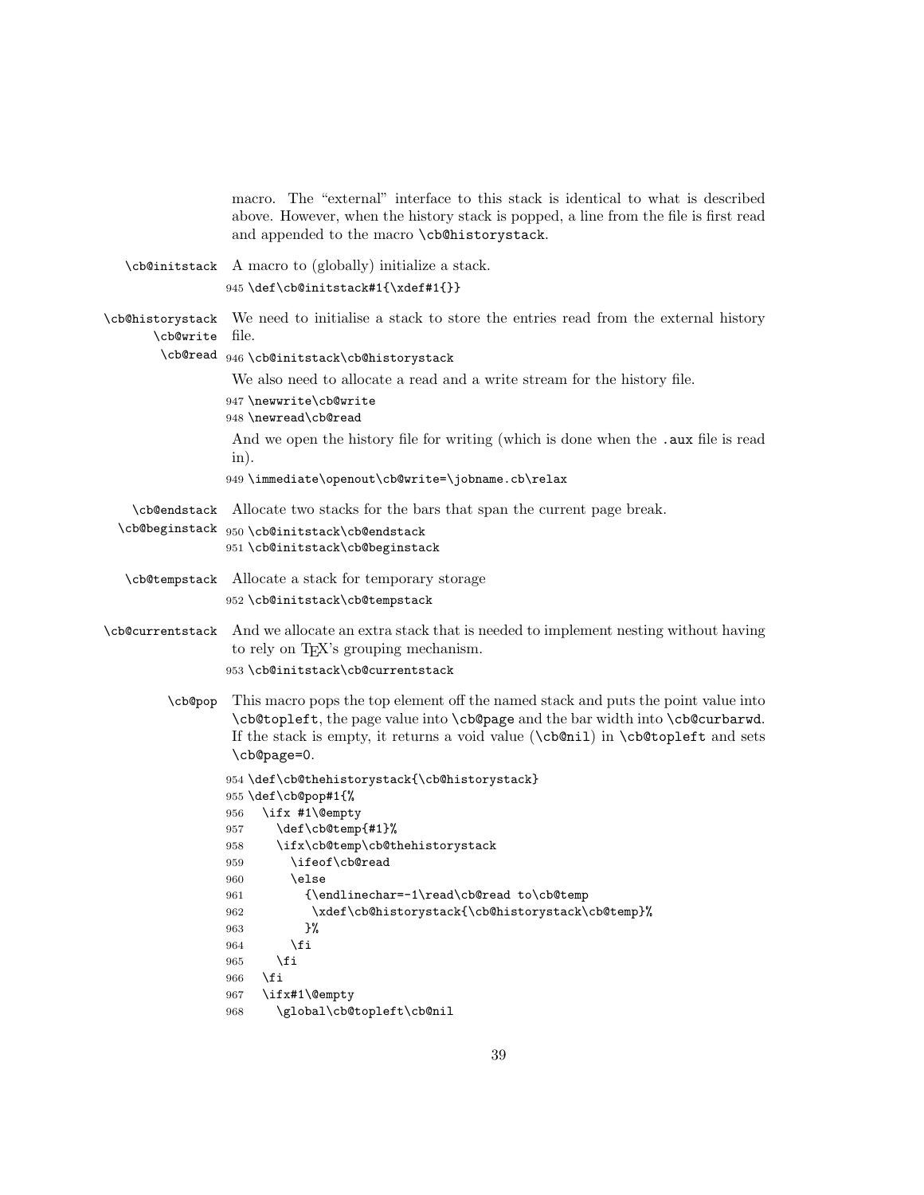macro. The "external" interface to this stack is identical to what is described above. However, when the history stack is popped, a line from the file is first read and appended to the macro `\cb@historystack`.

`\cb@initstack` A macro to (globally) initialize a stack.

```
945 \def\cb@initstack#1{\xdef#1{}}
```

`\cb@historystack` `\cb@write` `\cb@read` We need to initialise a stack to store the entries read from the external history file.

```
946 \cb@initstack\cb@historystack
```

We also need to allocate a read and a write stream for the history file.

```
947 \newwrite\cb@write
948 \newread\cb@read
```

And we open the history file for writing (which is done when the `.aux` file is read in).

```
949 \immediate\openout\cb@write=\jobname.cb\relax
```

`\cb@endstack` `\cb@beginstack` Allocate two stacks for the bars that span the current page break.

```
950 \cb@initstack\cb@endstack
951 \cb@initstack\cb@beginstack
```

`\cb@tempstack` Allocate a stack for temporary storage

```
952 \cb@initstack\cb@tempstack
```

`\cb@currentstack` And we allocate an extra stack that is needed to implement nesting without having to rely on TeX's grouping mechanism.

```
953 \cb@initstack\cb@currentstack
```

`\cb@pop` This macro pops the top element off the named stack and puts the point value into `\cb@topleft`, the page value into `\cb@page` and the bar width into `\cb@curbarwd`. If the stack is empty, it returns a void value (`\cb@nil`) in `\cb@topleft` and sets `\cb@page=0`.

```
954 \def\cb@thehistorystack{\cb@historystack}
955 \def\cb@pop#1{%
956   \ifx #1\@empty
957     \def\cb@temp{#1}%
958     \ifx\cb@temp\cb@thehistorystack
959       \ifeof\cb@read
960       \else
961         {\endlinechar=-1\read\cb@read to\cb@temp
962          \xdef\cb@historystack{\cb@historystack\cb@temp}%
963         }%
964       \fi
965     \fi
966   \fi
967   \ifx#1\@empty
968     \global\cb@topleft\cb@nil
```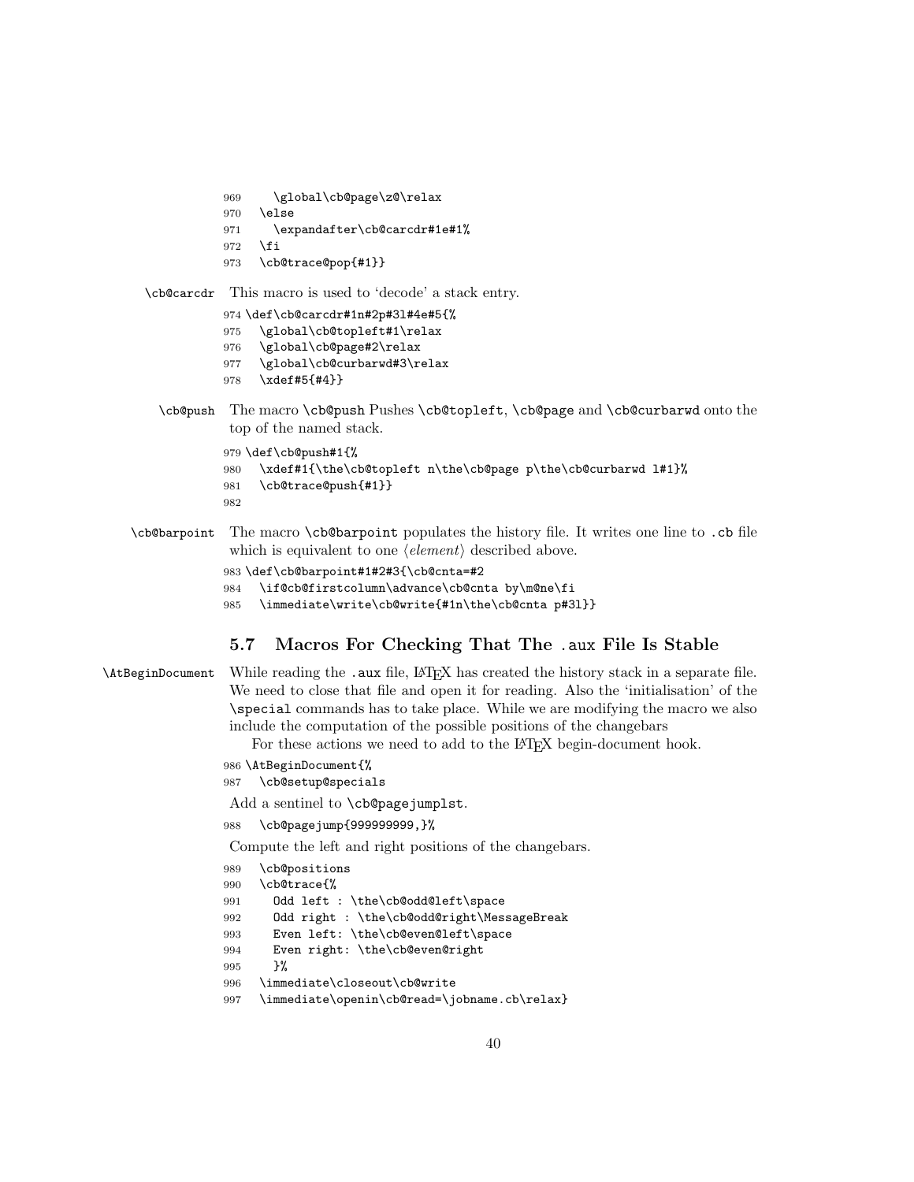```
969     \global\cb@page\z@\relax
970   \else
971     \expandafter\cb@carcdr#1e#1%
972   \fi
973   \cb@trace@pop{#1}}
```

`\cb@carcdr` This macro is used to 'decode' a stack entry.

```
974 \def\cb@carcdr#1n#2p#3l#4e#5{%
975   \global\cb@topleft#1\relax
976   \global\cb@page#2\relax
977   \global\cb@curbarwd#3\relax
978   \xdef#5{#4}}
```

`\cb@push` The macro `\cb@push` Pushes `\cb@topleft`, `\cb@page` and `\cb@curbarwd` onto the top of the named stack.

```
979 \def\cb@push#1{%
980   \xdef#1{\the\cb@topleft n\the\cb@page p\the\cb@curbarwd l#1}%
981   \cb@trace@push{#1}}
982
```

`\cb@barpoint` The macro `\cb@barpoint` populates the history file. It writes one line to `.cb` file which is equivalent to one ⟨*element*⟩ described above.

```
983 \def\cb@barpoint#1#2#3{\cb@cnta=#2
984   \if@cb@firstcolumn\advance\cb@cnta by\m@ne\fi
985   \immediate\write\cb@write{#1n\the\cb@cnta p#3l}}
```

### 5.7 Macros For Checking That The .aux File Is Stable

`\AtBeginDocument` While reading the `.aux` file, LaTeX has created the history stack in a separate file. We need to close that file and open it for reading. Also the 'initialisation' of the `\special` commands has to take place. While we are modifying the macro we also include the computation of the possible positions of the changebars

For these actions we need to add to the LaTeX begin-document hook.

```
986 \AtBeginDocument{%
987   \cb@setup@specials
```

Add a sentinel to `\cb@pagejumplst`.

```
988   \cb@pagejump{999999999,}%
```

Compute the left and right positions of the changebars.

```
989   \cb@positions
990   \cb@trace{%
991     Odd left : \the\cb@odd@left\space
992     Odd right : \the\cb@odd@right\MessageBreak
993     Even left: \the\cb@even@left\space
994     Even right: \the\cb@even@right
995     }%
996   \immediate\closeout\cb@write
997   \immediate\openin\cb@read=\jobname.cb\relax}
```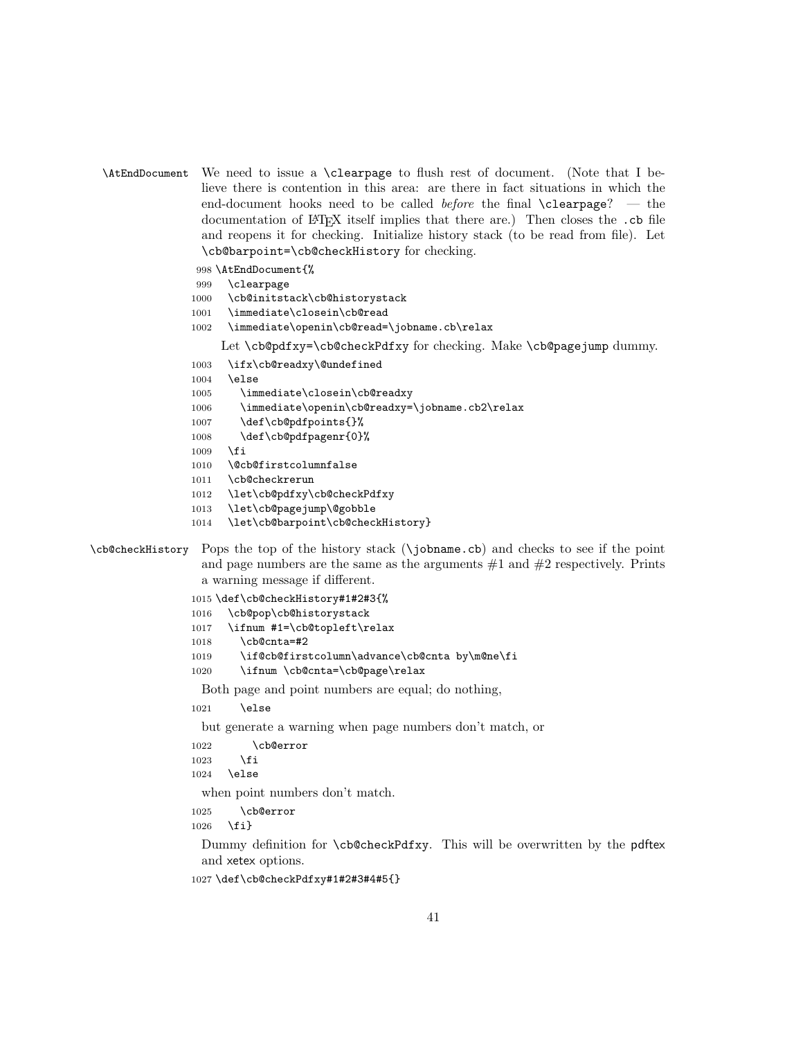`\AtEndDocument` We need to issue a `\clearpage` to flush rest of document. (Note that I believe there is contention in this area: are there in fact situations in which the end-document hooks need to be called *before* the final `\clearpage`? — the documentation of LaTeX itself implies that there are.) Then closes the `.cb` file and reopens it for checking. Initialize history stack (to be read from file). Let `\cb@barpoint=\cb@checkHistory` for checking.

```
998 \AtEndDocument{%
999   \clearpage
1000  \cb@initstack\cb@historystack
1001  \immediate\closein\cb@read
1002  \immediate\openin\cb@read=\jobname.cb\relax
```

Let `\cb@pdfxy=\cb@checkPdfxy` for checking. Make `\cb@pagejump` dummy.

```
1003  \ifx\cb@readxy\@undefined
1004  \else
1005    \immediate\closein\cb@readxy
1006    \immediate\openin\cb@readxy=\jobname.cb2\relax
1007    \def\cb@pdfpoints{}%
1008    \def\cb@pdfpagenr{0}%
1009  \fi
1010  \@cb@firstcolumnfalse
1011  \cb@checkrerun
1012  \let\cb@pdfxy\cb@checkPdfxy
1013  \let\cb@pagejump\@gobble
1014  \let\cb@barpoint\cb@checkHistory}
```

`\cb@checkHistory` Pops the top of the history stack (`\jobname.cb`) and checks to see if the point and page numbers are the same as the arguments #1 and #2 respectively. Prints a warning message if different.

```
1015 \def\cb@checkHistory#1#2#3{%
1016   \cb@pop\cb@historystack
1017   \ifnum #1=\cb@topleft\relax
1018     \cb@cnta=#2
1019     \if@cb@firstcolumn\advance\cb@cnta by\m@ne\fi
1020     \ifnum \cb@cnta=\cb@page\relax
```

Both page and point numbers are equal; do nothing,

```
1021     \else
```

but generate a warning when page numbers don't match, or

```
1022       \cb@error
1023     \fi
1024   \else
```

when point numbers don't match.

```
1025     \cb@error
1026   \fi}
```

Dummy definition for `\cb@checkPdfxy`. This will be overwritten by the pdftex and xetex options.

```
1027 \def\cb@checkPdfxy#1#2#3#4#5{}
```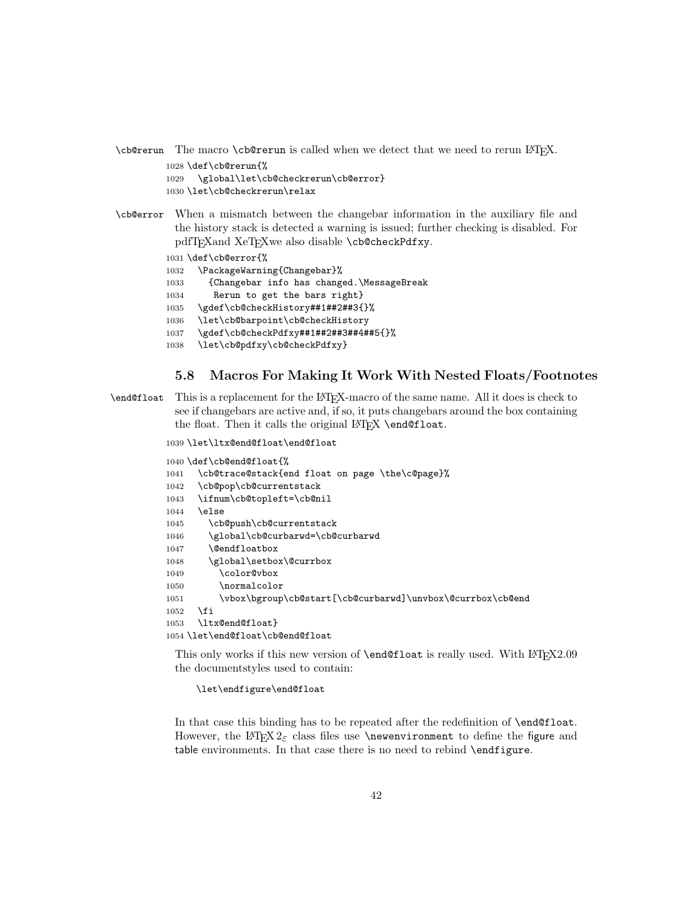`\cb@rerun` The macro `\cb@rerun` is called when we detect that we need to rerun LaTeX.

```
1028 \def\cb@rerun{%
1029   \global\let\cb@checkrerun\cb@error}
1030 \let\cb@checkrerun\relax
```

`\cb@error` When a mismatch between the changebar information in the auxiliary file and the history stack is detected a warning is issued; further checking is disabled. For pdfTeXand XeTeXwe also disable `\cb@checkPdfxy`.

```
1031 \def\cb@error{%
1032   \PackageWarning{Changebar}%
1033     {Changebar info has changed.\MessageBreak
1034      Rerun to get the bars right}
1035   \gdef\cb@checkHistory##1##2##3{}%
1036   \let\cb@barpoint\cb@checkHistory
1037   \gdef\cb@checkPdfxy##1##2##3##4##5{}%
1038   \let\cb@pdfxy\cb@checkPdfxy}
```

### 5.8 Macros For Making It Work With Nested Floats/Footnotes

`\end@float` This is a replacement for the LaTeX-macro of the same name. All it does is check to see if changebars are active and, if so, it puts changebars around the box containing the float. Then it calls the original LaTeX `\end@float`.

```
1039 \let\ltx@end@float\end@float

1040 \def\cb@end@float{%
1041   \cb@trace@stack{end float on page \the\c@page}%
1042   \cb@pop\cb@currentstack
1043   \ifnum\cb@topleft=\cb@nil
1044   \else
1045     \cb@push\cb@currentstack
1046     \global\cb@curbarwd=\cb@curbarwd
1047     \@endfloatbox
1048     \global\setbox\@currbox
1049       \color@vbox
1050       \normalcolor
1051       \vbox\bgroup\cb@start[\cb@curbarwd]\unvbox\@currbox\cb@end
1052   \fi
1053   \ltx@end@float}
1054 \let\end@float\cb@end@float
```

This only works if this new version of `\end@float` is really used. With LaTeX2.09 the documentstyles used to contain:

```
\let\endfigure\end@float
```

In that case this binding has to be repeated after the redefinition of `\end@float`. However, the LaTeX $2_\varepsilon$ class files use `\newenvironment` to define the figure and table environments. In that case there is no need to rebind `\endfigure`.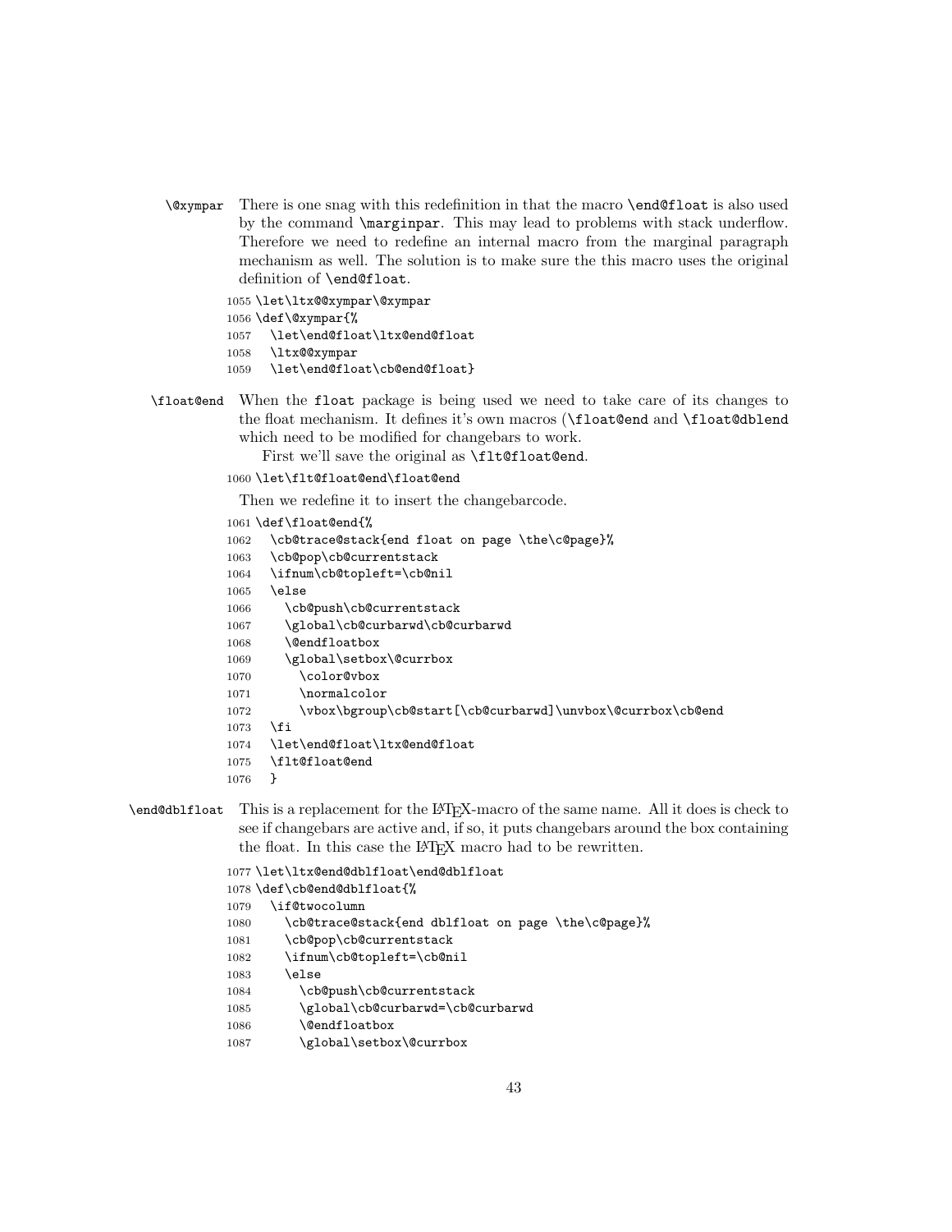`\@xympar` There is one snag with this redefinition in that the macro `\end@float` is also used by the command `\marginpar`. This may lead to problems with stack underflow. Therefore we need to redefine an internal macro from the marginal paragraph mechanism as well. The solution is to make sure the this macro uses the original definition of `\end@float`.

```
1055 \let\ltx@@xympar\@xympar
1056 \def\@xympar{%
1057   \let\end@float\ltx@end@float
1058   \ltx@@xympar
1059   \let\end@float\cb@end@float}
```

`\float@end` When the `float` package is being used we need to take care of its changes to the float mechanism. It defines it's own macros (`\float@end` and `\float@dblend` which need to be modified for changebars to work.

First we'll save the original as `\flt@float@end`.

```
1060 \let\flt@float@end\float@end
```

Then we redefine it to insert the changebarcode.

```
1061 \def\float@end{%
1062   \cb@trace@stack{end float on page \the\c@page}%
1063   \cb@pop\cb@currentstack
1064   \ifnum\cb@topleft=\cb@nil
1065   \else
1066     \cb@push\cb@currentstack
1067     \global\cb@curbarwd\cb@curbarwd
1068     \@endfloatbox
1069     \global\setbox\@currbox
1070       \color@vbox
1071       \normalcolor
1072       \vbox\bgroup\cb@start[\cb@curbarwd]\unvbox\@currbox\cb@end
1073   \fi
1074   \let\end@float\ltx@end@float
1075   \flt@float@end
1076   }
```

`\end@dblfloat` This is a replacement for the LaTeX-macro of the same name. All it does is check to see if changebars are active and, if so, it puts changebars around the box containing the float. In this case the LaTeX macro had to be rewritten.

```
1077 \let\ltx@end@dblfloat\end@dblfloat
1078 \def\cb@end@dblfloat{%
1079   \if@twocolumn
1080     \cb@trace@stack{end dblfloat on page \the\c@page}%
1081     \cb@pop\cb@currentstack
1082     \ifnum\cb@topleft=\cb@nil
1083     \else
1084       \cb@push\cb@currentstack
1085       \global\cb@curbarwd=\cb@curbarwd
1086       \@endfloatbox
1087       \global\setbox\@currbox
```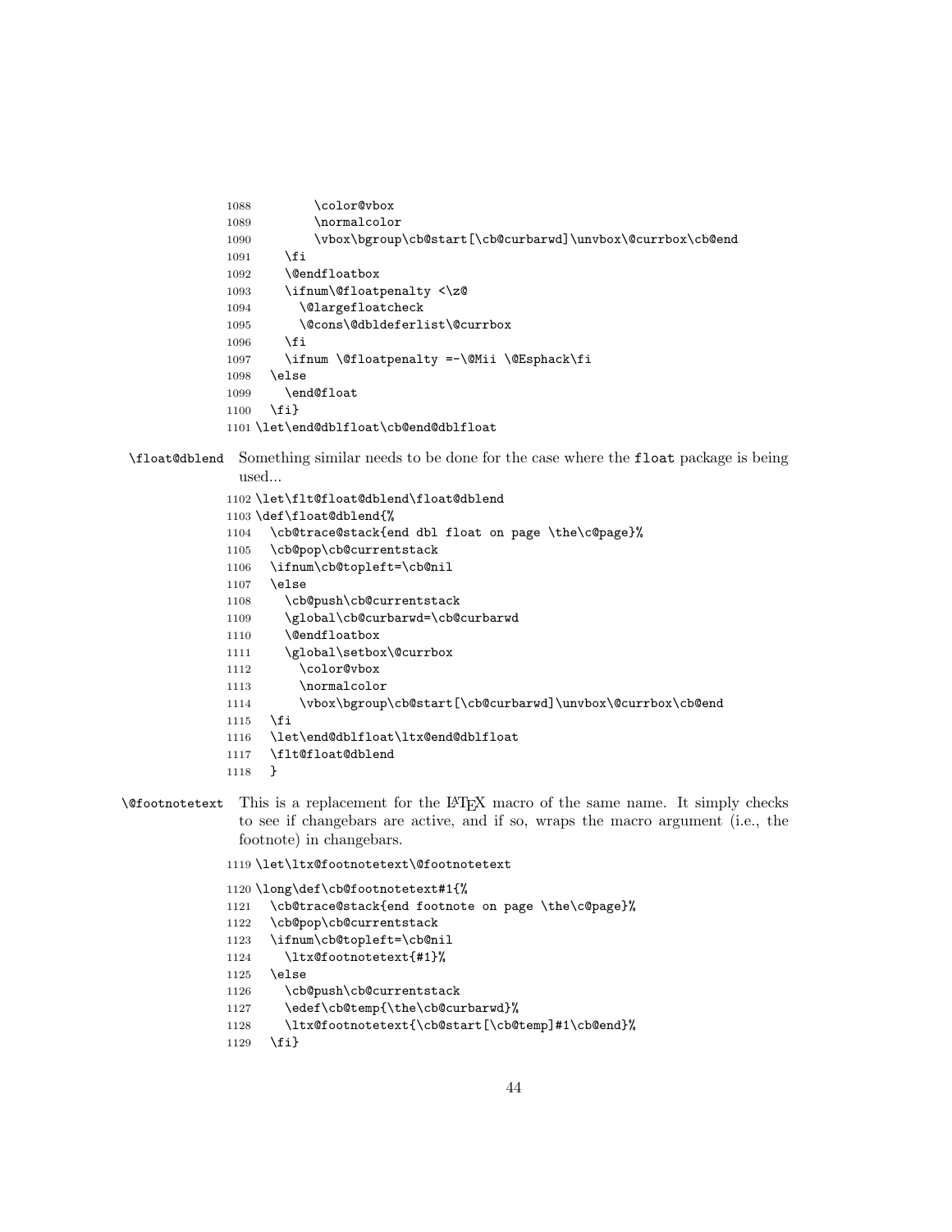```
1088        \color@vbox
1089        \normalcolor
1090        \vbox\bgroup\cb@start[\cb@curbarwd]\unvbox\@currbox\cb@end
1091    \fi
1092    \@endfloatbox
1093    \ifnum\@floatpenalty <\z@
1094      \@largefloatcheck
1095      \@cons\@dbldeferlist\@currbox
1096    \fi
1097    \ifnum \@floatpenalty =-\@Mii \@Esphack\fi
1098  \else
1099    \end@float
1100  \fi}
1101 \let\end@dblfloat\cb@end@dblfloat
```

**\float@dblend** Something similar needs to be done for the case where the float package is being used...

```
1102 \let\flt@float@dblend\float@dblend
1103 \def\float@dblend{%
1104   \cb@trace@stack{end dbl float on page \the\c@page}%
1105   \cb@pop\cb@currentstack
1106   \ifnum\cb@topleft=\cb@nil
1107   \else
1108     \cb@push\cb@currentstack
1109     \global\cb@curbarwd=\cb@curbarwd
1110     \@endfloatbox
1111     \global\setbox\@currbox
1112       \color@vbox
1113       \normalcolor
1114       \vbox\bgroup\cb@start[\cb@curbarwd]\unvbox\@currbox\cb@end
1115   \fi
1116   \let\end@dblfloat\ltx@end@dblfloat
1117   \flt@float@dblend
1118   }
```

**\@footnotetext** This is a replacement for the LaTeX macro of the same name. It simply checks to see if changebars are active, and if so, wraps the macro argument (i.e., the footnote) in changebars.

```
1119 \let\ltx@footnotetext\@footnotetext
1120 \long\def\cb@footnotetext#1{%
1121   \cb@trace@stack{end footnote on page \the\c@page}%
1122   \cb@pop\cb@currentstack
1123   \ifnum\cb@topleft=\cb@nil
1124     \ltx@footnotetext{#1}%
1125   \else
1126     \cb@push\cb@currentstack
1127     \edef\cb@temp{\the\cb@curbarwd}%
1128     \ltx@footnotetext{\cb@start[\cb@temp]#1\cb@end}%
1129   \fi}
```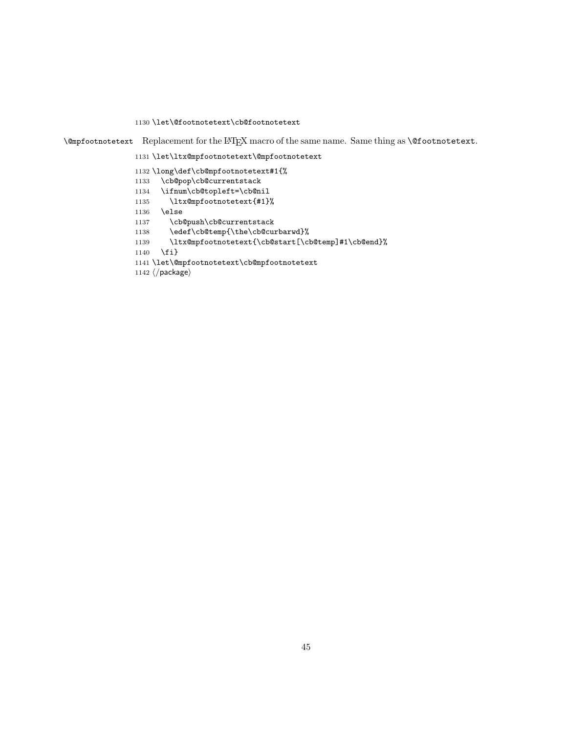```
1130 \let\@footnotetext\cb@footnotetext
```

`\@mpfootnotetext` Replacement for the LaTeX macro of the same name. Same thing as `\@footnotetext`.

```
1131 \let\ltx@mpfootnotetext\@mpfootnotetext
1132 \long\def\cb@mpfootnotetext#1{%
1133   \cb@pop\cb@currentstack
1134   \ifnum\cb@topleft=\cb@nil
1135     \ltx@mpfootnotetext{#1}%
1136   \else
1137     \cb@push\cb@currentstack
1138     \edef\cb@temp{\the\cb@curbarwd}%
1139     \ltx@mpfootnotetext{\cb@start[\cb@temp]#1\cb@end}%
1140   \fi}
1141 \let\@mpfootnotetext\cb@mpfootnotetext
1142 ⟨/package⟩
```